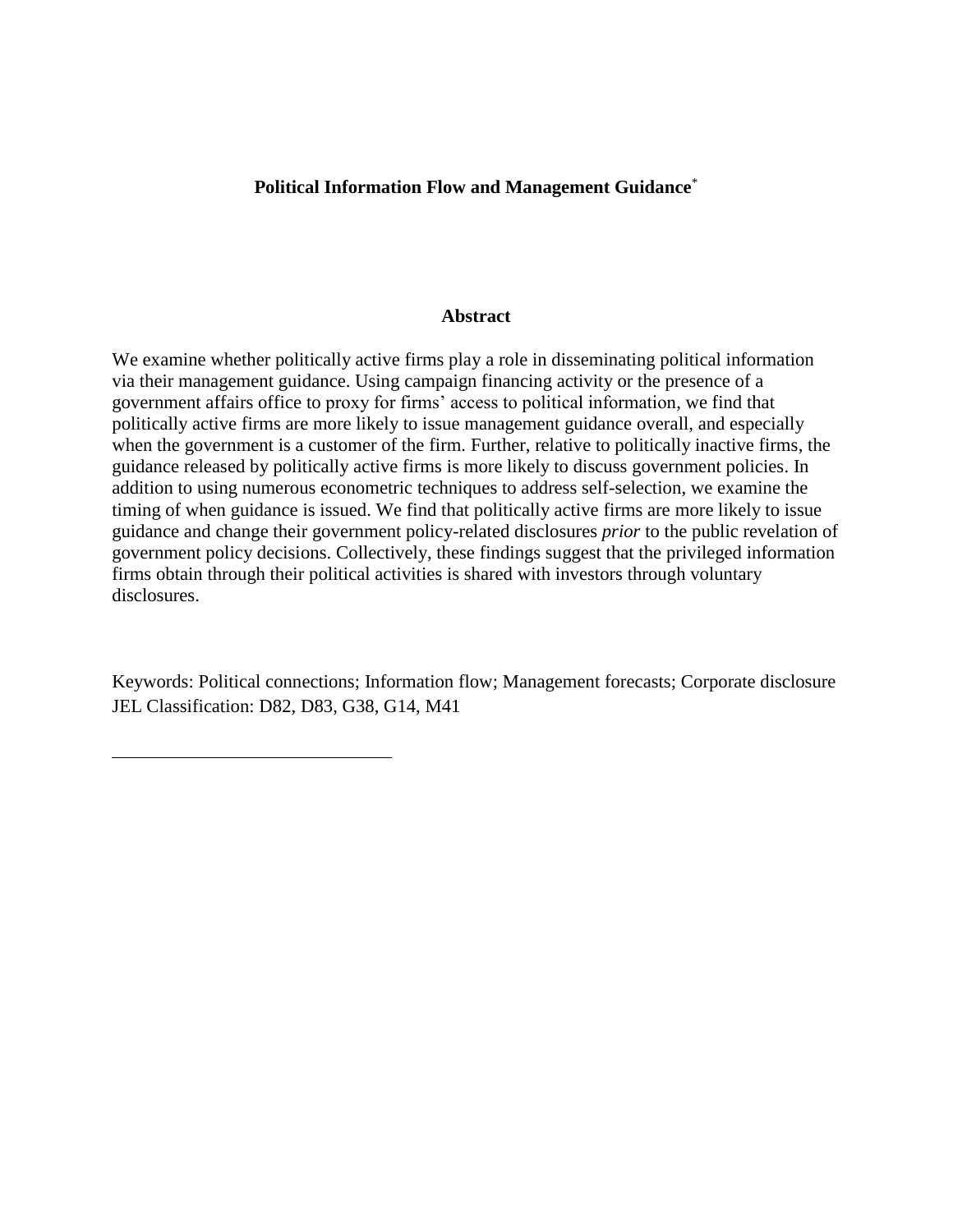# Political Information Flow and Management Guidance*

## Abstract

We examine whether politically active firms play a role in disseminating political information via their management guidance. Using campaign financing activity or the presence of a government affairs office to proxy for firms' access to political information, we find that politically active firms are more likely to issue management guidance overall, and especially when the government is a customer of the firm. Further, relative to politically inactive firms, the guidance released by politically active firms is more likely to discuss government policies. In addition to using numerous econometric techniques to address self-selection, we examine the timing of when guidance is issued. We find that politically active firms are more likely to issue guidance and change their government policy-related disclosures *prior* to the public revelation of government policy decisions. Collectively, these findings suggest that the privileged information firms obtain through their political activities is shared with investors through voluntary disclosures.

Keywords: Political connections; Information flow; Management forecasts; Corporate disclosure
JEL Classification: D82, D83, G38, G14, M41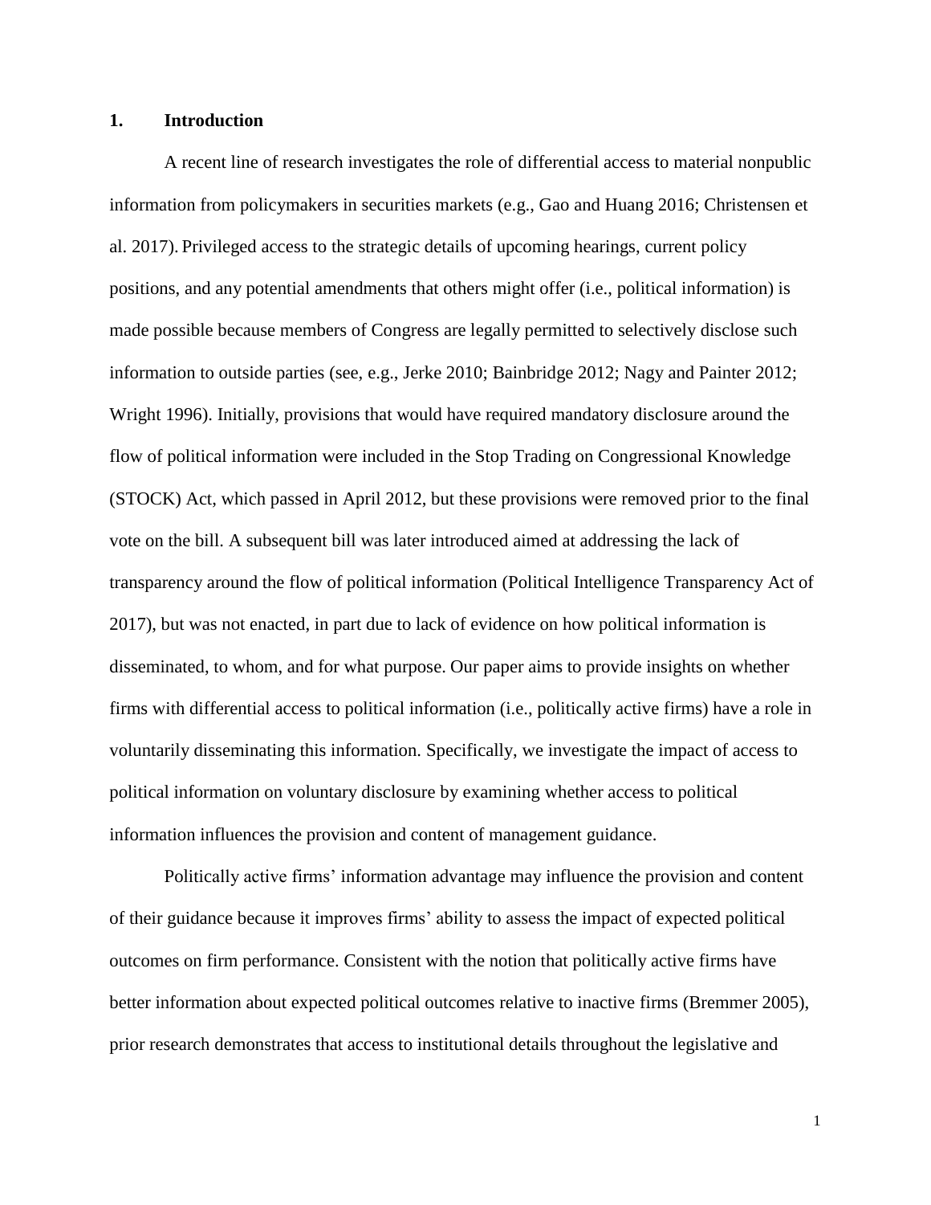## 1. Introduction

A recent line of research investigates the role of differential access to material nonpublic information from policymakers in securities markets (e.g., Gao and Huang 2016; Christensen et al. 2017). Privileged access to the strategic details of upcoming hearings, current policy positions, and any potential amendments that others might offer (i.e., political information) is made possible because members of Congress are legally permitted to selectively disclose such information to outside parties (see, e.g., Jerke 2010; Bainbridge 2012; Nagy and Painter 2012; Wright 1996). Initially, provisions that would have required mandatory disclosure around the flow of political information were included in the Stop Trading on Congressional Knowledge (STOCK) Act, which passed in April 2012, but these provisions were removed prior to the final vote on the bill. A subsequent bill was later introduced aimed at addressing the lack of transparency around the flow of political information (Political Intelligence Transparency Act of 2017), but was not enacted, in part due to lack of evidence on how political information is disseminated, to whom, and for what purpose. Our paper aims to provide insights on whether firms with differential access to political information (i.e., politically active firms) have a role in voluntarily disseminating this information. Specifically, we investigate the impact of access to political information on voluntary disclosure by examining whether access to political information influences the provision and content of management guidance.

Politically active firms' information advantage may influence the provision and content of their guidance because it improves firms' ability to assess the impact of expected political outcomes on firm performance. Consistent with the notion that politically active firms have better information about expected political outcomes relative to inactive firms (Bremmer 2005), prior research demonstrates that access to institutional details throughout the legislative and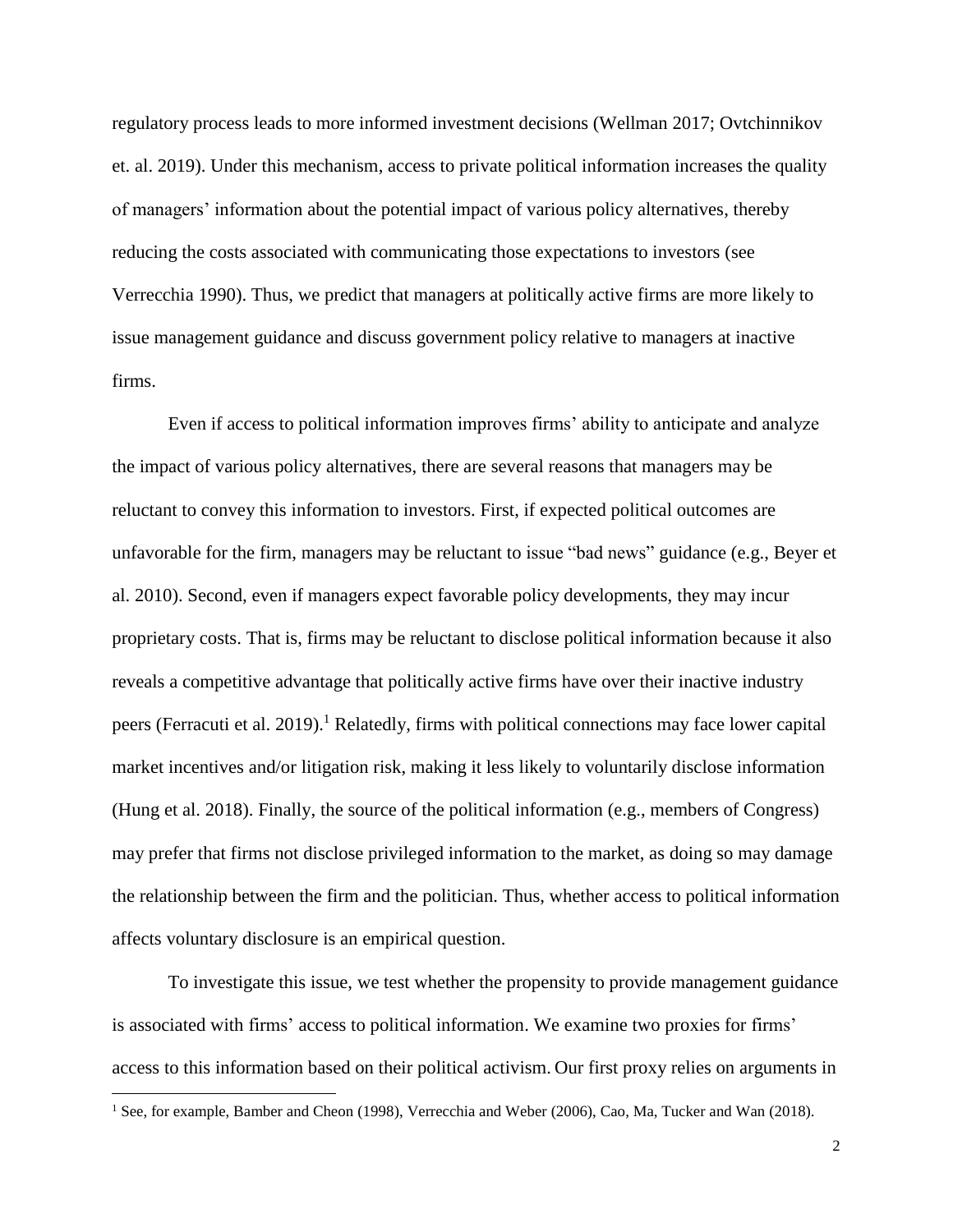regulatory process leads to more informed investment decisions (Wellman 2017; Ovtchinnikov et. al. 2019). Under this mechanism, access to private political information increases the quality of managers' information about the potential impact of various policy alternatives, thereby reducing the costs associated with communicating those expectations to investors (see Verrecchia 1990). Thus, we predict that managers at politically active firms are more likely to issue management guidance and discuss government policy relative to managers at inactive firms.

Even if access to political information improves firms' ability to anticipate and analyze the impact of various policy alternatives, there are several reasons that managers may be reluctant to convey this information to investors. First, if expected political outcomes are unfavorable for the firm, managers may be reluctant to issue "bad news" guidance (e.g., Beyer et al. 2010). Second, even if managers expect favorable policy developments, they may incur proprietary costs. That is, firms may be reluctant to disclose political information because it also reveals a competitive advantage that politically active firms have over their inactive industry peers (Ferracuti et al. 2019).[1] Relatedly, firms with political connections may face lower capital market incentives and/or litigation risk, making it less likely to voluntarily disclose information (Hung et al. 2018). Finally, the source of the political information (e.g., members of Congress) may prefer that firms not disclose privileged information to the market, as doing so may damage the relationship between the firm and the politician. Thus, whether access to political information affects voluntary disclosure is an empirical question.

To investigate this issue, we test whether the propensity to provide management guidance is associated with firms' access to political information. We examine two proxies for firms' access to this information based on their political activism. Our first proxy relies on arguments in

---

[1] See, for example, Bamber and Cheon (1998), Verrecchia and Weber (2006), Cao, Ma, Tucker and Wan (2018).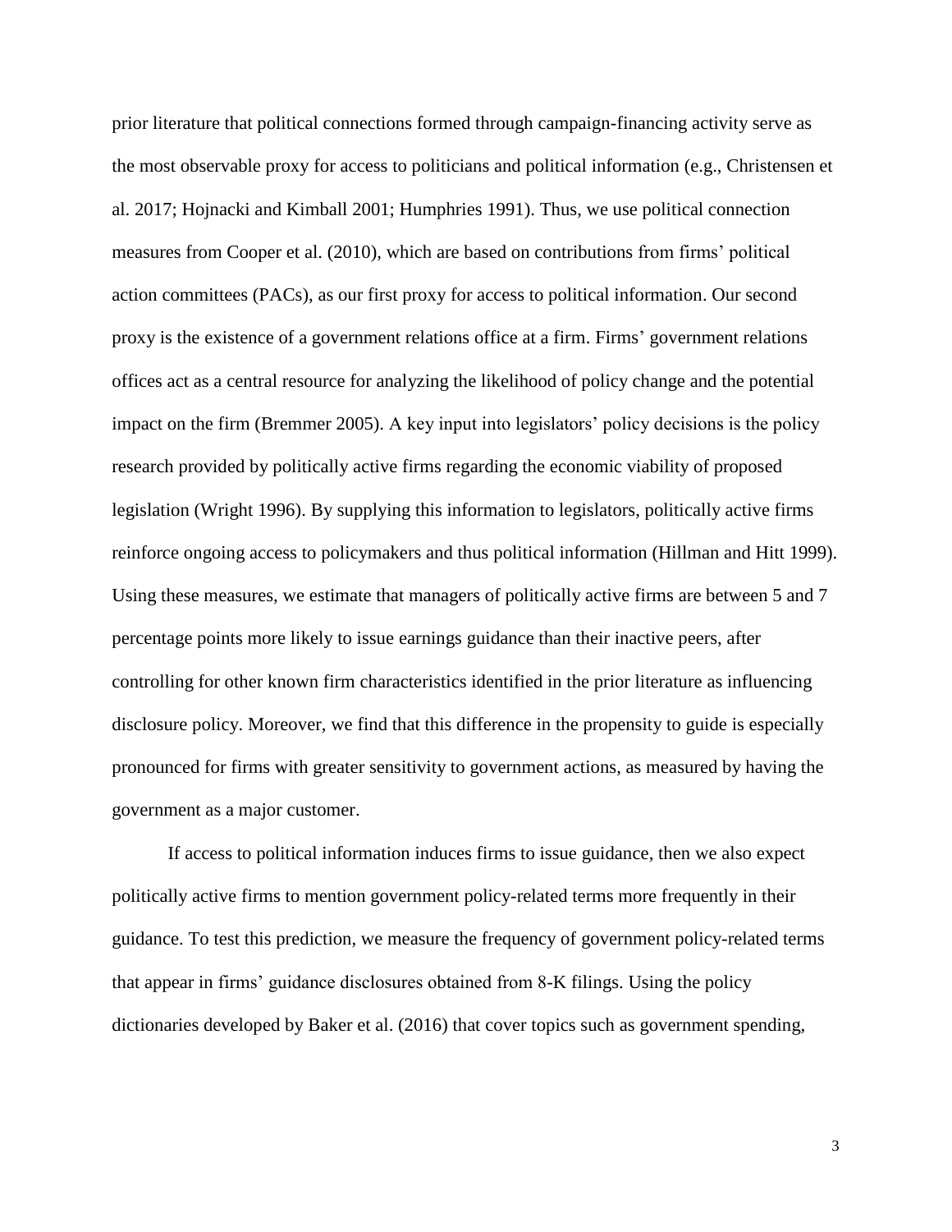prior literature that political connections formed through campaign-financing activity serve as the most observable proxy for access to politicians and political information (e.g., Christensen et al. 2017; Hojnacki and Kimball 2001; Humphries 1991). Thus, we use political connection measures from Cooper et al. (2010), which are based on contributions from firms' political action committees (PACs), as our first proxy for access to political information. Our second proxy is the existence of a government relations office at a firm. Firms' government relations offices act as a central resource for analyzing the likelihood of policy change and the potential impact on the firm (Bremmer 2005). A key input into legislators' policy decisions is the policy research provided by politically active firms regarding the economic viability of proposed legislation (Wright 1996). By supplying this information to legislators, politically active firms reinforce ongoing access to policymakers and thus political information (Hillman and Hitt 1999). Using these measures, we estimate that managers of politically active firms are between 5 and 7 percentage points more likely to issue earnings guidance than their inactive peers, after controlling for other known firm characteristics identified in the prior literature as influencing disclosure policy. Moreover, we find that this difference in the propensity to guide is especially pronounced for firms with greater sensitivity to government actions, as measured by having the government as a major customer.

If access to political information induces firms to issue guidance, then we also expect politically active firms to mention government policy-related terms more frequently in their guidance. To test this prediction, we measure the frequency of government policy-related terms that appear in firms' guidance disclosures obtained from 8-K filings. Using the policy dictionaries developed by Baker et al. (2016) that cover topics such as government spending,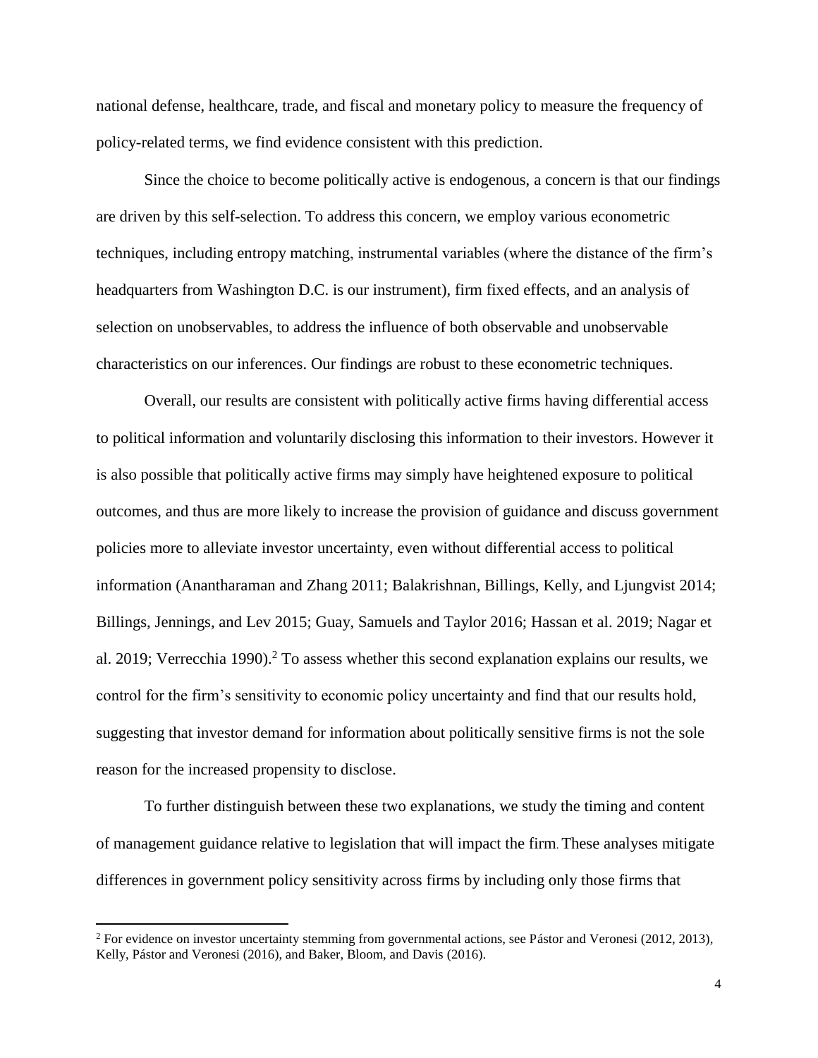national defense, healthcare, trade, and fiscal and monetary policy to measure the frequency of policy-related terms, we find evidence consistent with this prediction.

Since the choice to become politically active is endogenous, a concern is that our findings are driven by this self-selection. To address this concern, we employ various econometric techniques, including entropy matching, instrumental variables (where the distance of the firm's headquarters from Washington D.C. is our instrument), firm fixed effects, and an analysis of selection on unobservables, to address the influence of both observable and unobservable characteristics on our inferences. Our findings are robust to these econometric techniques.

Overall, our results are consistent with politically active firms having differential access to political information and voluntarily disclosing this information to their investors. However it is also possible that politically active firms may simply have heightened exposure to political outcomes, and thus are more likely to increase the provision of guidance and discuss government policies more to alleviate investor uncertainty, even without differential access to political information (Anantharaman and Zhang 2011; Balakrishnan, Billings, Kelly, and Ljungvist 2014; Billings, Jennings, and Lev 2015; Guay, Samuels and Taylor 2016; Hassan et al. 2019; Nagar et al. 2019; Verrecchia 1990).[2] To assess whether this second explanation explains our results, we control for the firm's sensitivity to economic policy uncertainty and find that our results hold, suggesting that investor demand for information about politically sensitive firms is not the sole reason for the increased propensity to disclose.

To further distinguish between these two explanations, we study the timing and content of management guidance relative to legislation that will impact the firm. These analyses mitigate differences in government policy sensitivity across firms by including only those firms that

[2] For evidence on investor uncertainty stemming from governmental actions, see Pástor and Veronesi (2012, 2013), Kelly, Pástor and Veronesi (2016), and Baker, Bloom, and Davis (2016).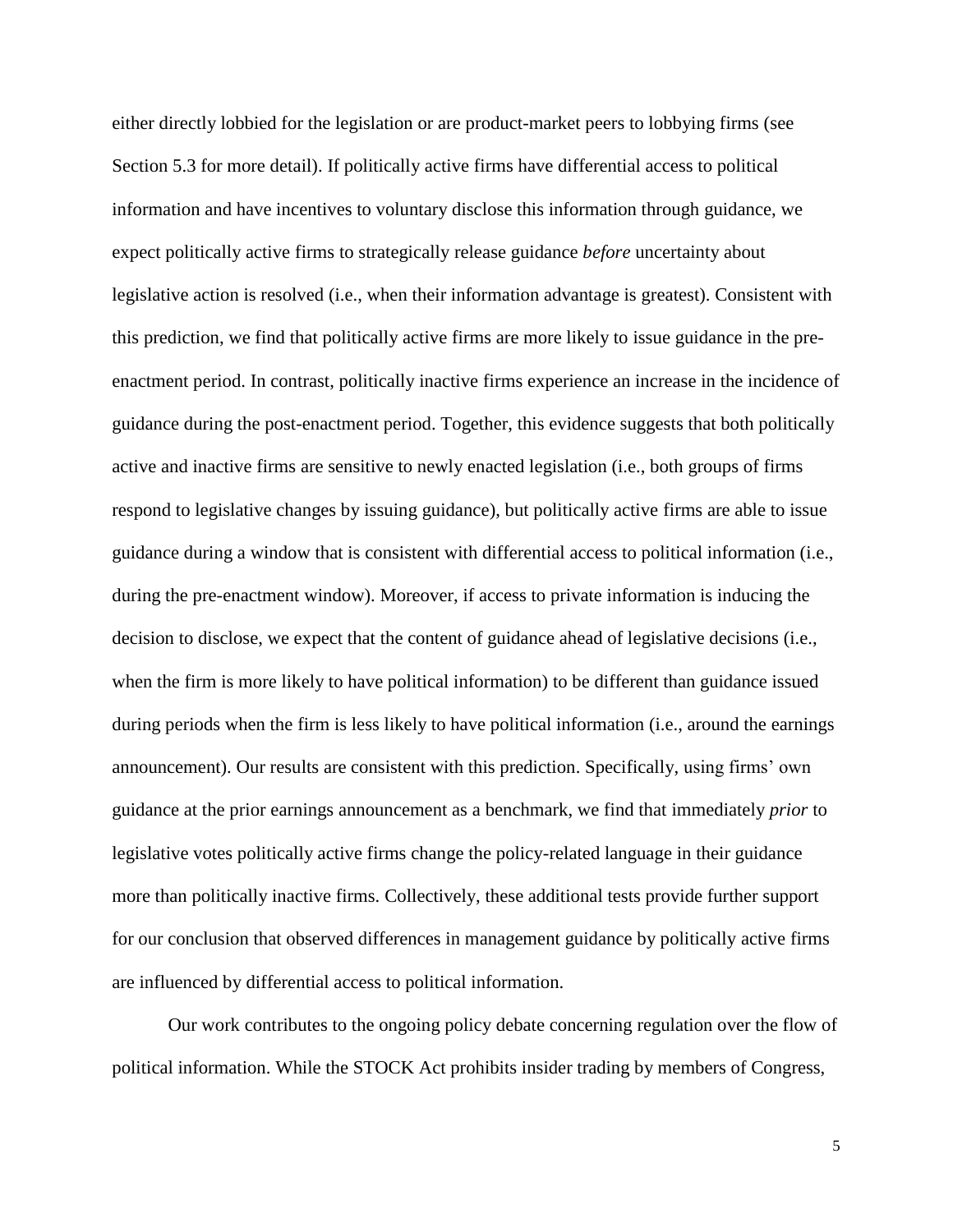either directly lobbied for the legislation or are product-market peers to lobbying firms (see Section 5.3 for more detail). If politically active firms have differential access to political information and have incentives to voluntary disclose this information through guidance, we expect politically active firms to strategically release guidance *before* uncertainty about legislative action is resolved (i.e., when their information advantage is greatest). Consistent with this prediction, we find that politically active firms are more likely to issue guidance in the pre-enactment period. In contrast, politically inactive firms experience an increase in the incidence of guidance during the post-enactment period. Together, this evidence suggests that both politically active and inactive firms are sensitive to newly enacted legislation (i.e., both groups of firms respond to legislative changes by issuing guidance), but politically active firms are able to issue guidance during a window that is consistent with differential access to political information (i.e., during the pre-enactment window). Moreover, if access to private information is inducing the decision to disclose, we expect that the content of guidance ahead of legislative decisions (i.e., when the firm is more likely to have political information) to be different than guidance issued during periods when the firm is less likely to have political information (i.e., around the earnings announcement). Our results are consistent with this prediction. Specifically, using firms' own guidance at the prior earnings announcement as a benchmark, we find that immediately *prior* to legislative votes politically active firms change the policy-related language in their guidance more than politically inactive firms. Collectively, these additional tests provide further support for our conclusion that observed differences in management guidance by politically active firms are influenced by differential access to political information.

Our work contributes to the ongoing policy debate concerning regulation over the flow of political information. While the STOCK Act prohibits insider trading by members of Congress,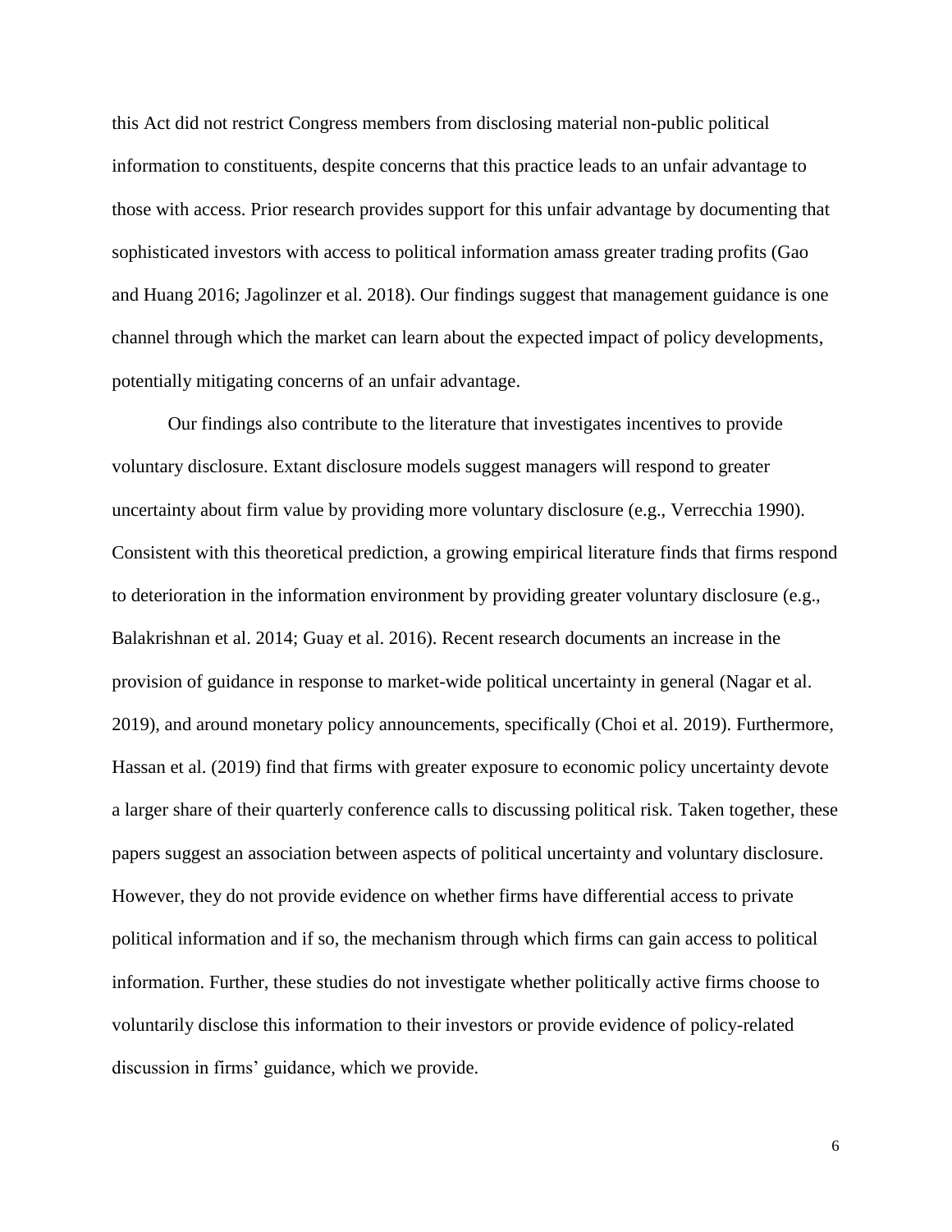this Act did not restrict Congress members from disclosing material non-public political information to constituents, despite concerns that this practice leads to an unfair advantage to those with access. Prior research provides support for this unfair advantage by documenting that sophisticated investors with access to political information amass greater trading profits (Gao and Huang 2016; Jagolinzer et al. 2018). Our findings suggest that management guidance is one channel through which the market can learn about the expected impact of policy developments, potentially mitigating concerns of an unfair advantage.

Our findings also contribute to the literature that investigates incentives to provide voluntary disclosure. Extant disclosure models suggest managers will respond to greater uncertainty about firm value by providing more voluntary disclosure (e.g., Verrecchia 1990). Consistent with this theoretical prediction, a growing empirical literature finds that firms respond to deterioration in the information environment by providing greater voluntary disclosure (e.g., Balakrishnan et al. 2014; Guay et al. 2016). Recent research documents an increase in the provision of guidance in response to market-wide political uncertainty in general (Nagar et al. 2019), and around monetary policy announcements, specifically (Choi et al. 2019). Furthermore, Hassan et al. (2019) find that firms with greater exposure to economic policy uncertainty devote a larger share of their quarterly conference calls to discussing political risk. Taken together, these papers suggest an association between aspects of political uncertainty and voluntary disclosure. However, they do not provide evidence on whether firms have differential access to private political information and if so, the mechanism through which firms can gain access to political information. Further, these studies do not investigate whether politically active firms choose to voluntarily disclose this information to their investors or provide evidence of policy-related discussion in firms' guidance, which we provide.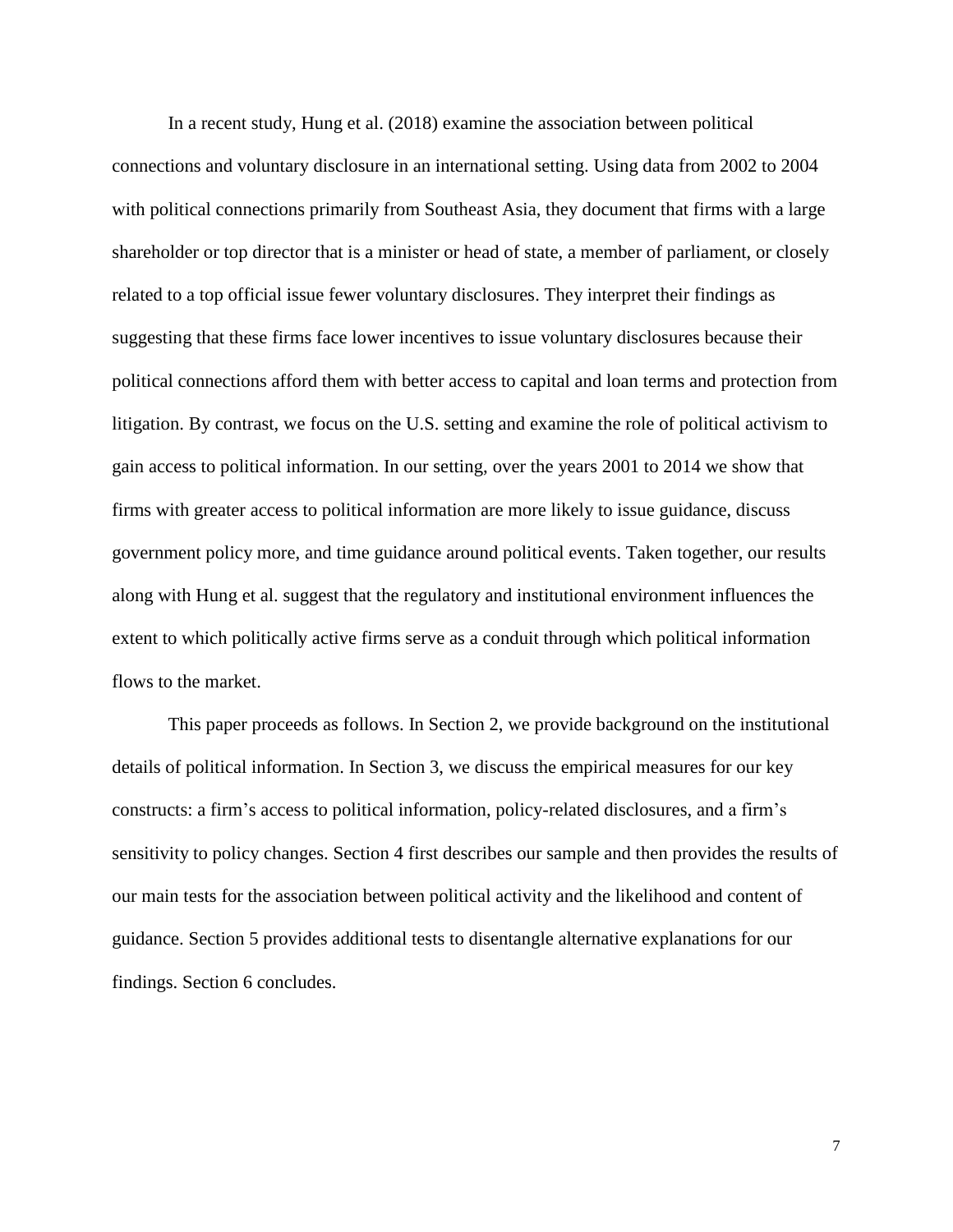In a recent study, Hung et al. (2018) examine the association between political connections and voluntary disclosure in an international setting. Using data from 2002 to 2004 with political connections primarily from Southeast Asia, they document that firms with a large shareholder or top director that is a minister or head of state, a member of parliament, or closely related to a top official issue fewer voluntary disclosures. They interpret their findings as suggesting that these firms face lower incentives to issue voluntary disclosures because their political connections afford them with better access to capital and loan terms and protection from litigation. By contrast, we focus on the U.S. setting and examine the role of political activism to gain access to political information. In our setting, over the years 2001 to 2014 we show that firms with greater access to political information are more likely to issue guidance, discuss government policy more, and time guidance around political events. Taken together, our results along with Hung et al. suggest that the regulatory and institutional environment influences the extent to which politically active firms serve as a conduit through which political information flows to the market.

This paper proceeds as follows. In Section 2, we provide background on the institutional details of political information. In Section 3, we discuss the empirical measures for our key constructs: a firm's access to political information, policy-related disclosures, and a firm's sensitivity to policy changes. Section 4 first describes our sample and then provides the results of our main tests for the association between political activity and the likelihood and content of guidance. Section 5 provides additional tests to disentangle alternative explanations for our findings. Section 6 concludes.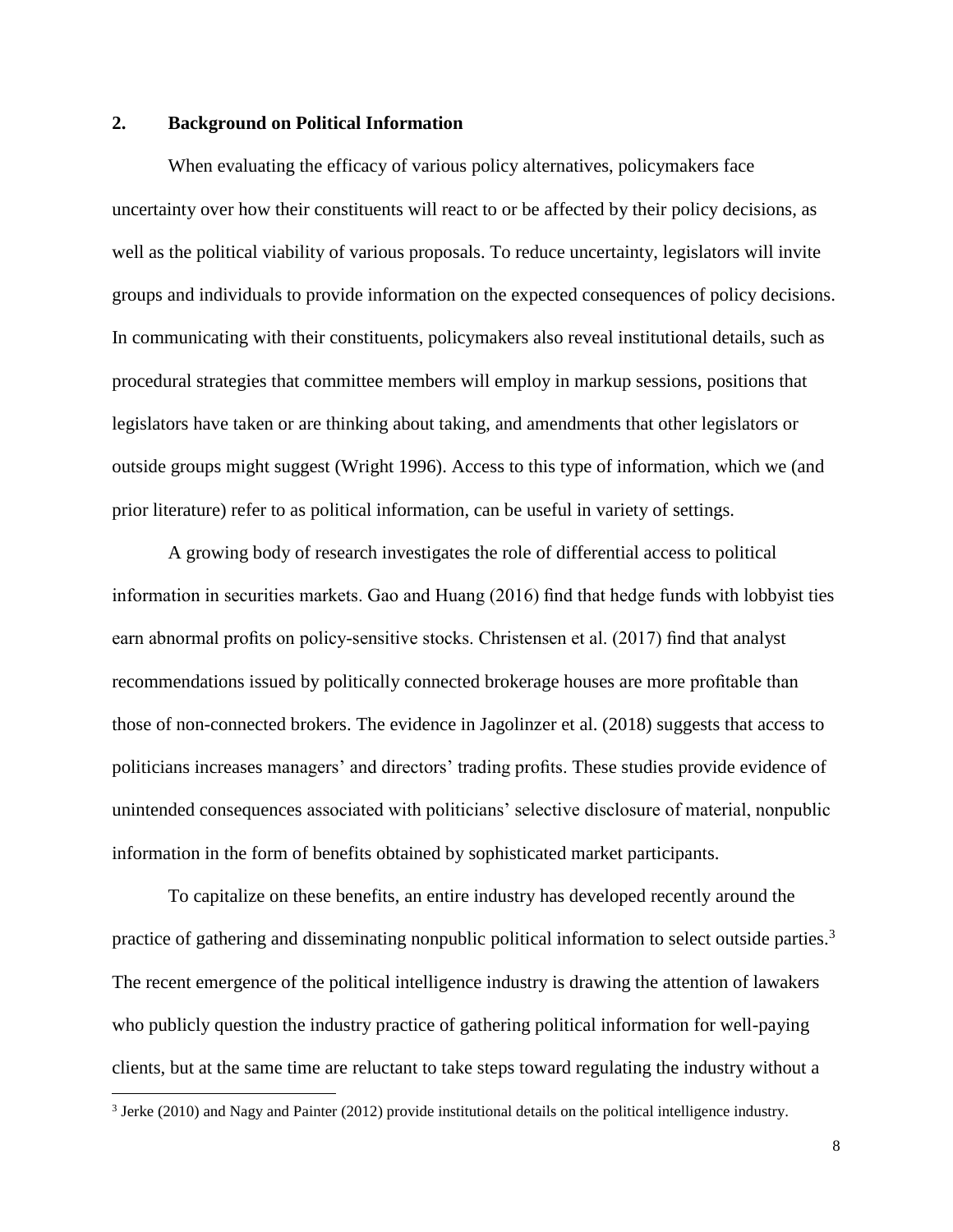## 2. Background on Political Information

When evaluating the efficacy of various policy alternatives, policymakers face uncertainty over how their constituents will react to or be affected by their policy decisions, as well as the political viability of various proposals. To reduce uncertainty, legislators will invite groups and individuals to provide information on the expected consequences of policy decisions. In communicating with their constituents, policymakers also reveal institutional details, such as procedural strategies that committee members will employ in markup sessions, positions that legislators have taken or are thinking about taking, and amendments that other legislators or outside groups might suggest (Wright 1996). Access to this type of information, which we (and prior literature) refer to as political information, can be useful in variety of settings.

A growing body of research investigates the role of differential access to political information in securities markets. Gao and Huang (2016) find that hedge funds with lobbyist ties earn abnormal profits on policy-sensitive stocks. Christensen et al. (2017) find that analyst recommendations issued by politically connected brokerage houses are more profitable than those of non-connected brokers. The evidence in Jagolinzer et al. (2018) suggests that access to politicians increases managers' and directors' trading profits. These studies provide evidence of unintended consequences associated with politicians' selective disclosure of material, nonpublic information in the form of benefits obtained by sophisticated market participants.

To capitalize on these benefits, an entire industry has developed recently around the practice of gathering and disseminating nonpublic political information to select outside parties.[3] The recent emergence of the political intelligence industry is drawing the attention of lawakers who publicly question the industry practice of gathering political information for well-paying clients, but at the same time are reluctant to take steps toward regulating the industry without a

[3] Jerke (2010) and Nagy and Painter (2012) provide institutional details on the political intelligence industry.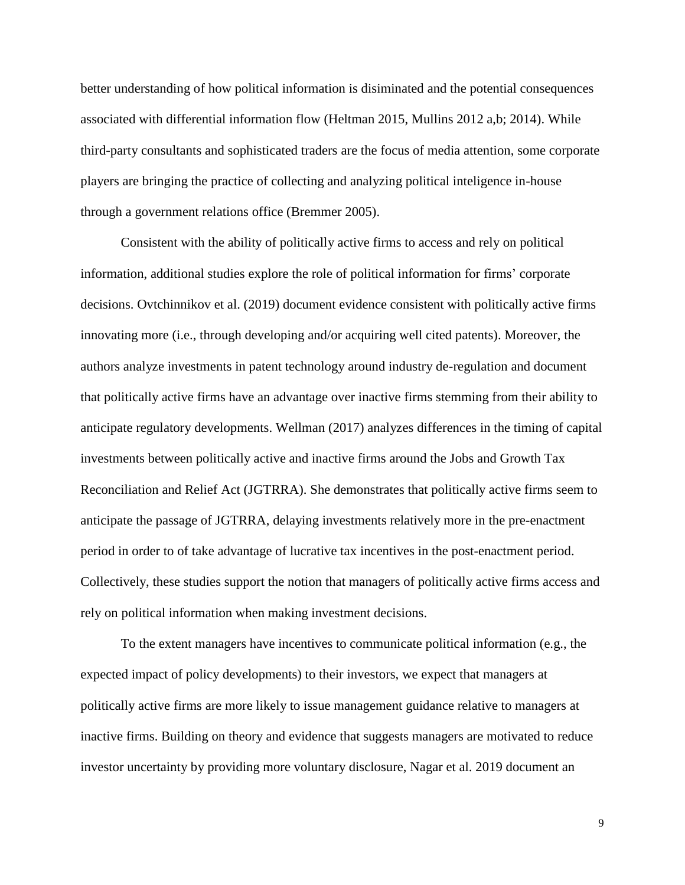better understanding of how political information is disiminated and the potential consequences associated with differential information flow (Heltman 2015, Mullins 2012 a,b; 2014). While third-party consultants and sophisticated traders are the focus of media attention, some corporate players are bringing the practice of collecting and analyzing political inteligence in-house through a government relations office (Bremmer 2005).

Consistent with the ability of politically active firms to access and rely on political information, additional studies explore the role of political information for firms' corporate decisions. Ovtchinnikov et al. (2019) document evidence consistent with politically active firms innovating more (i.e., through developing and/or acquiring well cited patents). Moreover, the authors analyze investments in patent technology around industry de-regulation and document that politically active firms have an advantage over inactive firms stemming from their ability to anticipate regulatory developments. Wellman (2017) analyzes differences in the timing of capital investments between politically active and inactive firms around the Jobs and Growth Tax Reconciliation and Relief Act (JGTRRA). She demonstrates that politically active firms seem to anticipate the passage of JGTRRA, delaying investments relatively more in the pre-enactment period in order to of take advantage of lucrative tax incentives in the post-enactment period. Collectively, these studies support the notion that managers of politically active firms access and rely on political information when making investment decisions.

To the extent managers have incentives to communicate political information (e.g., the expected impact of policy developments) to their investors, we expect that managers at politically active firms are more likely to issue management guidance relative to managers at inactive firms. Building on theory and evidence that suggests managers are motivated to reduce investor uncertainty by providing more voluntary disclosure, Nagar et al. 2019 document an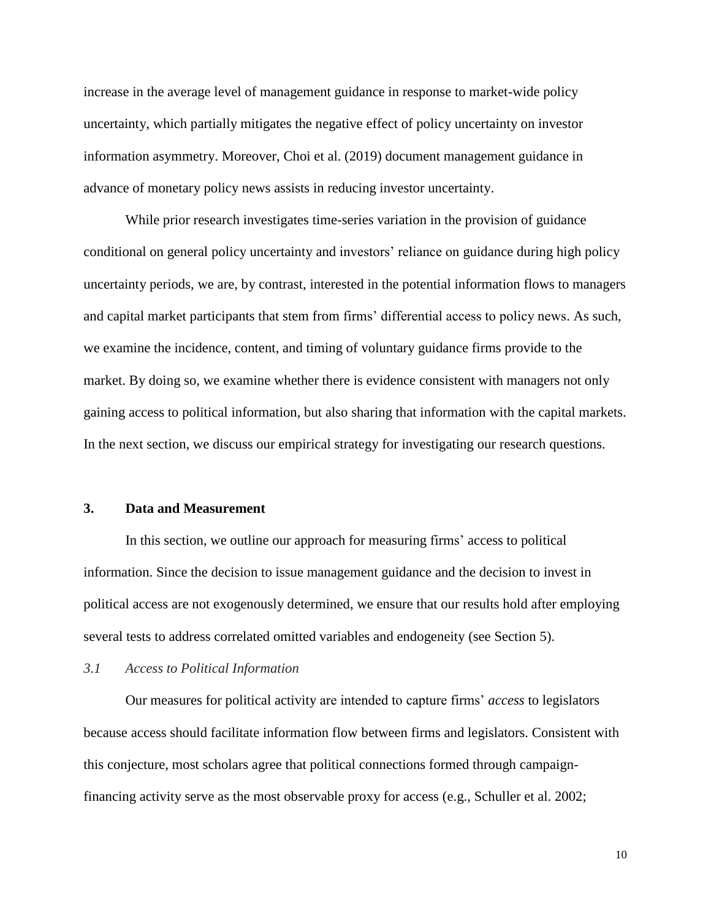increase in the average level of management guidance in response to market-wide policy uncertainty, which partially mitigates the negative effect of policy uncertainty on investor information asymmetry. Moreover, Choi et al. (2019) document management guidance in advance of monetary policy news assists in reducing investor uncertainty.

While prior research investigates time-series variation in the provision of guidance conditional on general policy uncertainty and investors' reliance on guidance during high policy uncertainty periods, we are, by contrast, interested in the potential information flows to managers and capital market participants that stem from firms' differential access to policy news. As such, we examine the incidence, content, and timing of voluntary guidance firms provide to the market. By doing so, we examine whether there is evidence consistent with managers not only gaining access to political information, but also sharing that information with the capital markets. In the next section, we discuss our empirical strategy for investigating our research questions.

## 3. Data and Measurement

In this section, we outline our approach for measuring firms' access to political information. Since the decision to issue management guidance and the decision to invest in political access are not exogenously determined, we ensure that our results hold after employing several tests to address correlated omitted variables and endogeneity (see Section 5).

### *3.1 Access to Political Information*

Our measures for political activity are intended to capture firms' *access* to legislators because access should facilitate information flow between firms and legislators. Consistent with this conjecture, most scholars agree that political connections formed through campaign-financing activity serve as the most observable proxy for access (e.g., Schuller et al. 2002;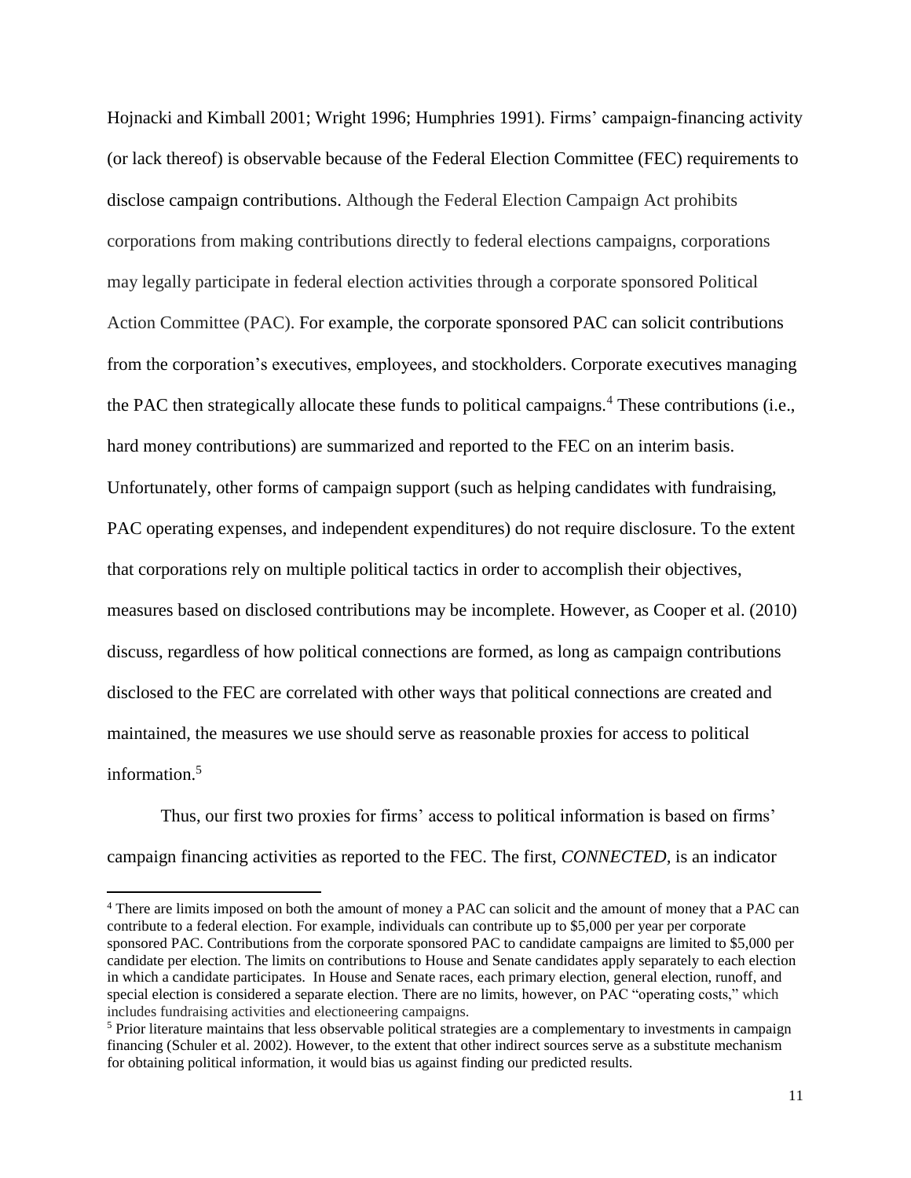Hojnacki and Kimball 2001; Wright 1996; Humphries 1991). Firms' campaign-financing activity (or lack thereof) is observable because of the Federal Election Committee (FEC) requirements to disclose campaign contributions. Although the Federal Election Campaign Act prohibits corporations from making contributions directly to federal elections campaigns, corporations may legally participate in federal election activities through a corporate sponsored Political Action Committee (PAC). For example, the corporate sponsored PAC can solicit contributions from the corporation's executives, employees, and stockholders. Corporate executives managing the PAC then strategically allocate these funds to political campaigns.[4] These contributions (i.e., hard money contributions) are summarized and reported to the FEC on an interim basis. Unfortunately, other forms of campaign support (such as helping candidates with fundraising, PAC operating expenses, and independent expenditures) do not require disclosure. To the extent that corporations rely on multiple political tactics in order to accomplish their objectives, measures based on disclosed contributions may be incomplete. However, as Cooper et al. (2010) discuss, regardless of how political connections are formed, as long as campaign contributions disclosed to the FEC are correlated with other ways that political connections are created and maintained, the measures we use should serve as reasonable proxies for access to political information.[5]

Thus, our first two proxies for firms' access to political information is based on firms' campaign financing activities as reported to the FEC. The first, *CONNECTED*, is an indicator

[4] There are limits imposed on both the amount of money a PAC can solicit and the amount of money that a PAC can contribute to a federal election. For example, individuals can contribute up to $5,000 per year per corporate sponsored PAC. Contributions from the corporate sponsored PAC to candidate campaigns are limited to $5,000 per candidate per election. The limits on contributions to House and Senate candidates apply separately to each election in which a candidate participates. In House and Senate races, each primary election, general election, runoff, and special election is considered a separate election. There are no limits, however, on PAC "operating costs," which includes fundraising activities and electioneering campaigns.

[5] Prior literature maintains that less observable political strategies are a complementary to investments in campaign financing (Schuler et al. 2002). However, to the extent that other indirect sources serve as a substitute mechanism for obtaining political information, it would bias us against finding our predicted results.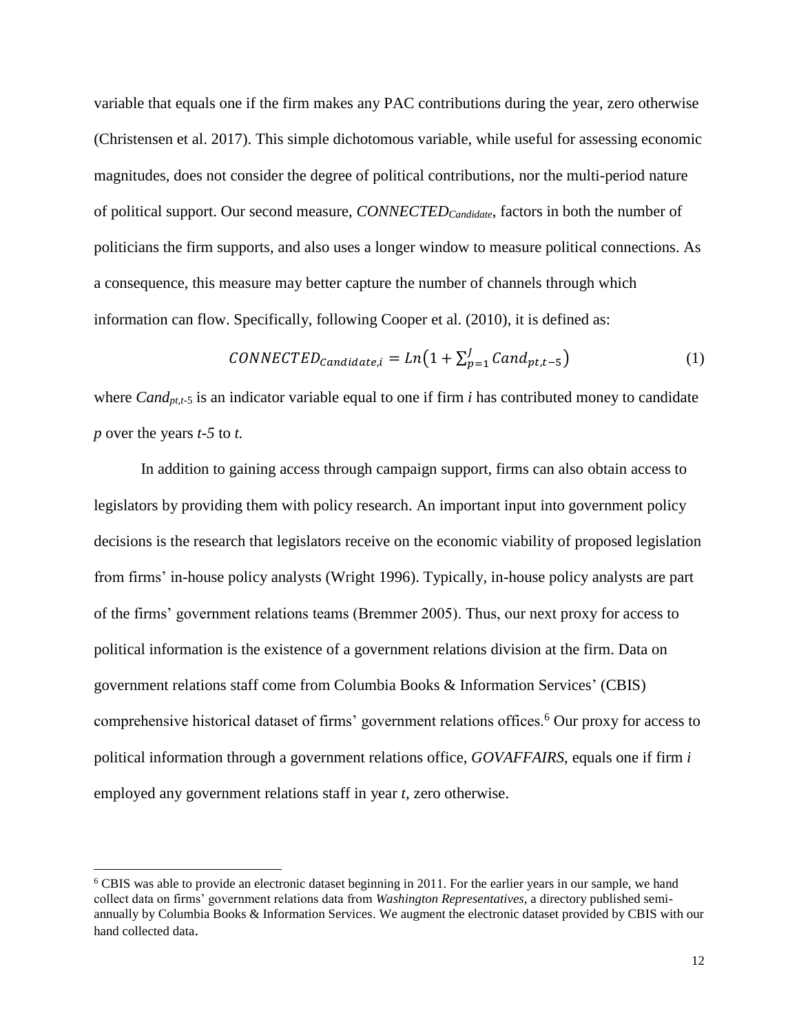variable that equals one if the firm makes any PAC contributions during the year, zero otherwise (Christensen et al. 2017). This simple dichotomous variable, while useful for assessing economic magnitudes, does not consider the degree of political contributions, nor the multi-period nature of political support. Our second measure, $CONNECTED_{Candidate}$, factors in both the number of politicians the firm supports, and also uses a longer window to measure political connections. As a consequence, this measure may better capture the number of channels through which information can flow. Specifically, following Cooper et al. (2010), it is defined as:

$$CONNECTED_{Candidate,i} = Ln\left(1 + \sum_{p=1}^{J} Cand_{pt,t-5}\right) \tag{1}$$

where $Cand_{pt,t\text{-}5}$ is an indicator variable equal to one if firm *i* has contributed money to candidate *p* over the years *t-5* to *t.*

In addition to gaining access through campaign support, firms can also obtain access to legislators by providing them with policy research. An important input into government policy decisions is the research that legislators receive on the economic viability of proposed legislation from firms' in-house policy analysts (Wright 1996). Typically, in-house policy analysts are part of the firms' government relations teams (Bremmer 2005). Thus, our next proxy for access to political information is the existence of a government relations division at the firm. Data on government relations staff come from Columbia Books & Information Services' (CBIS) comprehensive historical dataset of firms' government relations offices.[6] Our proxy for access to political information through a government relations office, *GOVAFFAIRS*, equals one if firm *i* employed any government relations staff in year *t*, zero otherwise.

[6] CBIS was able to provide an electronic dataset beginning in 2011. For the earlier years in our sample, we hand collect data on firms' government relations data from *Washington Representatives,* a directory published semi-annually by Columbia Books & Information Services. We augment the electronic dataset provided by CBIS with our hand collected data.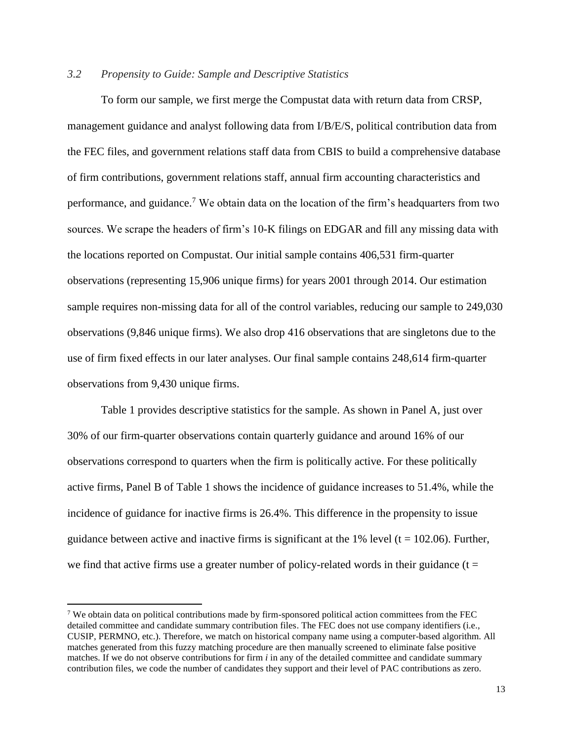### *3.2 Propensity to Guide: Sample and Descriptive Statistics*

To form our sample, we first merge the Compustat data with return data from CRSP, management guidance and analyst following data from I/B/E/S, political contribution data from the FEC files, and government relations staff data from CBIS to build a comprehensive database of firm contributions, government relations staff, annual firm accounting characteristics and performance, and guidance.[7] We obtain data on the location of the firm's headquarters from two sources. We scrape the headers of firm's 10-K filings on EDGAR and fill any missing data with the locations reported on Compustat. Our initial sample contains 406,531 firm-quarter observations (representing 15,906 unique firms) for years 2001 through 2014. Our estimation sample requires non-missing data for all of the control variables, reducing our sample to 249,030 observations (9,846 unique firms). We also drop 416 observations that are singletons due to the use of firm fixed effects in our later analyses. Our final sample contains 248,614 firm-quarter observations from 9,430 unique firms.

Table 1 provides descriptive statistics for the sample. As shown in Panel A, just over 30% of our firm-quarter observations contain quarterly guidance and around 16% of our observations correspond to quarters when the firm is politically active. For these politically active firms, Panel B of Table 1 shows the incidence of guidance increases to 51.4%, while the incidence of guidance for inactive firms is 26.4%. This difference in the propensity to issue guidance between active and inactive firms is significant at the 1% level ($t = 102.06$). Further, we find that active firms use a greater number of policy-related words in their guidance ($t =$

[7] We obtain data on political contributions made by firm-sponsored political action committees from the FEC detailed committee and candidate summary contribution files. The FEC does not use company identifiers (i.e., CUSIP, PERMNO, etc.). Therefore, we match on historical company name using a computer-based algorithm. All matches generated from this fuzzy matching procedure are then manually screened to eliminate false positive matches. If we do not observe contributions for firm *i* in any of the detailed committee and candidate summary contribution files, we code the number of candidates they support and their level of PAC contributions as zero.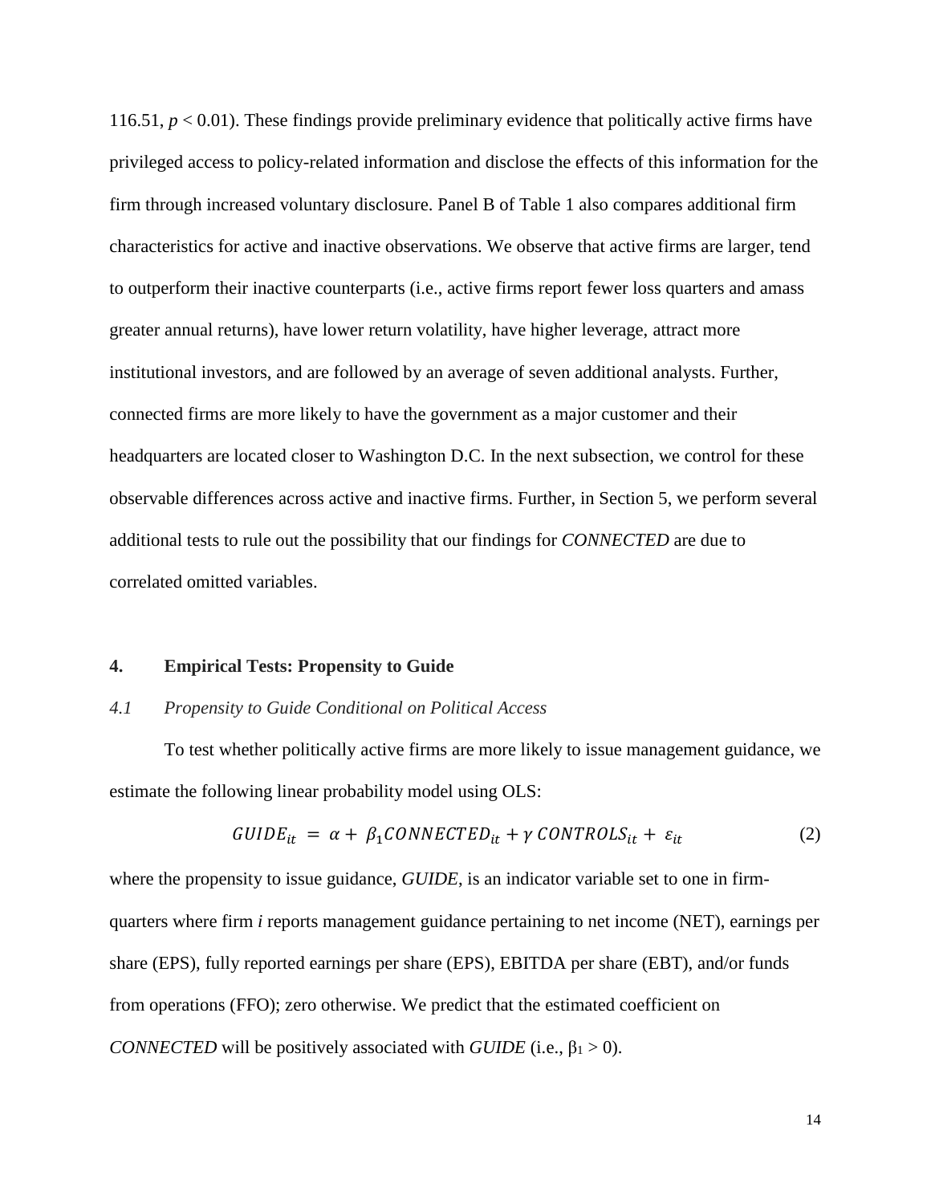116.51, $p < 0.01$). These findings provide preliminary evidence that politically active firms have privileged access to policy-related information and disclose the effects of this information for the firm through increased voluntary disclosure. Panel B of Table 1 also compares additional firm characteristics for active and inactive observations. We observe that active firms are larger, tend to outperform their inactive counterparts (i.e., active firms report fewer loss quarters and amass greater annual returns), have lower return volatility, have higher leverage, attract more institutional investors, and are followed by an average of seven additional analysts. Further, connected firms are more likely to have the government as a major customer and their headquarters are located closer to Washington D.C. In the next subsection, we control for these observable differences across active and inactive firms. Further, in Section 5, we perform several additional tests to rule out the possibility that our findings for *CONNECTED* are due to correlated omitted variables.

## 4. Empirical Tests: Propensity to Guide

### *4.1 Propensity to Guide Conditional on Political Access*

To test whether politically active firms are more likely to issue management guidance, we estimate the following linear probability model using OLS:

$$GUIDE_{it} = \alpha + \beta_1 CONNECTED_{it} + \gamma\, CONTROLS_{it} + \varepsilon_{it} \tag{2}$$

where the propensity to issue guidance, *GUIDE*, is an indicator variable set to one in firm-quarters where firm *i* reports management guidance pertaining to net income (NET), earnings per share (EPS), fully reported earnings per share (EPS), EBITDA per share (EBT), and/or funds from operations (FFO); zero otherwise. We predict that the estimated coefficient on *CONNECTED* will be positively associated with *GUIDE* (i.e., $\beta_1 > 0$).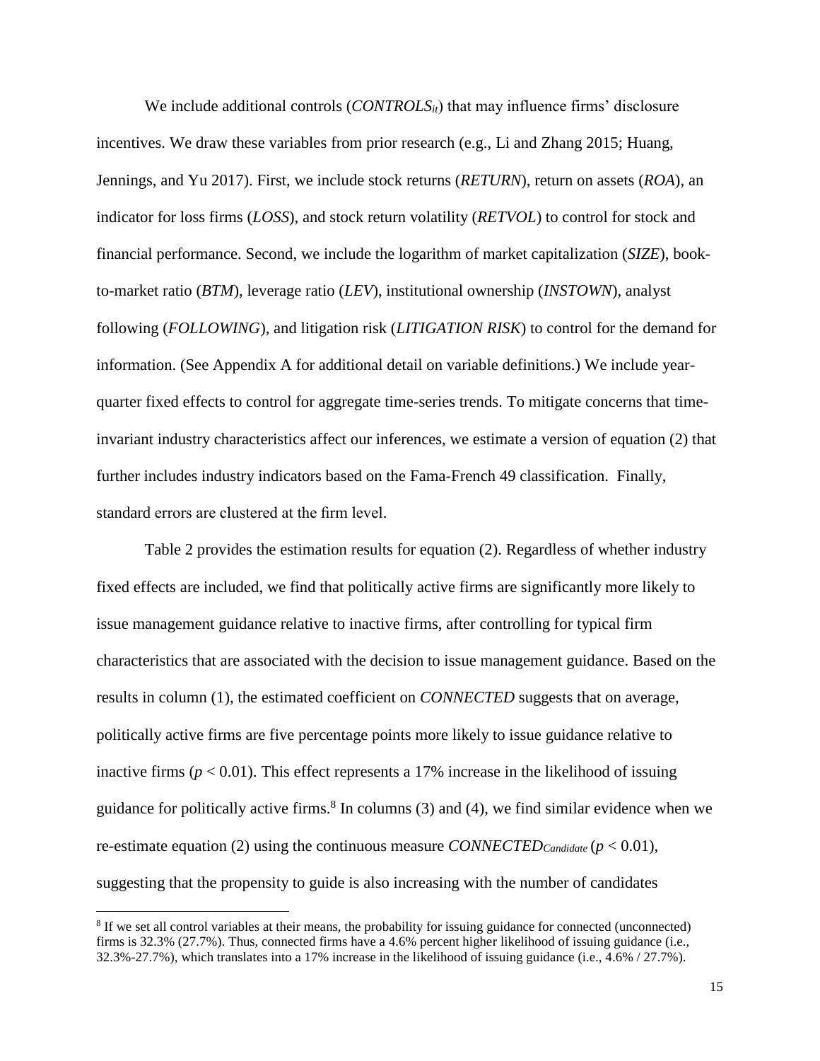We include additional controls ($CONTROLS_{it}$) that may influence firms' disclosure incentives. We draw these variables from prior research (e.g., Li and Zhang 2015; Huang, Jennings, and Yu 2017). First, we include stock returns (*RETURN*), return on assets (*ROA*), an indicator for loss firms (*LOSS*), and stock return volatility (*RETVOL*) to control for stock and financial performance. Second, we include the logarithm of market capitalization (*SIZE*), book-to-market ratio (*BTM*), leverage ratio (*LEV*), institutional ownership (*INSTOWN*), analyst following (*FOLLOWING*), and litigation risk (*LITIGATION RISK*) to control for the demand for information. (See Appendix A for additional detail on variable definitions.) We include year-quarter fixed effects to control for aggregate time-series trends. To mitigate concerns that time-invariant industry characteristics affect our inferences, we estimate a version of equation (2) that further includes industry indicators based on the Fama-French 49 classification. Finally, standard errors are clustered at the firm level.

Table 2 provides the estimation results for equation (2). Regardless of whether industry fixed effects are included, we find that politically active firms are significantly more likely to issue management guidance relative to inactive firms, after controlling for typical firm characteristics that are associated with the decision to issue management guidance. Based on the results in column (1), the estimated coefficient on *CONNECTED* suggests that on average, politically active firms are five percentage points more likely to issue guidance relative to inactive firms ($p < 0.01$). This effect represents a 17% increase in the likelihood of issuing guidance for politically active firms.[8] In columns (3) and (4), we find similar evidence when we re-estimate equation (2) using the continuous measure $CONNECTED_{Candidate}$ ($p < 0.01$), suggesting that the propensity to guide is also increasing with the number of candidates

[8] If we set all control variables at their means, the probability for issuing guidance for connected (unconnected) firms is 32.3% (27.7%). Thus, connected firms have a 4.6% percent higher likelihood of issuing guidance (i.e., 32.3%-27.7%), which translates into a 17% increase in the likelihood of issuing guidance (i.e., 4.6% / 27.7%).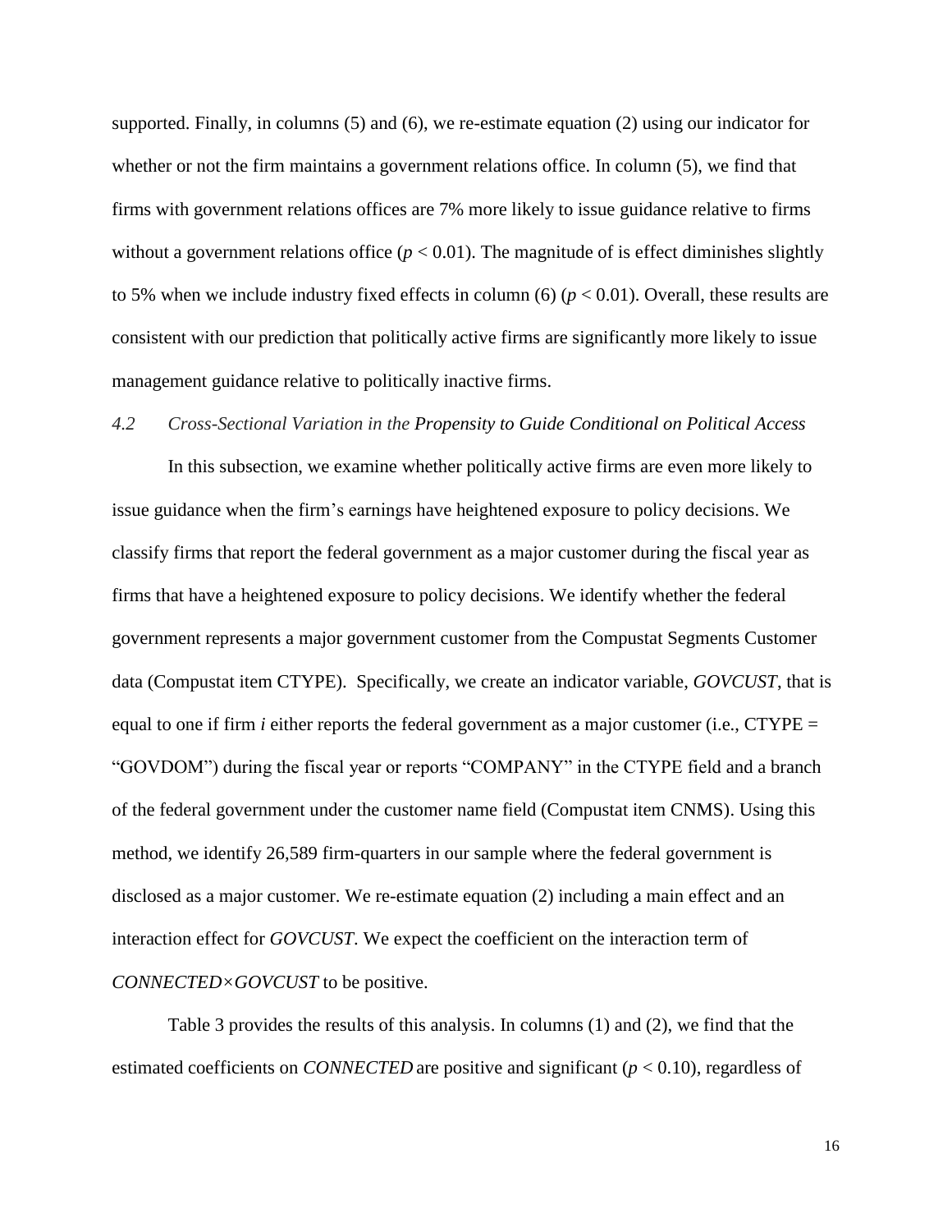supported. Finally, in columns (5) and (6), we re-estimate equation (2) using our indicator for whether or not the firm maintains a government relations office. In column (5), we find that firms with government relations offices are 7% more likely to issue guidance relative to firms without a government relations office ($p < 0.01$). The magnitude of is effect diminishes slightly to 5% when we include industry fixed effects in column (6) ($p < 0.01$). Overall, these results are consistent with our prediction that politically active firms are significantly more likely to issue management guidance relative to politically inactive firms.

### *4.2 Cross-Sectional Variation in the Propensity to Guide Conditional on Political Access*

In this subsection, we examine whether politically active firms are even more likely to issue guidance when the firm's earnings have heightened exposure to policy decisions. We classify firms that report the federal government as a major customer during the fiscal year as firms that have a heightened exposure to policy decisions. We identify whether the federal government represents a major government customer from the Compustat Segments Customer data (Compustat item CTYPE). Specifically, we create an indicator variable, *GOVCUST*, that is equal to one if firm *i* either reports the federal government as a major customer (i.e., CTYPE = "GOVDOM") during the fiscal year or reports "COMPANY" in the CTYPE field and a branch of the federal government under the customer name field (Compustat item CNMS). Using this method, we identify 26,589 firm-quarters in our sample where the federal government is disclosed as a major customer. We re-estimate equation (2) including a main effect and an interaction effect for *GOVCUST*. We expect the coefficient on the interaction term of *CONNECTED×GOVCUST* to be positive.

Table 3 provides the results of this analysis. In columns (1) and (2), we find that the estimated coefficients on *CONNECTED* are positive and significant ($p < 0.10$), regardless of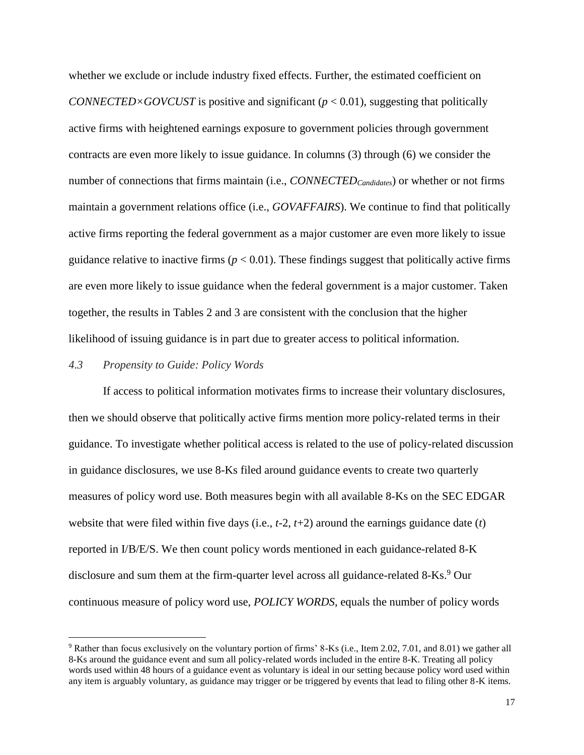whether we exclude or include industry fixed effects. Further, the estimated coefficient on *CONNECTED×GOVCUST* is positive and significant ($p < 0.01$), suggesting that politically active firms with heightened earnings exposure to government policies through government contracts are even more likely to issue guidance. In columns (3) through (6) we consider the number of connections that firms maintain (i.e., $CONNECTED_{Candidates}$) or whether or not firms maintain a government relations office (i.e., *GOVAFFAIRS*). We continue to find that politically active firms reporting the federal government as a major customer are even more likely to issue guidance relative to inactive firms ($p < 0.01$). These findings suggest that politically active firms are even more likely to issue guidance when the federal government is a major customer. Taken together, the results in Tables 2 and 3 are consistent with the conclusion that the higher likelihood of issuing guidance is in part due to greater access to political information.

### *4.3 Propensity to Guide: Policy Words*

If access to political information motivates firms to increase their voluntary disclosures, then we should observe that politically active firms mention more policy-related terms in their guidance. To investigate whether political access is related to the use of policy-related discussion in guidance disclosures, we use 8-Ks filed around guidance events to create two quarterly measures of policy word use. Both measures begin with all available 8-Ks on the SEC EDGAR website that were filed within five days (i.e., $t$-2, $t$+2) around the earnings guidance date ($t$) reported in I/B/E/S. We then count policy words mentioned in each guidance-related 8-K disclosure and sum them at the firm-quarter level across all guidance-related 8-Ks.[9] Our continuous measure of policy word use, *POLICY WORDS*, equals the number of policy words

[9] Rather than focus exclusively on the voluntary portion of firms' 8-Ks (i.e., Item 2.02, 7.01, and 8.01) we gather all 8-Ks around the guidance event and sum all policy-related words included in the entire 8-K. Treating all policy words used within 48 hours of a guidance event as voluntary is ideal in our setting because policy word used within any item is arguably voluntary, as guidance may trigger or be triggered by events that lead to filing other 8-K items.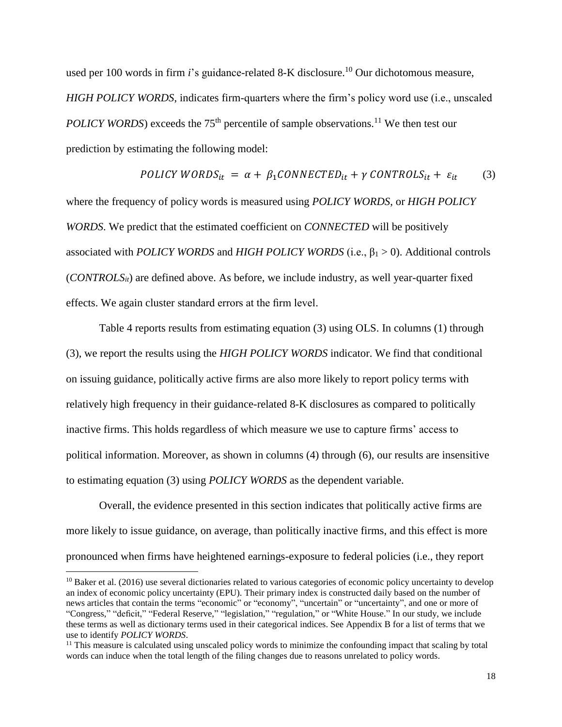used per 100 words in firm *i*'s guidance-related 8-K disclosure.[10] Our dichotomous measure, *HIGH POLICY WORDS*, indicates firm-quarters where the firm's policy word use (i.e., unscaled *POLICY WORDS*) exceeds the 75th percentile of sample observations.[11] We then test our prediction by estimating the following model:

$$POLICY\ WORDS_{it} = \alpha + \beta_1 CONNECTED_{it} + \gamma\ CONTROLS_{it} + \varepsilon_{it} \qquad (3)$$

where the frequency of policy words is measured using *POLICY WORDS*, or *HIGH POLICY WORDS*. We predict that the estimated coefficient on *CONNECTED* will be positively associated with *POLICY WORDS* and *HIGH POLICY WORDS* (i.e., $\beta_1 > 0$). Additional controls ($CONTROLS_{it}$) are defined above. As before, we include industry, as well year-quarter fixed effects. We again cluster standard errors at the firm level.

Table 4 reports results from estimating equation (3) using OLS. In columns (1) through (3), we report the results using the *HIGH POLICY WORDS* indicator. We find that conditional on issuing guidance, politically active firms are also more likely to report policy terms with relatively high frequency in their guidance-related 8-K disclosures as compared to politically inactive firms. This holds regardless of which measure we use to capture firms' access to political information. Moreover, as shown in columns (4) through (6), our results are insensitive to estimating equation (3) using *POLICY WORDS* as the dependent variable.

Overall, the evidence presented in this section indicates that politically active firms are more likely to issue guidance, on average, than politically inactive firms, and this effect is more pronounced when firms have heightened earnings-exposure to federal policies (i.e., they report

[10] Baker et al. (2016) use several dictionaries related to various categories of economic policy uncertainty to develop an index of economic policy uncertainty (EPU). Their primary index is constructed daily based on the number of news articles that contain the terms "economic" or "economy", "uncertain" or "uncertainty", and one or more of "Congress," "deficit," "Federal Reserve," "legislation," "regulation," or "White House." In our study, we include these terms as well as dictionary terms used in their categorical indices. See Appendix B for a list of terms that we use to identify *POLICY WORDS*.

[11] This measure is calculated using unscaled policy words to minimize the confounding impact that scaling by total words can induce when the total length of the filing changes due to reasons unrelated to policy words.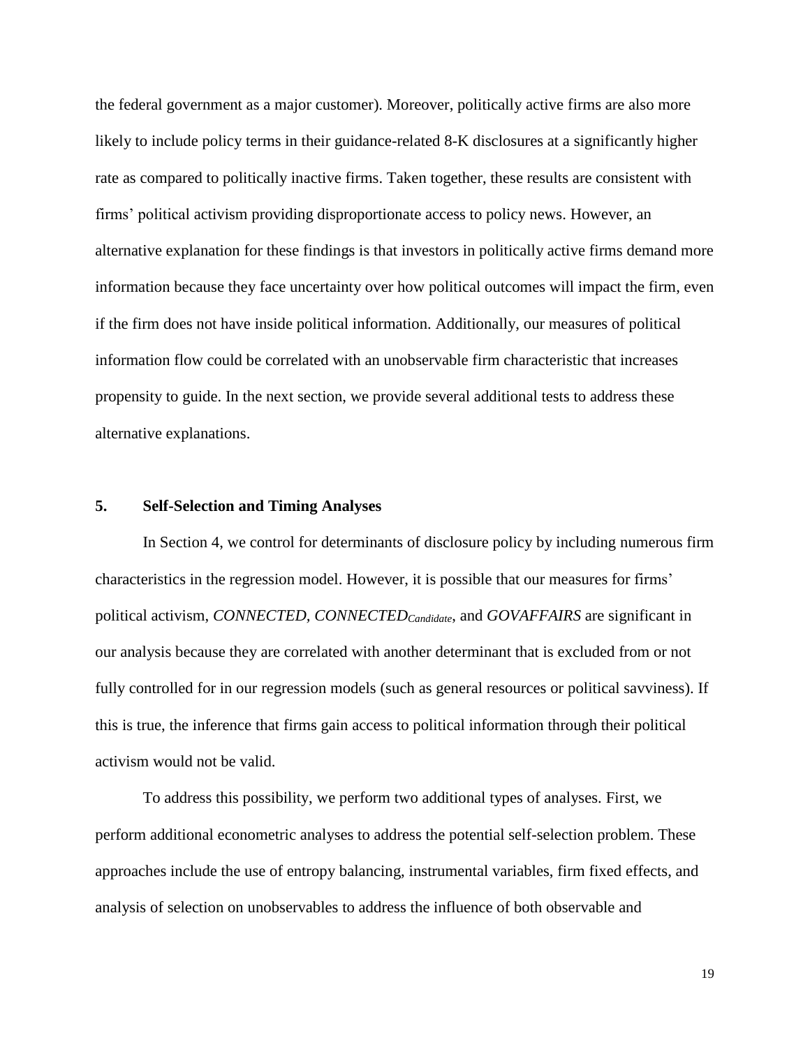the federal government as a major customer). Moreover, politically active firms are also more likely to include policy terms in their guidance-related 8-K disclosures at a significantly higher rate as compared to politically inactive firms. Taken together, these results are consistent with firms' political activism providing disproportionate access to policy news. However, an alternative explanation for these findings is that investors in politically active firms demand more information because they face uncertainty over how political outcomes will impact the firm, even if the firm does not have inside political information. Additionally, our measures of political information flow could be correlated with an unobservable firm characteristic that increases propensity to guide. In the next section, we provide several additional tests to address these alternative explanations.

## 5. Self-Selection and Timing Analyses

In Section 4, we control for determinants of disclosure policy by including numerous firm characteristics in the regression model. However, it is possible that our measures for firms' political activism, *CONNECTED*, $CONNECTED_{Candidate}$, and *GOVAFFAIRS* are significant in our analysis because they are correlated with another determinant that is excluded from or not fully controlled for in our regression models (such as general resources or political savviness). If this is true, the inference that firms gain access to political information through their political activism would not be valid.

To address this possibility, we perform two additional types of analyses. First, we perform additional econometric analyses to address the potential self-selection problem. These approaches include the use of entropy balancing, instrumental variables, firm fixed effects, and analysis of selection on unobservables to address the influence of both observable and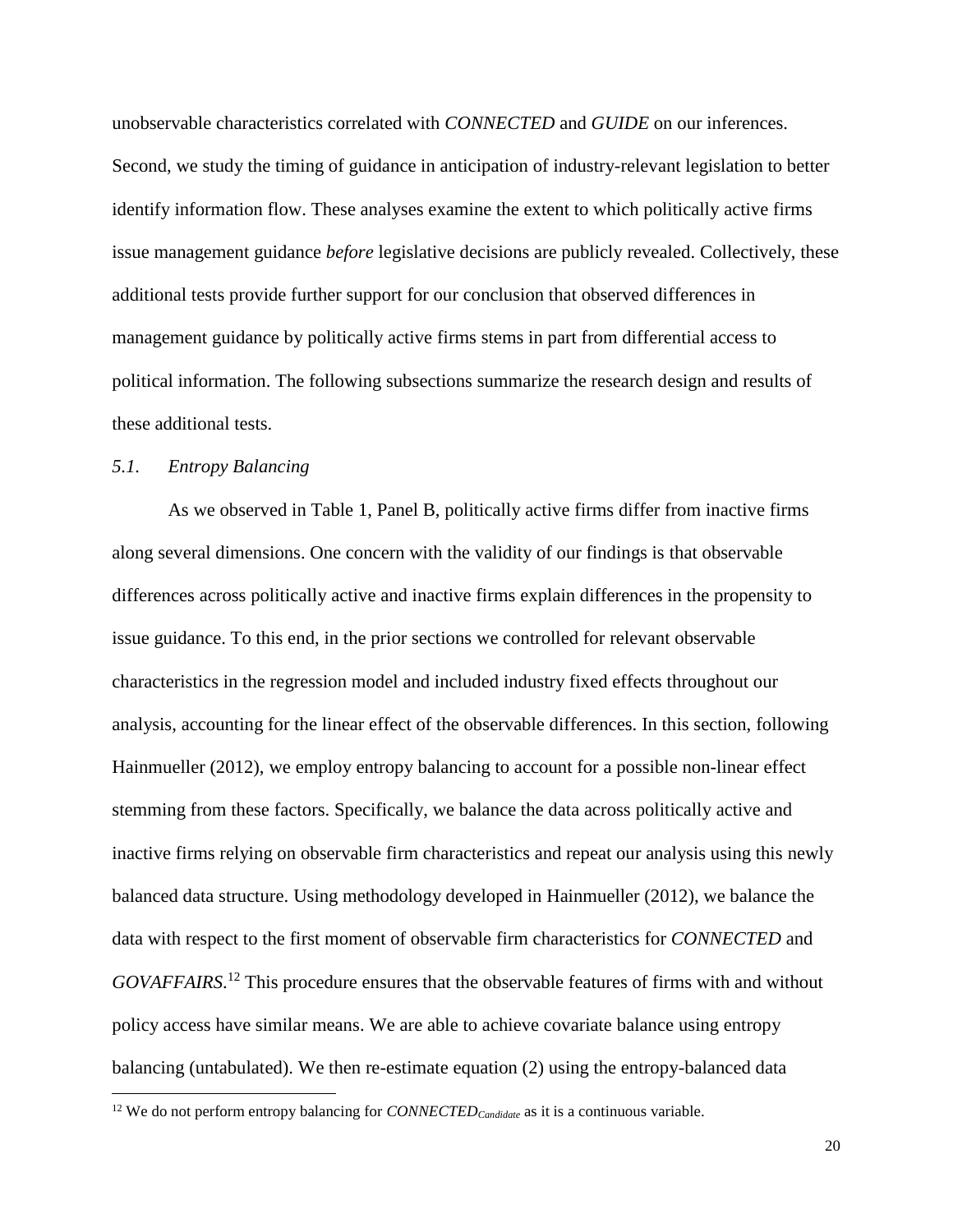unobservable characteristics correlated with *CONNECTED* and *GUIDE* on our inferences. Second, we study the timing of guidance in anticipation of industry-relevant legislation to better identify information flow. These analyses examine the extent to which politically active firms issue management guidance *before* legislative decisions are publicly revealed. Collectively, these additional tests provide further support for our conclusion that observed differences in management guidance by politically active firms stems in part from differential access to political information. The following subsections summarize the research design and results of these additional tests.

### *5.1. Entropy Balancing*

As we observed in Table 1, Panel B, politically active firms differ from inactive firms along several dimensions. One concern with the validity of our findings is that observable differences across politically active and inactive firms explain differences in the propensity to issue guidance. To this end, in the prior sections we controlled for relevant observable characteristics in the regression model and included industry fixed effects throughout our analysis, accounting for the linear effect of the observable differences. In this section, following Hainmueller (2012), we employ entropy balancing to account for a possible non-linear effect stemming from these factors. Specifically, we balance the data across politically active and inactive firms relying on observable firm characteristics and repeat our analysis using this newly balanced data structure. Using methodology developed in Hainmueller (2012), we balance the data with respect to the first moment of observable firm characteristics for *CONNECTED* and *GOVAFFAIRS*.[12] This procedure ensures that the observable features of firms with and without policy access have similar means. We are able to achieve covariate balance using entropy balancing (untabulated). We then re-estimate equation (2) using the entropy-balanced data

[12] We do not perform entropy balancing for $CONNECTED_{Candidate}$ as it is a continuous variable.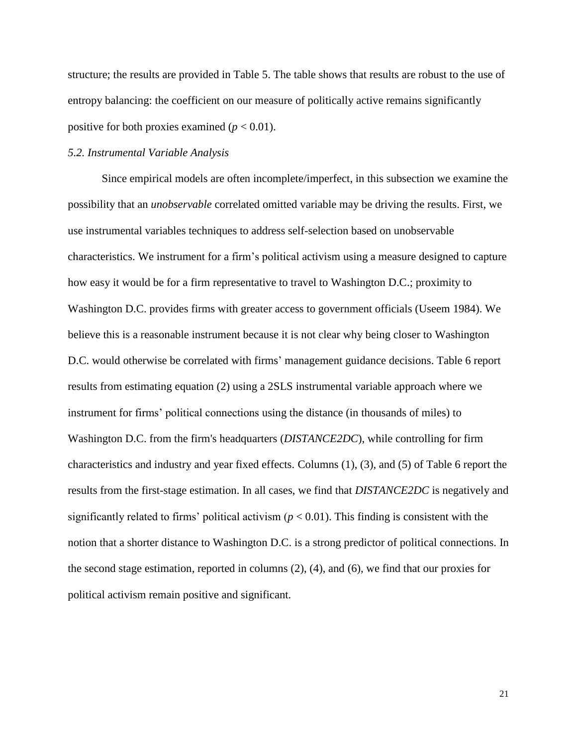structure; the results are provided in Table 5. The table shows that results are robust to the use of entropy balancing: the coefficient on our measure of politically active remains significantly positive for both proxies examined ($p < 0.01$).

### *5.2. Instrumental Variable Analysis*

Since empirical models are often incomplete/imperfect, in this subsection we examine the possibility that an *unobservable* correlated omitted variable may be driving the results. First, we use instrumental variables techniques to address self-selection based on unobservable characteristics. We instrument for a firm's political activism using a measure designed to capture how easy it would be for a firm representative to travel to Washington D.C.; proximity to Washington D.C. provides firms with greater access to government officials (Useem 1984). We believe this is a reasonable instrument because it is not clear why being closer to Washington D.C. would otherwise be correlated with firms' management guidance decisions. Table 6 report results from estimating equation (2) using a 2SLS instrumental variable approach where we instrument for firms' political connections using the distance (in thousands of miles) to Washington D.C. from the firm's headquarters (*DISTANCE2DC*), while controlling for firm characteristics and industry and year fixed effects. Columns (1), (3), and (5) of Table 6 report the results from the first-stage estimation. In all cases, we find that *DISTANCE2DC* is negatively and significantly related to firms' political activism ($p < 0.01$). This finding is consistent with the notion that a shorter distance to Washington D.C. is a strong predictor of political connections. In the second stage estimation, reported in columns (2), (4), and (6), we find that our proxies for political activism remain positive and significant.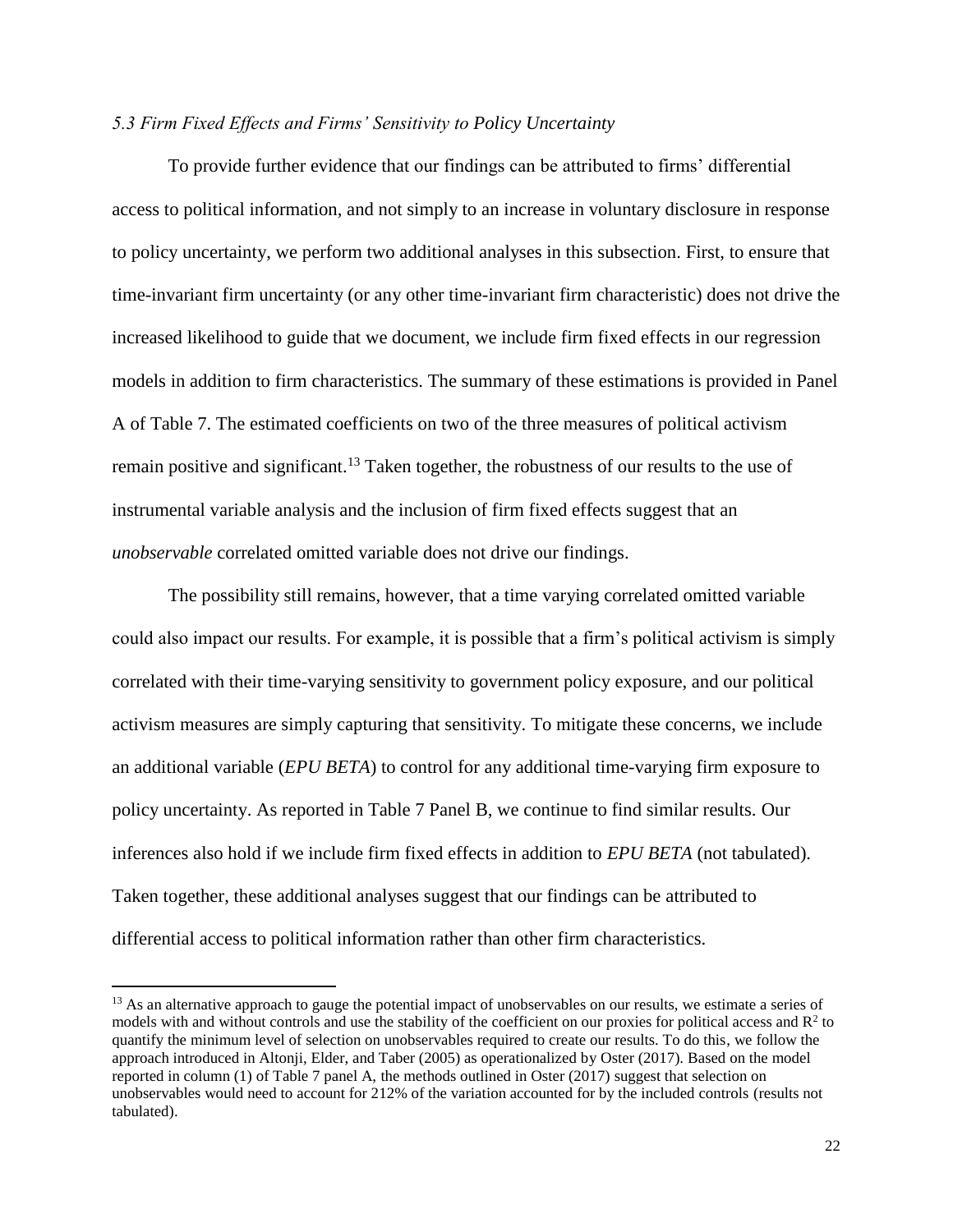### *5.3 Firm Fixed Effects and Firms' Sensitivity to Policy Uncertainty*

To provide further evidence that our findings can be attributed to firms' differential access to political information, and not simply to an increase in voluntary disclosure in response to policy uncertainty, we perform two additional analyses in this subsection. First, to ensure that time-invariant firm uncertainty (or any other time-invariant firm characteristic) does not drive the increased likelihood to guide that we document, we include firm fixed effects in our regression models in addition to firm characteristics. The summary of these estimations is provided in Panel A of Table 7. The estimated coefficients on two of the three measures of political activism remain positive and significant.[13] Taken together, the robustness of our results to the use of instrumental variable analysis and the inclusion of firm fixed effects suggest that an *unobservable* correlated omitted variable does not drive our findings.

The possibility still remains, however, that a time varying correlated omitted variable could also impact our results. For example, it is possible that a firm's political activism is simply correlated with their time-varying sensitivity to government policy exposure, and our political activism measures are simply capturing that sensitivity. To mitigate these concerns, we include an additional variable (*EPU BETA*) to control for any additional time-varying firm exposure to policy uncertainty. As reported in Table 7 Panel B, we continue to find similar results. Our inferences also hold if we include firm fixed effects in addition to *EPU BETA* (not tabulated). Taken together, these additional analyses suggest that our findings can be attributed to differential access to political information rather than other firm characteristics.

---

[13] As an alternative approach to gauge the potential impact of unobservables on our results, we estimate a series of models with and without controls and use the stability of the coefficient on our proxies for political access and $R^2$ to quantify the minimum level of selection on unobservables required to create our results. To do this, we follow the approach introduced in Altonji, Elder, and Taber (2005) as operationalized by Oster (2017). Based on the model reported in column (1) of Table 7 panel A, the methods outlined in Oster (2017) suggest that selection on unobservables would need to account for 212% of the variation accounted for by the included controls (results not tabulated).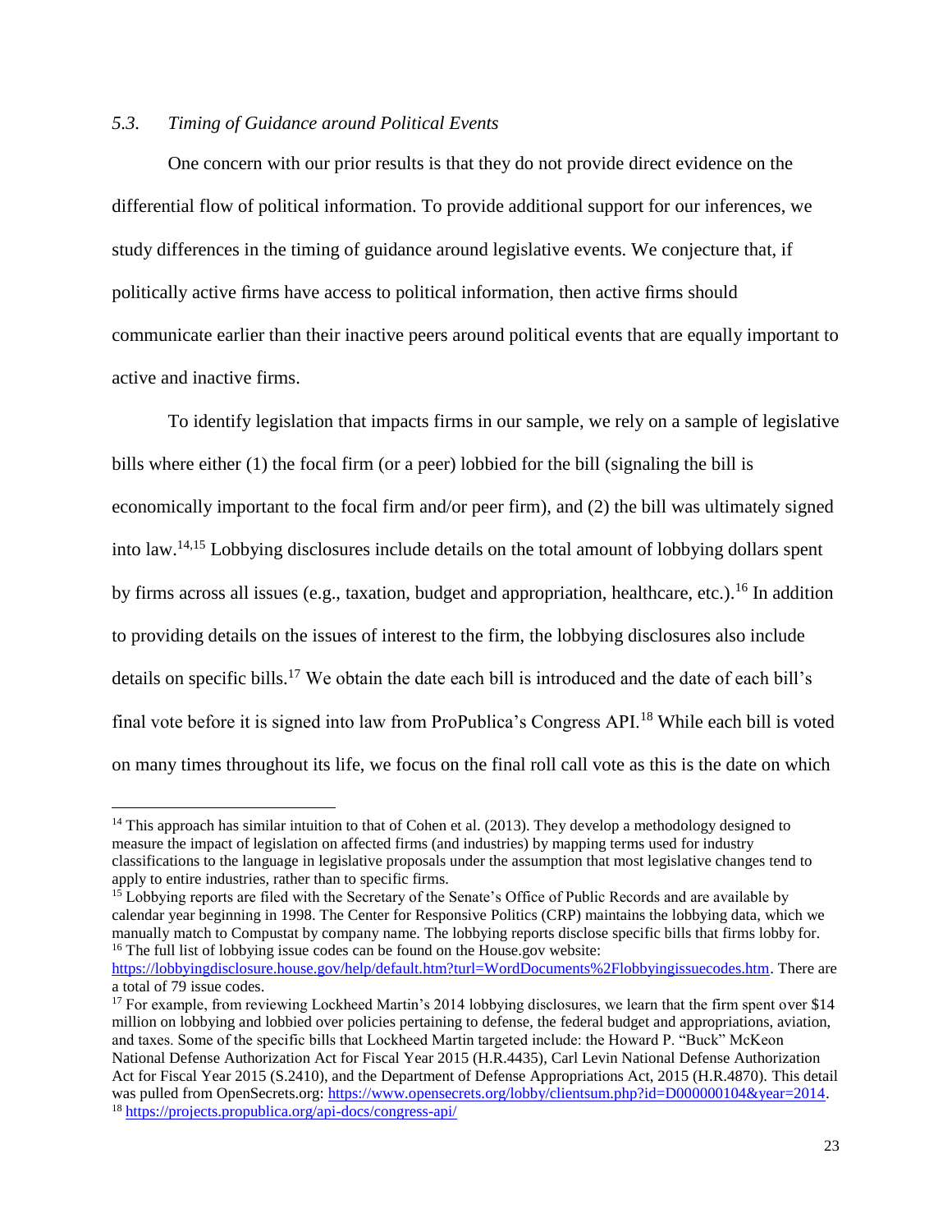### *5.3. Timing of Guidance around Political Events*

One concern with our prior results is that they do not provide direct evidence on the differential flow of political information. To provide additional support for our inferences, we study differences in the timing of guidance around legislative events. We conjecture that, if politically active firms have access to political information, then active firms should communicate earlier than their inactive peers around political events that are equally important to active and inactive firms.

To identify legislation that impacts firms in our sample, we rely on a sample of legislative bills where either (1) the focal firm (or a peer) lobbied for the bill (signaling the bill is economically important to the focal firm and/or peer firm), and (2) the bill was ultimately signed into law.[14,15] Lobbying disclosures include details on the total amount of lobbying dollars spent by firms across all issues (e.g., taxation, budget and appropriation, healthcare, etc.).[16] In addition to providing details on the issues of interest to the firm, the lobbying disclosures also include details on specific bills.[17] We obtain the date each bill is introduced and the date of each bill's final vote before it is signed into law from ProPublica's Congress API.[18] While each bill is voted on many times throughout its life, we focus on the final roll call vote as this is the date on which

---

[14] This approach has similar intuition to that of Cohen et al. (2013). They develop a methodology designed to measure the impact of legislation on affected firms (and industries) by mapping terms used for industry classifications to the language in legislative proposals under the assumption that most legislative changes tend to apply to entire industries, rather than to specific firms.

[15] Lobbying reports are filed with the Secretary of the Senate's Office of Public Records and are available by calendar year beginning in 1998. The Center for Responsive Politics (CRP) maintains the lobbying data, which we manually match to Compustat by company name. The lobbying reports disclose specific bills that firms lobby for.

[16] The full list of lobbying issue codes can be found on the House.gov website: https://lobbyingdisclosure.house.gov/help/default.htm?turl=WordDocuments%2Flobbyingissuecodes.htm. There are a total of 79 issue codes.

[17] For example, from reviewing Lockheed Martin's 2014 lobbying disclosures, we learn that the firm spent over $14 million on lobbying and lobbied over policies pertaining to defense, the federal budget and appropriations, aviation, and taxes. Some of the specific bills that Lockheed Martin targeted include: the Howard P. "Buck" McKeon National Defense Authorization Act for Fiscal Year 2015 (H.R.4435), Carl Levin National Defense Authorization Act for Fiscal Year 2015 (S.2410), and the Department of Defense Appropriations Act, 2015 (H.R.4870). This detail was pulled from OpenSecrets.org: https://www.opensecrets.org/lobby/clientsum.php?id=D000000104&year=2014.

[18] https://projects.propublica.org/api-docs/congress-api/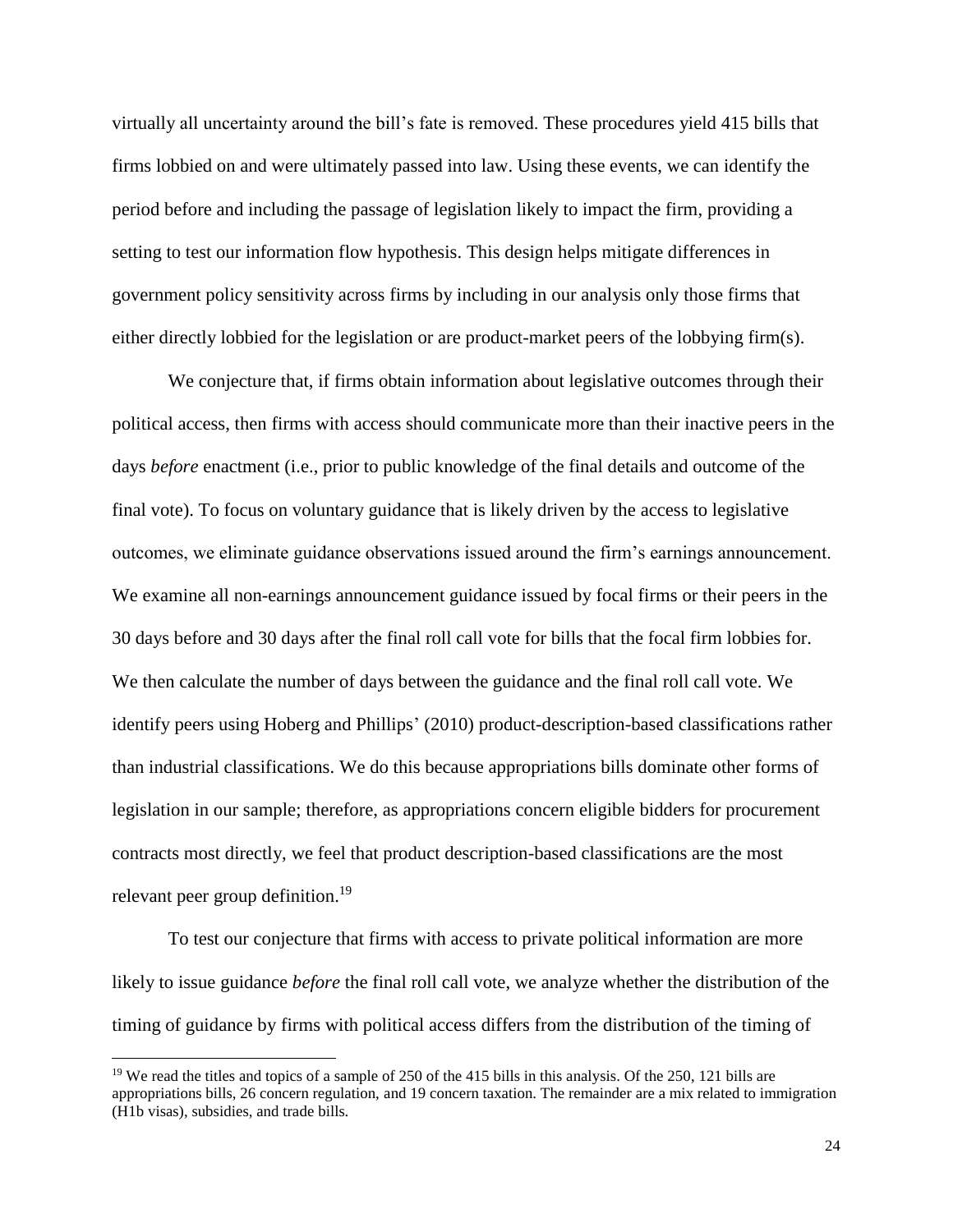virtually all uncertainty around the bill's fate is removed. These procedures yield 415 bills that firms lobbied on and were ultimately passed into law. Using these events, we can identify the period before and including the passage of legislation likely to impact the firm, providing a setting to test our information flow hypothesis. This design helps mitigate differences in government policy sensitivity across firms by including in our analysis only those firms that either directly lobbied for the legislation or are product-market peers of the lobbying firm(s).

We conjecture that, if firms obtain information about legislative outcomes through their political access, then firms with access should communicate more than their inactive peers in the days *before* enactment (i.e., prior to public knowledge of the final details and outcome of the final vote). To focus on voluntary guidance that is likely driven by the access to legislative outcomes, we eliminate guidance observations issued around the firm's earnings announcement. We examine all non-earnings announcement guidance issued by focal firms or their peers in the 30 days before and 30 days after the final roll call vote for bills that the focal firm lobbies for. We then calculate the number of days between the guidance and the final roll call vote. We identify peers using Hoberg and Phillips' (2010) product-description-based classifications rather than industrial classifications. We do this because appropriations bills dominate other forms of legislation in our sample; therefore, as appropriations concern eligible bidders for procurement contracts most directly, we feel that product description-based classifications are the most relevant peer group definition.[19]

To test our conjecture that firms with access to private political information are more likely to issue guidance *before* the final roll call vote, we analyze whether the distribution of the timing of guidance by firms with political access differs from the distribution of the timing of

[19] We read the titles and topics of a sample of 250 of the 415 bills in this analysis. Of the 250, 121 bills are appropriations bills, 26 concern regulation, and 19 concern taxation. The remainder are a mix related to immigration (H1b visas), subsidies, and trade bills.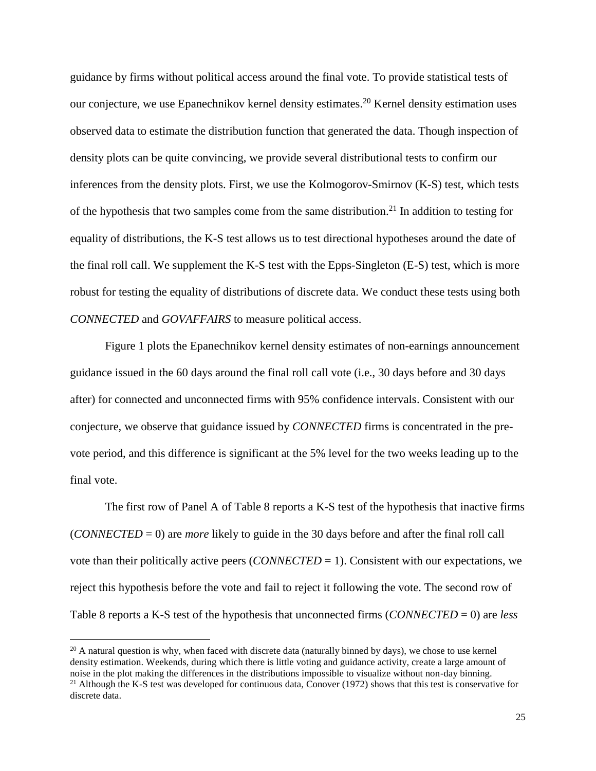guidance by firms without political access around the final vote. To provide statistical tests of our conjecture, we use Epanechnikov kernel density estimates.[20] Kernel density estimation uses observed data to estimate the distribution function that generated the data. Though inspection of density plots can be quite convincing, we provide several distributional tests to confirm our inferences from the density plots. First, we use the Kolmogorov-Smirnov (K-S) test, which tests of the hypothesis that two samples come from the same distribution.[21] In addition to testing for equality of distributions, the K-S test allows us to test directional hypotheses around the date of the final roll call. We supplement the K-S test with the Epps-Singleton (E-S) test, which is more robust for testing the equality of distributions of discrete data. We conduct these tests using both *CONNECTED* and *GOVAFFAIRS* to measure political access.

Figure 1 plots the Epanechnikov kernel density estimates of non-earnings announcement guidance issued in the 60 days around the final roll call vote (i.e., 30 days before and 30 days after) for connected and unconnected firms with 95% confidence intervals. Consistent with our conjecture, we observe that guidance issued by *CONNECTED* firms is concentrated in the pre-vote period, and this difference is significant at the 5% level for the two weeks leading up to the final vote.

The first row of Panel A of Table 8 reports a K-S test of the hypothesis that inactive firms (*CONNECTED* = 0) are *more* likely to guide in the 30 days before and after the final roll call vote than their politically active peers (*CONNECTED* = 1). Consistent with our expectations, we reject this hypothesis before the vote and fail to reject it following the vote. The second row of Table 8 reports a K-S test of the hypothesis that unconnected firms (*CONNECTED* = 0) are *less*

[20] A natural question is why, when faced with discrete data (naturally binned by days), we chose to use kernel density estimation. Weekends, during which there is little voting and guidance activity, create a large amount of noise in the plot making the differences in the distributions impossible to visualize without non-day binning.

[21] Although the K-S test was developed for continuous data, Conover (1972) shows that this test is conservative for discrete data.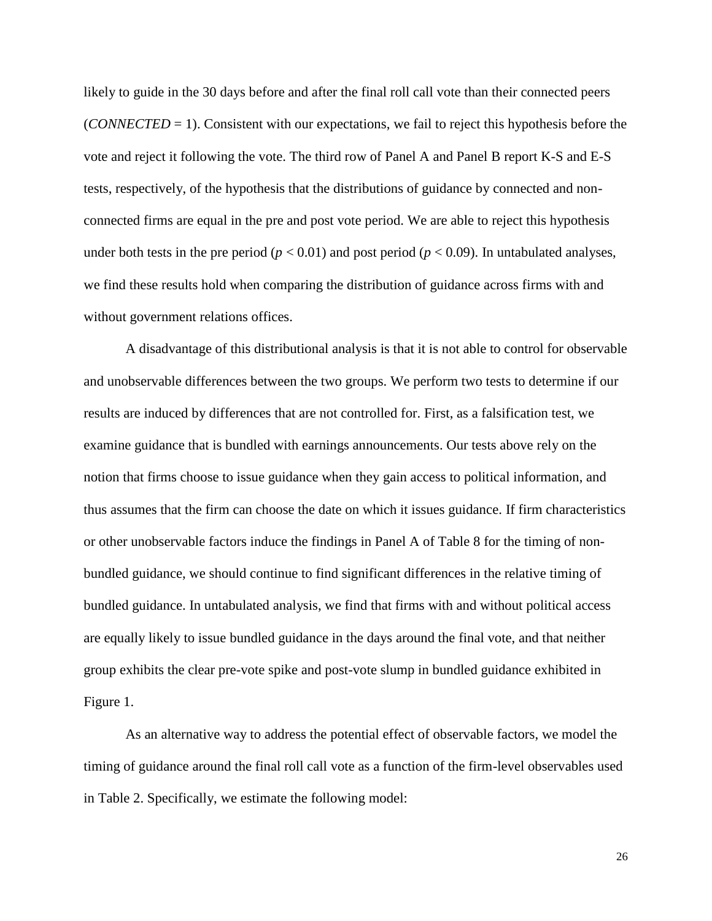likely to guide in the 30 days before and after the final roll call vote than their connected peers (*CONNECTED* = 1). Consistent with our expectations, we fail to reject this hypothesis before the vote and reject it following the vote. The third row of Panel A and Panel B report K-S and E-S tests, respectively, of the hypothesis that the distributions of guidance by connected and non-connected firms are equal in the pre and post vote period. We are able to reject this hypothesis under both tests in the pre period ($p < 0.01$) and post period ($p < 0.09$). In untabulated analyses, we find these results hold when comparing the distribution of guidance across firms with and without government relations offices.

A disadvantage of this distributional analysis is that it is not able to control for observable and unobservable differences between the two groups. We perform two tests to determine if our results are induced by differences that are not controlled for. First, as a falsification test, we examine guidance that is bundled with earnings announcements. Our tests above rely on the notion that firms choose to issue guidance when they gain access to political information, and thus assumes that the firm can choose the date on which it issues guidance. If firm characteristics or other unobservable factors induce the findings in Panel A of Table 8 for the timing of non-bundled guidance, we should continue to find significant differences in the relative timing of bundled guidance. In untabulated analysis, we find that firms with and without political access are equally likely to issue bundled guidance in the days around the final vote, and that neither group exhibits the clear pre-vote spike and post-vote slump in bundled guidance exhibited in Figure 1.

As an alternative way to address the potential effect of observable factors, we model the timing of guidance around the final roll call vote as a function of the firm-level observables used in Table 2. Specifically, we estimate the following model: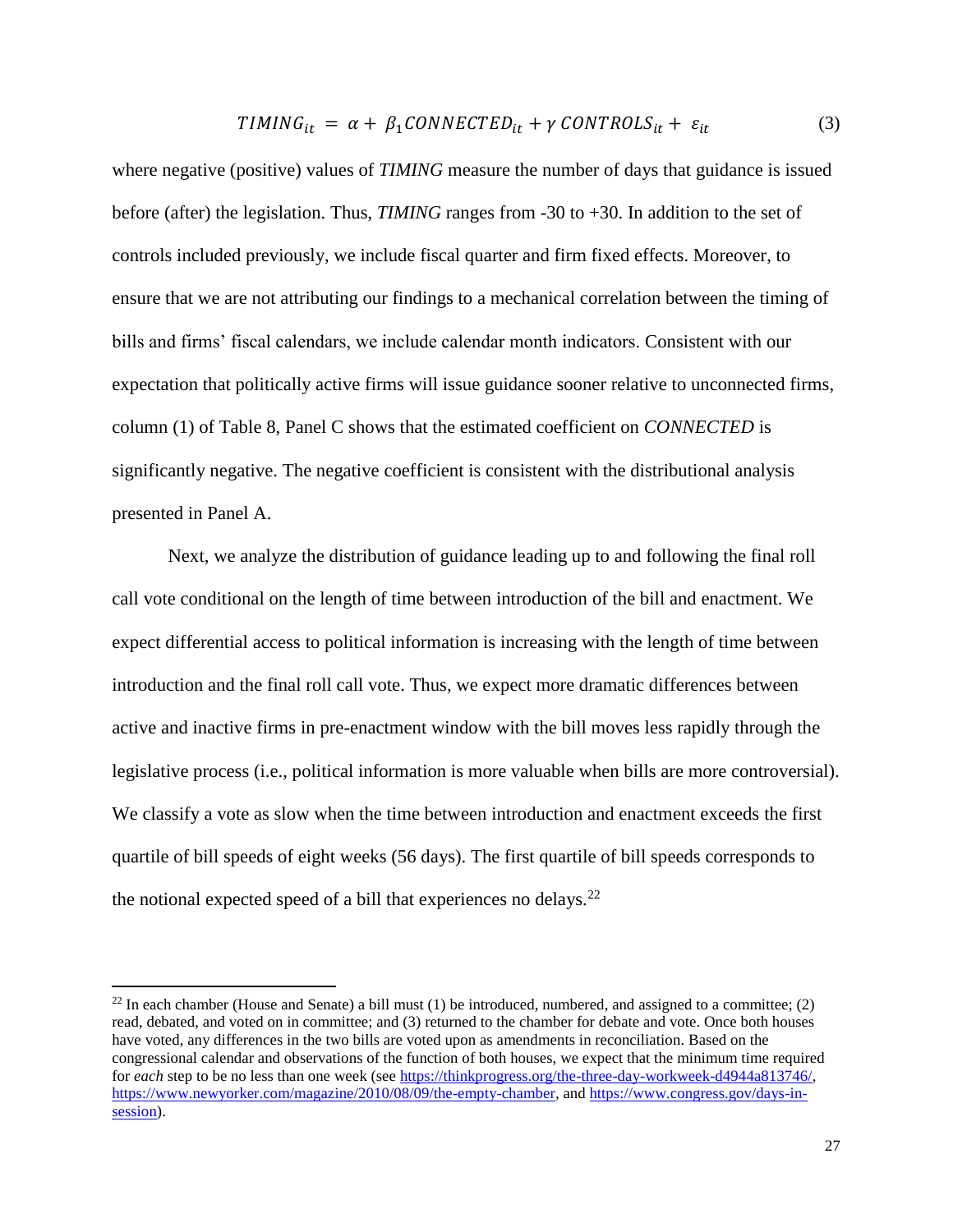$$TIMING_{it} = \alpha + \beta_1 CONNECTED_{it} + \gamma\, CONTROLS_{it} + \varepsilon_{it} \tag{3}$$

where negative (positive) values of *TIMING* measure the number of days that guidance is issued before (after) the legislation. Thus, *TIMING* ranges from -30 to +30. In addition to the set of controls included previously, we include fiscal quarter and firm fixed effects. Moreover, to ensure that we are not attributing our findings to a mechanical correlation between the timing of bills and firms' fiscal calendars, we include calendar month indicators. Consistent with our expectation that politically active firms will issue guidance sooner relative to unconnected firms, column (1) of Table 8, Panel C shows that the estimated coefficient on *CONNECTED* is significantly negative. The negative coefficient is consistent with the distributional analysis presented in Panel A.

Next, we analyze the distribution of guidance leading up to and following the final roll call vote conditional on the length of time between introduction of the bill and enactment. We expect differential access to political information is increasing with the length of time between introduction and the final roll call vote. Thus, we expect more dramatic differences between active and inactive firms in pre-enactment window with the bill moves less rapidly through the legislative process (i.e., political information is more valuable when bills are more controversial). We classify a vote as slow when the time between introduction and enactment exceeds the first quartile of bill speeds of eight weeks (56 days). The first quartile of bill speeds corresponds to the notional expected speed of a bill that experiences no delays.[22]

[22] In each chamber (House and Senate) a bill must (1) be introduced, numbered, and assigned to a committee; (2) read, debated, and voted on in committee; and (3) returned to the chamber for debate and vote. Once both houses have voted, any differences in the two bills are voted upon as amendments in reconciliation. Based on the congressional calendar and observations of the function of both houses, we expect that the minimum time required for *each* step to be no less than one week (see https://thinkprogress.org/the-three-day-workweek-d4944a813746/, https://www.newyorker.com/magazine/2010/08/09/the-empty-chamber, and https://www.congress.gov/days-in-session).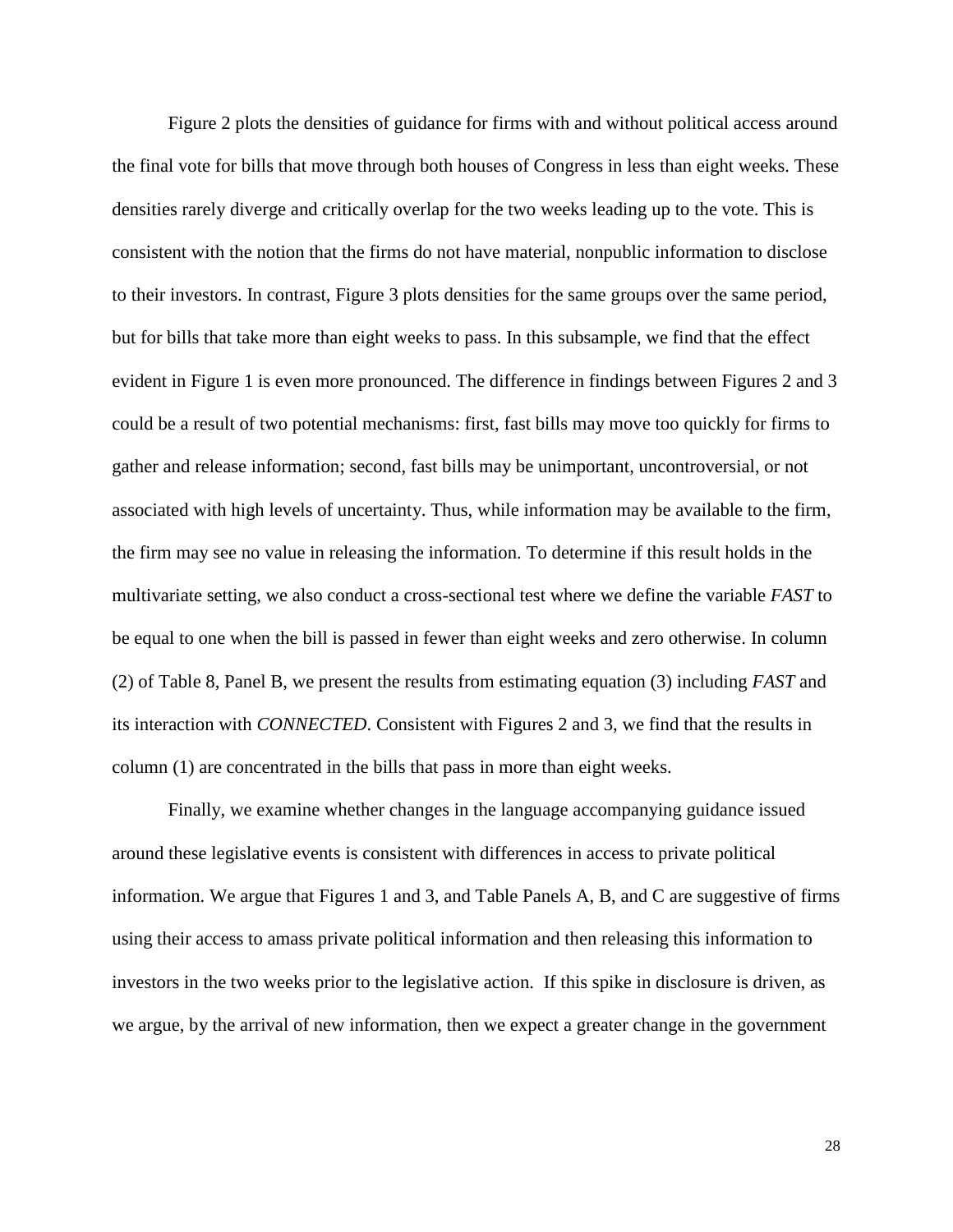Figure 2 plots the densities of guidance for firms with and without political access around the final vote for bills that move through both houses of Congress in less than eight weeks. These densities rarely diverge and critically overlap for the two weeks leading up to the vote. This is consistent with the notion that the firms do not have material, nonpublic information to disclose to their investors. In contrast, Figure 3 plots densities for the same groups over the same period, but for bills that take more than eight weeks to pass. In this subsample, we find that the effect evident in Figure 1 is even more pronounced. The difference in findings between Figures 2 and 3 could be a result of two potential mechanisms: first, fast bills may move too quickly for firms to gather and release information; second, fast bills may be unimportant, uncontroversial, or not associated with high levels of uncertainty. Thus, while information may be available to the firm, the firm may see no value in releasing the information. To determine if this result holds in the multivariate setting, we also conduct a cross-sectional test where we define the variable *FAST* to be equal to one when the bill is passed in fewer than eight weeks and zero otherwise. In column (2) of Table 8, Panel B, we present the results from estimating equation (3) including *FAST* and its interaction with *CONNECTED*. Consistent with Figures 2 and 3, we find that the results in column (1) are concentrated in the bills that pass in more than eight weeks.

Finally, we examine whether changes in the language accompanying guidance issued around these legislative events is consistent with differences in access to private political information. We argue that Figures 1 and 3, and Table Panels A, B, and C are suggestive of firms using their access to amass private political information and then releasing this information to investors in the two weeks prior to the legislative action. If this spike in disclosure is driven, as we argue, by the arrival of new information, then we expect a greater change in the government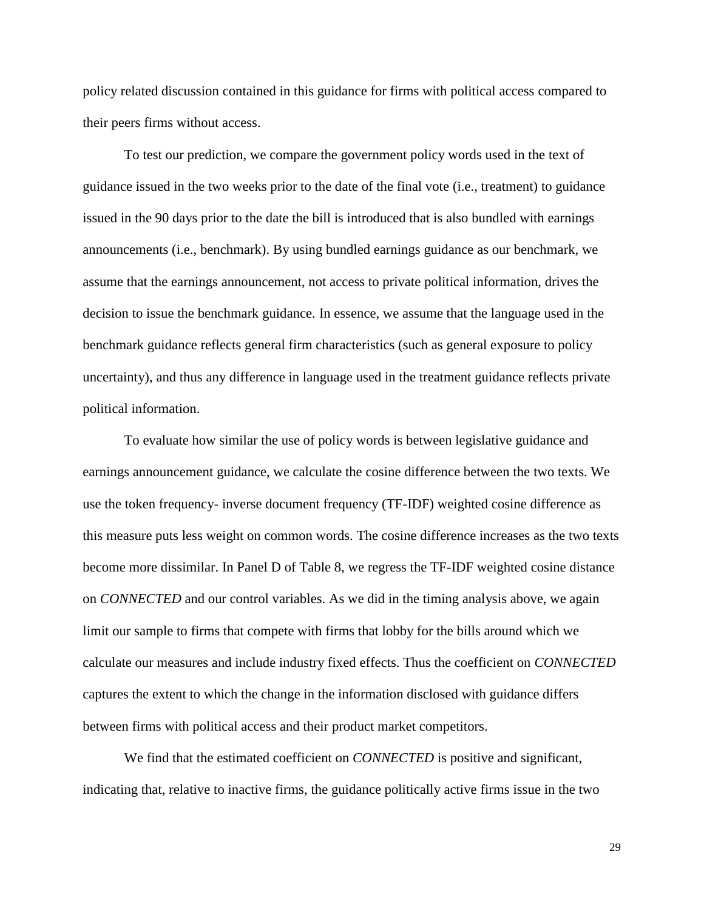policy related discussion contained in this guidance for firms with political access compared to their peers firms without access.

To test our prediction, we compare the government policy words used in the text of guidance issued in the two weeks prior to the date of the final vote (i.e., treatment) to guidance issued in the 90 days prior to the date the bill is introduced that is also bundled with earnings announcements (i.e., benchmark). By using bundled earnings guidance as our benchmark, we assume that the earnings announcement, not access to private political information, drives the decision to issue the benchmark guidance. In essence, we assume that the language used in the benchmark guidance reflects general firm characteristics (such as general exposure to policy uncertainty), and thus any difference in language used in the treatment guidance reflects private political information.

To evaluate how similar the use of policy words is between legislative guidance and earnings announcement guidance, we calculate the cosine difference between the two texts. We use the token frequency- inverse document frequency (TF-IDF) weighted cosine difference as this measure puts less weight on common words. The cosine difference increases as the two texts become more dissimilar. In Panel D of Table 8, we regress the TF-IDF weighted cosine distance on *CONNECTED* and our control variables. As we did in the timing analysis above, we again limit our sample to firms that compete with firms that lobby for the bills around which we calculate our measures and include industry fixed effects. Thus the coefficient on *CONNECTED* captures the extent to which the change in the information disclosed with guidance differs between firms with political access and their product market competitors.

We find that the estimated coefficient on *CONNECTED* is positive and significant, indicating that, relative to inactive firms, the guidance politically active firms issue in the two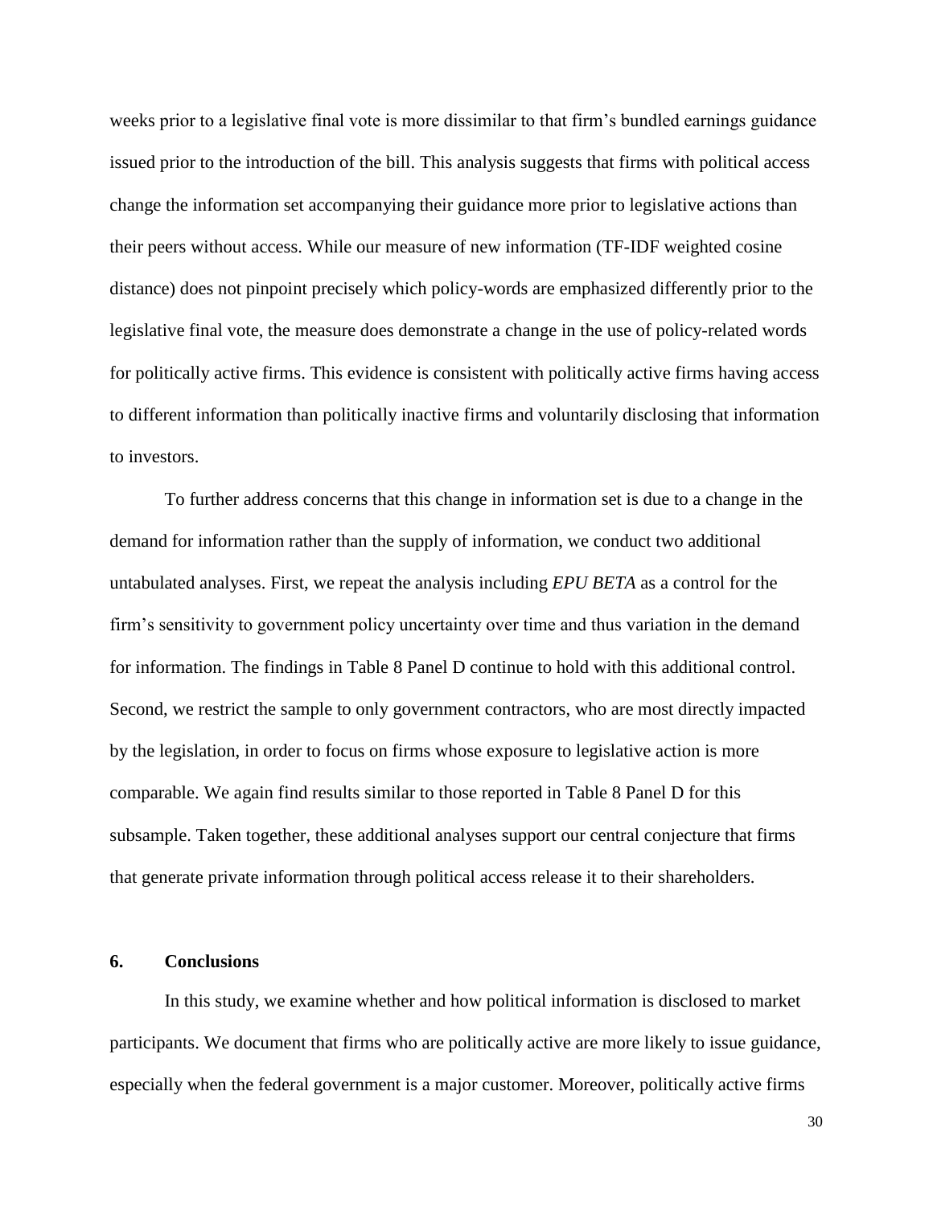weeks prior to a legislative final vote is more dissimilar to that firm's bundled earnings guidance issued prior to the introduction of the bill. This analysis suggests that firms with political access change the information set accompanying their guidance more prior to legislative actions than their peers without access. While our measure of new information (TF-IDF weighted cosine distance) does not pinpoint precisely which policy-words are emphasized differently prior to the legislative final vote, the measure does demonstrate a change in the use of policy-related words for politically active firms. This evidence is consistent with politically active firms having access to different information than politically inactive firms and voluntarily disclosing that information to investors.

To further address concerns that this change in information set is due to a change in the demand for information rather than the supply of information, we conduct two additional untabulated analyses. First, we repeat the analysis including *EPU BETA* as a control for the firm's sensitivity to government policy uncertainty over time and thus variation in the demand for information. The findings in Table 8 Panel D continue to hold with this additional control. Second, we restrict the sample to only government contractors, who are most directly impacted by the legislation, in order to focus on firms whose exposure to legislative action is more comparable. We again find results similar to those reported in Table 8 Panel D for this subsample. Taken together, these additional analyses support our central conjecture that firms that generate private information through political access release it to their shareholders.

## 6. Conclusions

In this study, we examine whether and how political information is disclosed to market participants. We document that firms who are politically active are more likely to issue guidance, especially when the federal government is a major customer. Moreover, politically active firms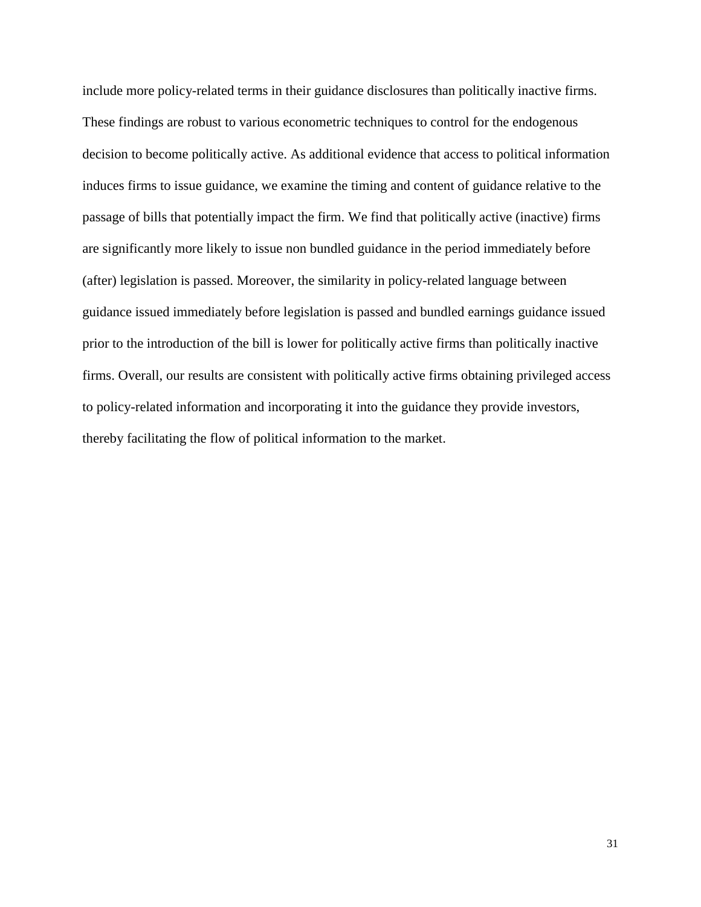include more policy-related terms in their guidance disclosures than politically inactive firms. These findings are robust to various econometric techniques to control for the endogenous decision to become politically active. As additional evidence that access to political information induces firms to issue guidance, we examine the timing and content of guidance relative to the passage of bills that potentially impact the firm. We find that politically active (inactive) firms are significantly more likely to issue non bundled guidance in the period immediately before (after) legislation is passed. Moreover, the similarity in policy-related language between guidance issued immediately before legislation is passed and bundled earnings guidance issued prior to the introduction of the bill is lower for politically active firms than politically inactive firms. Overall, our results are consistent with politically active firms obtaining privileged access to policy-related information and incorporating it into the guidance they provide investors, thereby facilitating the flow of political information to the market.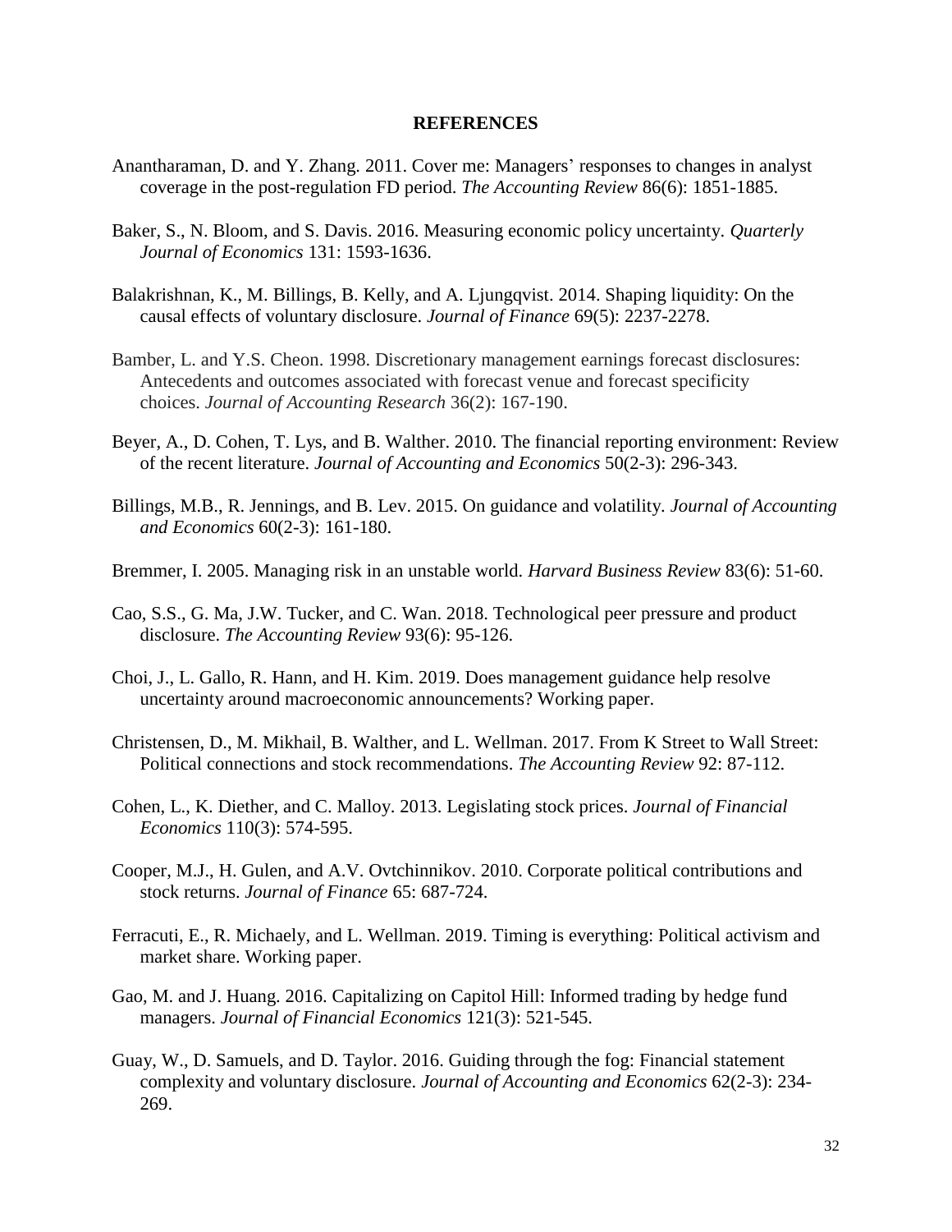## REFERENCES

Anantharaman, D. and Y. Zhang. 2011. Cover me: Managers' responses to changes in analyst coverage in the post-regulation FD period. *The Accounting Review* 86(6): 1851-1885.

Baker, S., N. Bloom, and S. Davis. 2016. Measuring economic policy uncertainty. *Quarterly Journal of Economics* 131: 1593-1636.

Balakrishnan, K., M. Billings, B. Kelly, and A. Ljungqvist. 2014. Shaping liquidity: On the causal effects of voluntary disclosure. *Journal of Finance* 69(5): 2237-2278.

Bamber, L. and Y.S. Cheon. 1998. Discretionary management earnings forecast disclosures: Antecedents and outcomes associated with forecast venue and forecast specificity choices. *Journal of Accounting Research* 36(2): 167-190.

Beyer, A., D. Cohen, T. Lys, and B. Walther. 2010. The financial reporting environment: Review of the recent literature. *Journal of Accounting and Economics* 50(2-3): 296-343.

Billings, M.B., R. Jennings, and B. Lev. 2015. On guidance and volatility. *Journal of Accounting and Economics* 60(2-3): 161-180.

Bremmer, I. 2005. Managing risk in an unstable world. *Harvard Business Review* 83(6): 51-60.

Cao, S.S., G. Ma, J.W. Tucker, and C. Wan. 2018. Technological peer pressure and product disclosure. *The Accounting Review* 93(6): 95-126.

Choi, J., L. Gallo, R. Hann, and H. Kim. 2019. Does management guidance help resolve uncertainty around macroeconomic announcements? Working paper.

Christensen, D., M. Mikhail, B. Walther, and L. Wellman. 2017. From K Street to Wall Street: Political connections and stock recommendations. *The Accounting Review* 92: 87-112.

Cohen, L., K. Diether, and C. Malloy. 2013. Legislating stock prices. *Journal of Financial Economics* 110(3): 574-595.

Cooper, M.J., H. Gulen, and A.V. Ovtchinnikov. 2010. Corporate political contributions and stock returns. *Journal of Finance* 65: 687-724.

Ferracuti, E., R. Michaely, and L. Wellman. 2019. Timing is everything: Political activism and market share. Working paper.

Gao, M. and J. Huang. 2016. Capitalizing on Capitol Hill: Informed trading by hedge fund managers. *Journal of Financial Economics* 121(3): 521-545.

Guay, W., D. Samuels, and D. Taylor. 2016. Guiding through the fog: Financial statement complexity and voluntary disclosure. *Journal of Accounting and Economics* 62(2-3): 234-269.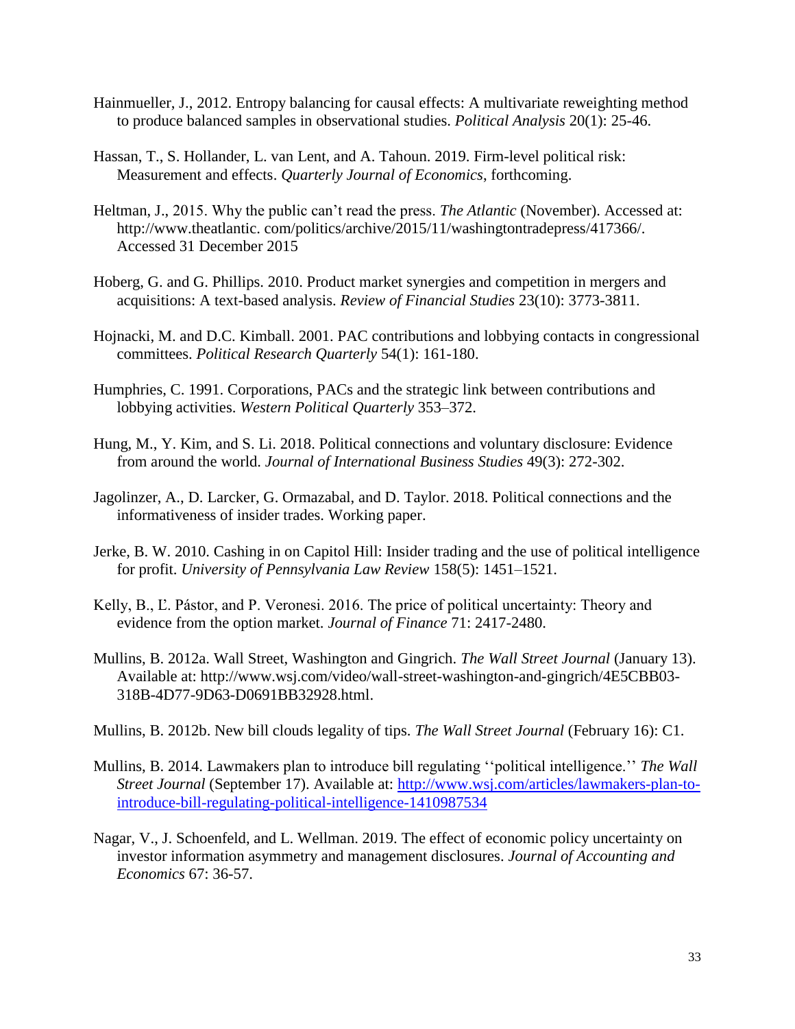Hainmueller, J., 2012. Entropy balancing for causal effects: A multivariate reweighting method to produce balanced samples in observational studies. *Political Analysis* 20(1): 25-46.

Hassan, T., S. Hollander, L. van Lent, and A. Tahoun. 2019. Firm-level political risk: Measurement and effects. *Quarterly Journal of Economics*, forthcoming.

Heltman, J., 2015. Why the public can't read the press. *The Atlantic* (November). Accessed at: http://www.theatlantic. com/politics/archive/2015/11/washingtontradepress/417366/. Accessed 31 December 2015

Hoberg, G. and G. Phillips. 2010. Product market synergies and competition in mergers and acquisitions: A text-based analysis. *Review of Financial Studies* 23(10): 3773-3811.

Hojnacki, M. and D.C. Kimball. 2001. PAC contributions and lobbying contacts in congressional committees. *Political Research Quarterly* 54(1): 161-180.

Humphries, C. 1991. Corporations, PACs and the strategic link between contributions and lobbying activities. *Western Political Quarterly* 353–372.

Hung, M., Y. Kim, and S. Li. 2018. Political connections and voluntary disclosure: Evidence from around the world. *Journal of International Business Studies* 49(3): 272-302.

Jagolinzer, A., D. Larcker, G. Ormazabal, and D. Taylor. 2018. Political connections and the informativeness of insider trades. Working paper.

Jerke, B. W. 2010. Cashing in on Capitol Hill: Insider trading and the use of political intelligence for profit. *University of Pennsylvania Law Review* 158(5): 1451–1521.

Kelly, B., Ľ. Pástor, and P. Veronesi. 2016. The price of political uncertainty: Theory and evidence from the option market. *Journal of Finance* 71: 2417-2480.

Mullins, B. 2012a. Wall Street, Washington and Gingrich. *The Wall Street Journal* (January 13). Available at: http://www.wsj.com/video/wall-street-washington-and-gingrich/4E5CBB03-318B-4D77-9D63-D0691BB32928.html.

Mullins, B. 2012b. New bill clouds legality of tips. *The Wall Street Journal* (February 16): C1.

Mullins, B. 2014. Lawmakers plan to introduce bill regulating ''political intelligence.'' *The Wall Street Journal* (September 17). Available at: http://www.wsj.com/articles/lawmakers-plan-to-introduce-bill-regulating-political-intelligence-1410987534

Nagar, V., J. Schoenfeld, and L. Wellman. 2019. The effect of economic policy uncertainty on investor information asymmetry and management disclosures. *Journal of Accounting and Economics* 67: 36-57.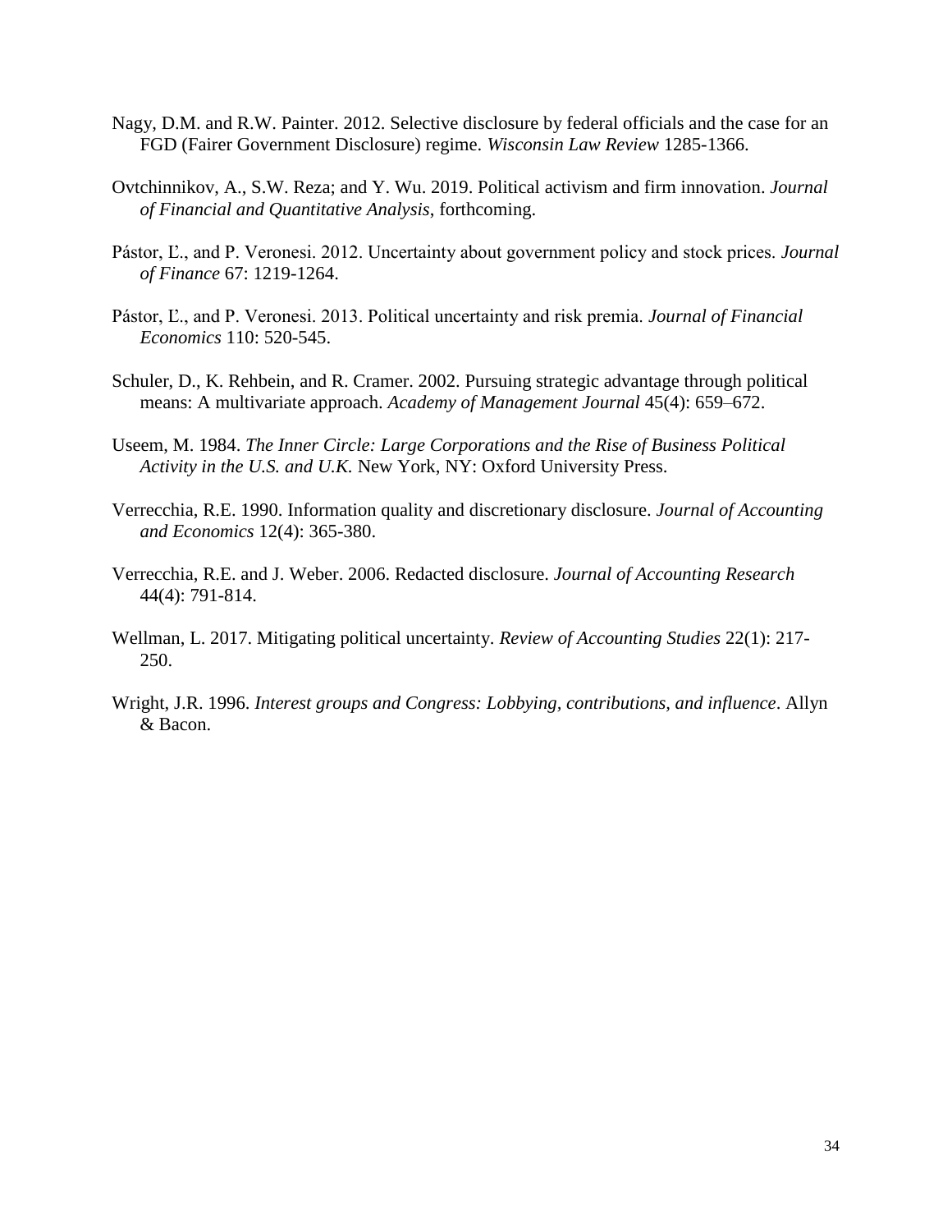Nagy, D.M. and R.W. Painter. 2012. Selective disclosure by federal officials and the case for an FGD (Fairer Government Disclosure) regime. *Wisconsin Law Review* 1285-1366.

Ovtchinnikov, A., S.W. Reza; and Y. Wu. 2019. Political activism and firm innovation. *Journal of Financial and Quantitative Analysis*, forthcoming.

Pástor, Ľ., and P. Veronesi. 2012. Uncertainty about government policy and stock prices. *Journal of Finance* 67: 1219-1264.

Pástor, Ľ., and P. Veronesi. 2013. Political uncertainty and risk premia. *Journal of Financial Economics* 110: 520-545.

Schuler, D., K. Rehbein, and R. Cramer. 2002. Pursuing strategic advantage through political means: A multivariate approach. *Academy of Management Journal* 45(4): 659–672.

Useem, M. 1984. *The Inner Circle: Large Corporations and the Rise of Business Political Activity in the U.S. and U.K.* New York, NY: Oxford University Press.

Verrecchia, R.E. 1990. Information quality and discretionary disclosure. *Journal of Accounting and Economics* 12(4): 365-380.

Verrecchia, R.E. and J. Weber. 2006. Redacted disclosure. *Journal of Accounting Research* 44(4): 791-814.

Wellman, L. 2017. Mitigating political uncertainty. *Review of Accounting Studies* 22(1): 217-250.

Wright, J.R. 1996. *Interest groups and Congress: Lobbying, contributions, and influence*. Allyn & Bacon.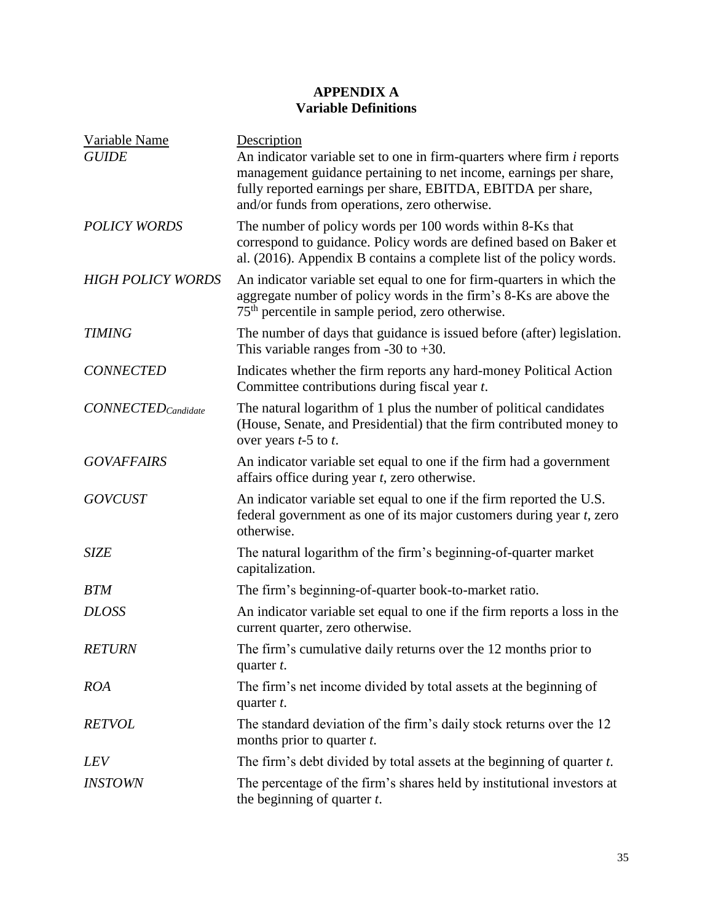## APPENDIX A
## Variable Definitions

| Variable Name | Description |
|---|---|
| *GUIDE* | An indicator variable set to one in firm-quarters where firm *i* reports management guidance pertaining to net income, earnings per share, fully reported earnings per share, EBITDA, EBITDA per share, and/or funds from operations, zero otherwise. |
| *POLICY WORDS* | The number of policy words per 100 words within 8-Ks that correspond to guidance. Policy words are defined based on Baker et al. (2016). Appendix B contains a complete list of the policy words. |
| *HIGH POLICY WORDS* | An indicator variable set equal to one for firm-quarters in which the aggregate number of policy words in the firm's 8-Ks are above the $75^{th}$ percentile in sample period, zero otherwise. |
| *TIMING* | The number of days that guidance is issued before (after) legislation. This variable ranges from -30 to +30. |
| *CONNECTED* | Indicates whether the firm reports any hard-money Political Action Committee contributions during fiscal year *t*. |
| $CONNECTED_{Candidate}$ | The natural logarithm of 1 plus the number of political candidates (House, Senate, and Presidential) that the firm contributed money to over years *t*-5 to *t*. |
| *GOVAFFAIRS* | An indicator variable set equal to one if the firm had a government affairs office during year *t*, zero otherwise. |
| *GOVCUST* | An indicator variable set equal to one if the firm reported the U.S. federal government as one of its major customers during year *t*, zero otherwise. |
| *SIZE* | The natural logarithm of the firm's beginning-of-quarter market capitalization. |
| *BTM* | The firm's beginning-of-quarter book-to-market ratio. |
| *DLOSS* | An indicator variable set equal to one if the firm reports a loss in the current quarter, zero otherwise. |
| *RETURN* | The firm's cumulative daily returns over the 12 months prior to quarter *t*. |
| *ROA* | The firm's net income divided by total assets at the beginning of quarter *t*. |
| *RETVOL* | The standard deviation of the firm's daily stock returns over the 12 months prior to quarter *t*. |
| *LEV* | The firm's debt divided by total assets at the beginning of quarter *t*. |
| *INSTOWN* | The percentage of the firm's shares held by institutional investors at the beginning of quarter *t*. |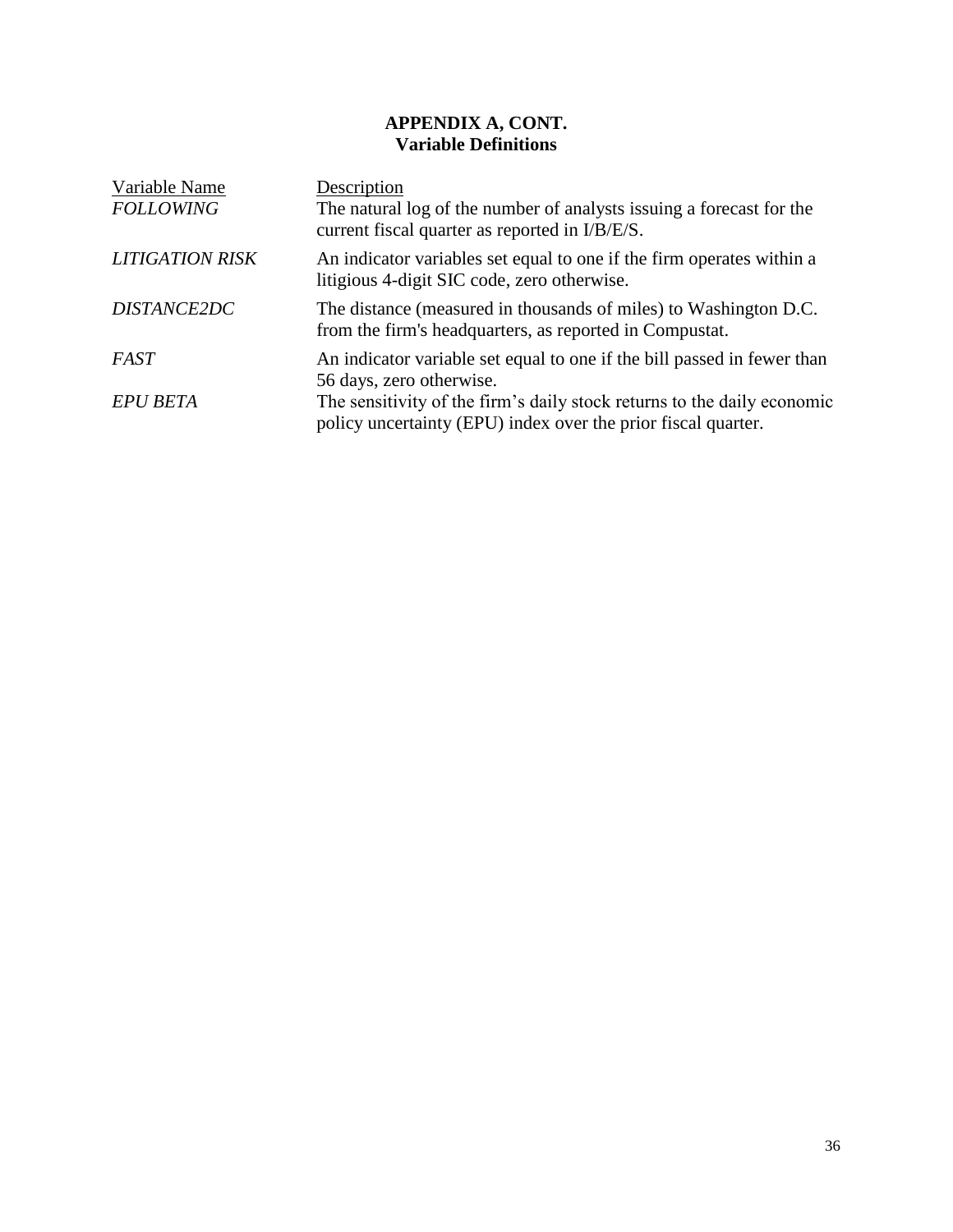**APPENDIX A, CONT.**
**Variable Definitions**

| Variable Name | Description |
|---|---|
| *FOLLOWING* | The natural log of the number of analysts issuing a forecast for the current fiscal quarter as reported in I/B/E/S. |
| *LITIGATION RISK* | An indicator variables set equal to one if the firm operates within a litigious 4-digit SIC code, zero otherwise. |
| *DISTANCE2DC* | The distance (measured in thousands of miles) to Washington D.C. from the firm's headquarters, as reported in Compustat. |
| *FAST* | An indicator variable set equal to one if the bill passed in fewer than 56 days, zero otherwise. |
| *EPU BETA* | The sensitivity of the firm's daily stock returns to the daily economic policy uncertainty (EPU) index over the prior fiscal quarter. |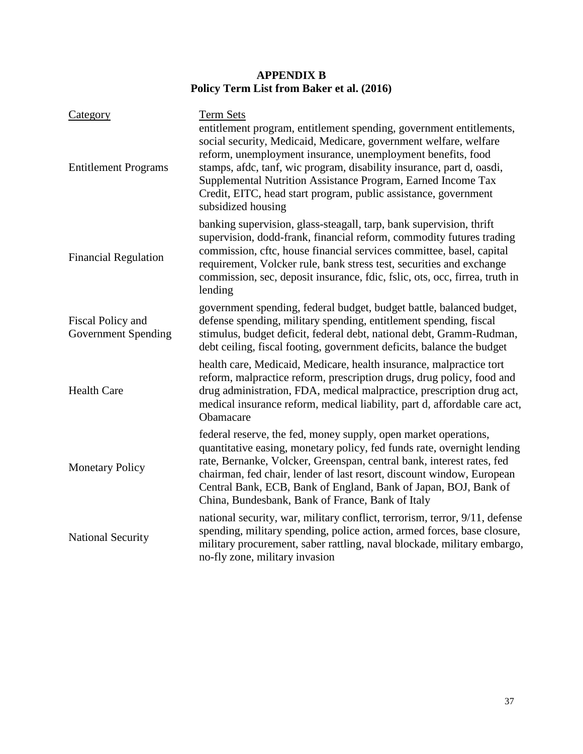**APPENDIX B**
**Policy Term List from Baker et al. (2016)**

| Category | Term Sets |
|---|---|
| Entitlement Programs | entitlement program, entitlement spending, government entitlements, social security, Medicaid, Medicare, government welfare, welfare reform, unemployment insurance, unemployment benefits, food stamps, afdc, tanf, wic program, disability insurance, part d, oasdi, Supplemental Nutrition Assistance Program, Earned Income Tax Credit, EITC, head start program, public assistance, government subsidized housing |
| Financial Regulation | banking supervision, glass-steagall, tarp, bank supervision, thrift supervision, dodd-frank, financial reform, commodity futures trading commission, cftc, house financial services committee, basel, capital requirement, Volcker rule, bank stress test, securities and exchange commission, sec, deposit insurance, fdic, fslic, ots, occ, firrea, truth in lending |
| Fiscal Policy and Government Spending | government spending, federal budget, budget battle, balanced budget, defense spending, military spending, entitlement spending, fiscal stimulus, budget deficit, federal debt, national debt, Gramm-Rudman, debt ceiling, fiscal footing, government deficits, balance the budget |
| Health Care | health care, Medicaid, Medicare, health insurance, malpractice tort reform, malpractice reform, prescription drugs, drug policy, food and drug administration, FDA, medical malpractice, prescription drug act, medical insurance reform, medical liability, part d, affordable care act, Obamacare |
| Monetary Policy | federal reserve, the fed, money supply, open market operations, quantitative easing, monetary policy, fed funds rate, overnight lending rate, Bernanke, Volcker, Greenspan, central bank, interest rates, fed chairman, fed chair, lender of last resort, discount window, European Central Bank, ECB, Bank of England, Bank of Japan, BOJ, Bank of China, Bundesbank, Bank of France, Bank of Italy |
| National Security | national security, war, military conflict, terrorism, terror, 9/11, defense spending, military spending, police action, armed forces, base closure, military procurement, saber rattling, naval blockade, military embargo, no-fly zone, military invasion |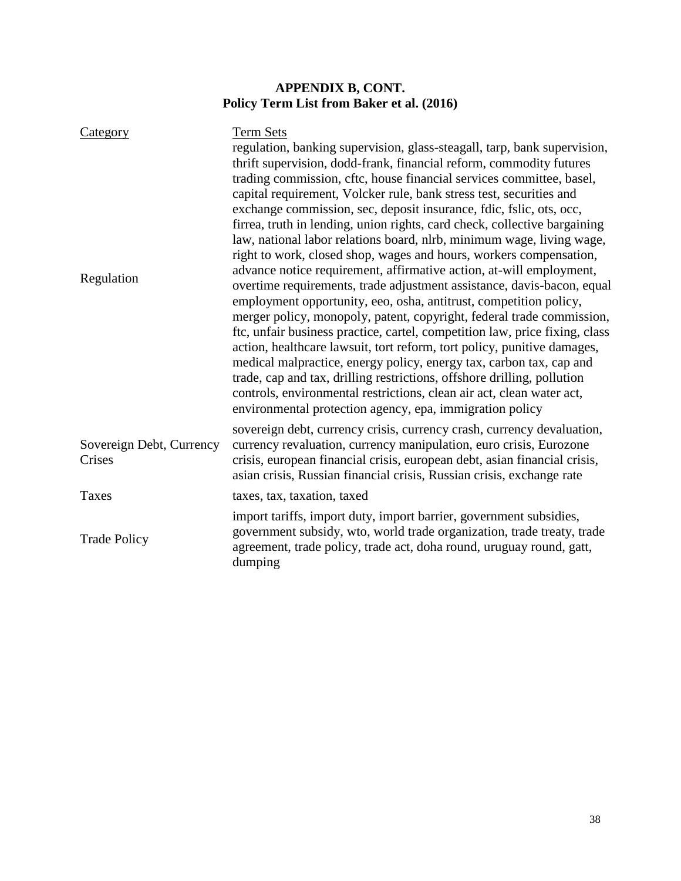**APPENDIX B, CONT.**
**Policy Term List from Baker et al. (2016)**

| Category | Term Sets |
| --- | --- |
| Regulation | regulation, banking supervision, glass-steagall, tarp, bank supervision, thrift supervision, dodd-frank, financial reform, commodity futures trading commission, cftc, house financial services committee, basel, capital requirement, Volcker rule, bank stress test, securities and exchange commission, sec, deposit insurance, fdic, fslic, ots, occ, firrea, truth in lending, union rights, card check, collective bargaining law, national labor relations board, nlrb, minimum wage, living wage, right to work, closed shop, wages and hours, workers compensation, advance notice requirement, affirmative action, at-will employment, overtime requirements, trade adjustment assistance, davis-bacon, equal employment opportunity, eeo, osha, antitrust, competition policy, merger policy, monopoly, patent, copyright, federal trade commission, ftc, unfair business practice, cartel, competition law, price fixing, class action, healthcare lawsuit, tort reform, tort policy, punitive damages, medical malpractice, energy policy, energy tax, carbon tax, cap and trade, cap and tax, drilling restrictions, offshore drilling, pollution controls, environmental restrictions, clean air act, clean water act, environmental protection agency, epa, immigration policy |
| Sovereign Debt, Currency Crises | sovereign debt, currency crisis, currency crash, currency devaluation, currency revaluation, currency manipulation, euro crisis, Eurozone crisis, european financial crisis, european debt, asian financial crisis, asian crisis, Russian financial crisis, Russian crisis, exchange rate |
| Taxes | taxes, tax, taxation, taxed |
| Trade Policy | import tariffs, import duty, import barrier, government subsidies, government subsidy, wto, world trade organization, trade treaty, trade agreement, trade policy, trade act, doha round, uruguay round, gatt, dumping |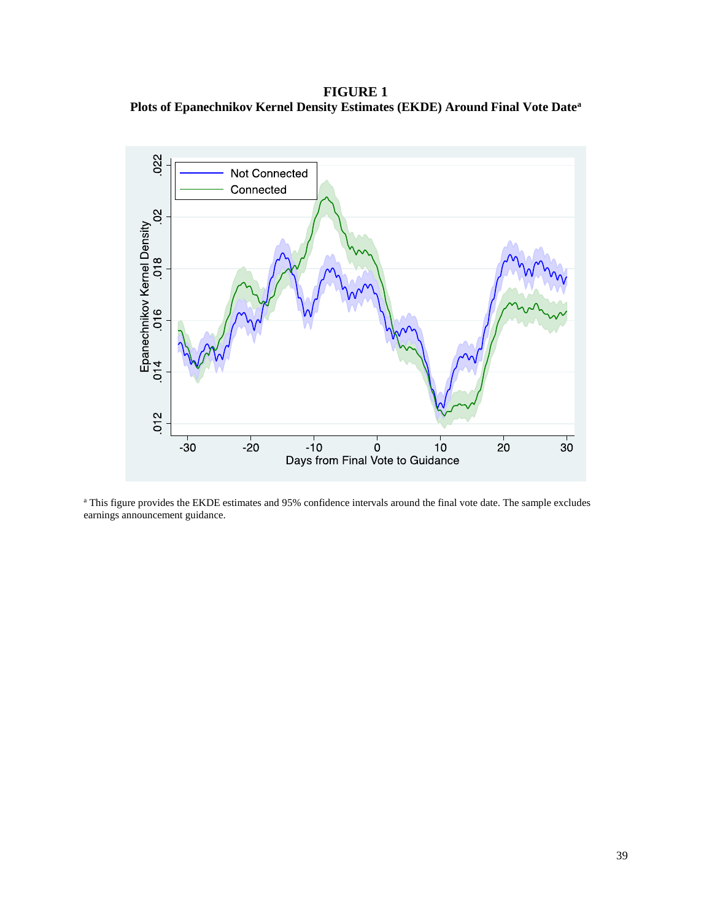**FIGURE 1**
**Plots of Epanechnikov Kernel Density Estimates (EKDE) Around Final Vote Date[a]**

[a] This figure provides the EKDE estimates and 95% confidence intervals around the final vote date. The sample excludes earnings announcement guidance.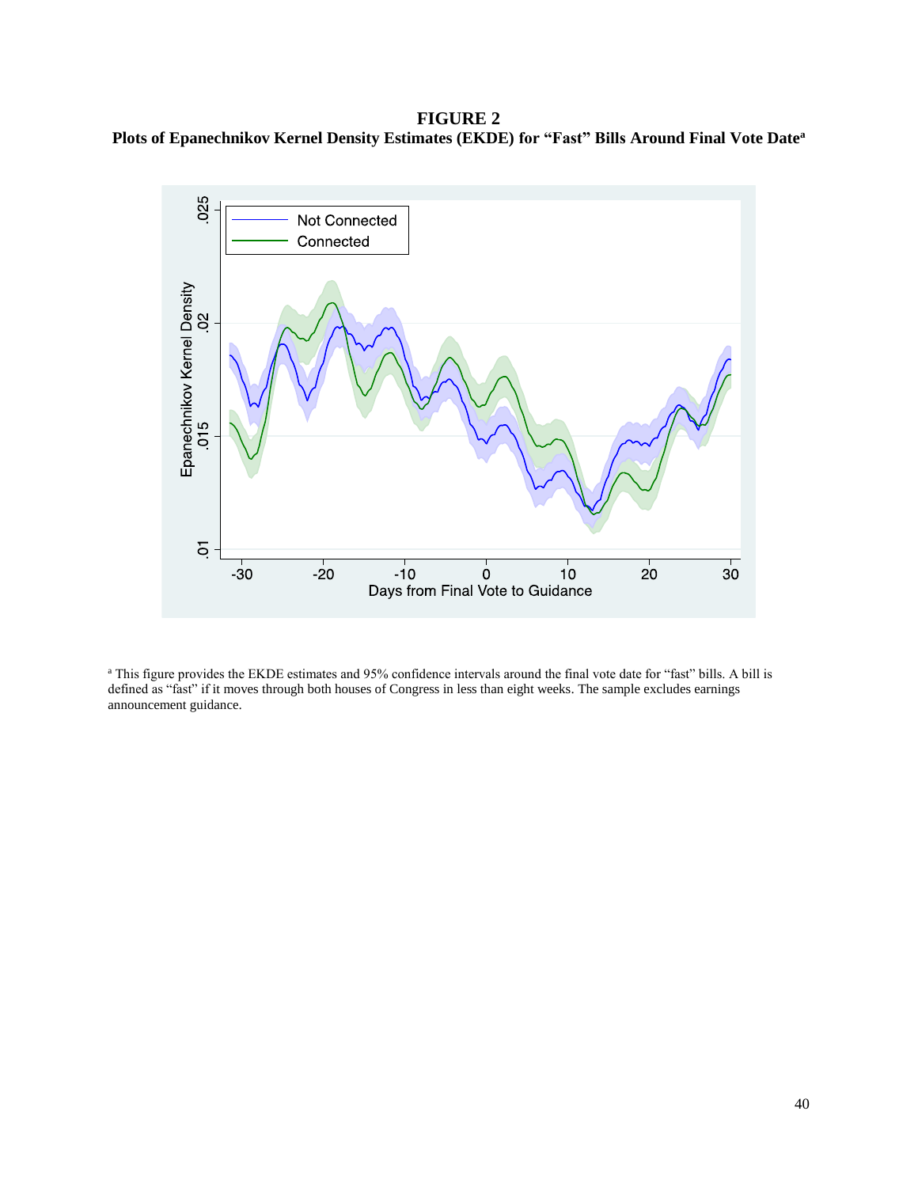**FIGURE 2**
**Plots of Epanechnikov Kernel Density Estimates (EKDE) for "Fast" Bills Around Final Vote Date[a]**

[a] This figure provides the EKDE estimates and 95% confidence intervals around the final vote date for "fast" bills. A bill is defined as "fast" if it moves through both houses of Congress in less than eight weeks. The sample excludes earnings announcement guidance.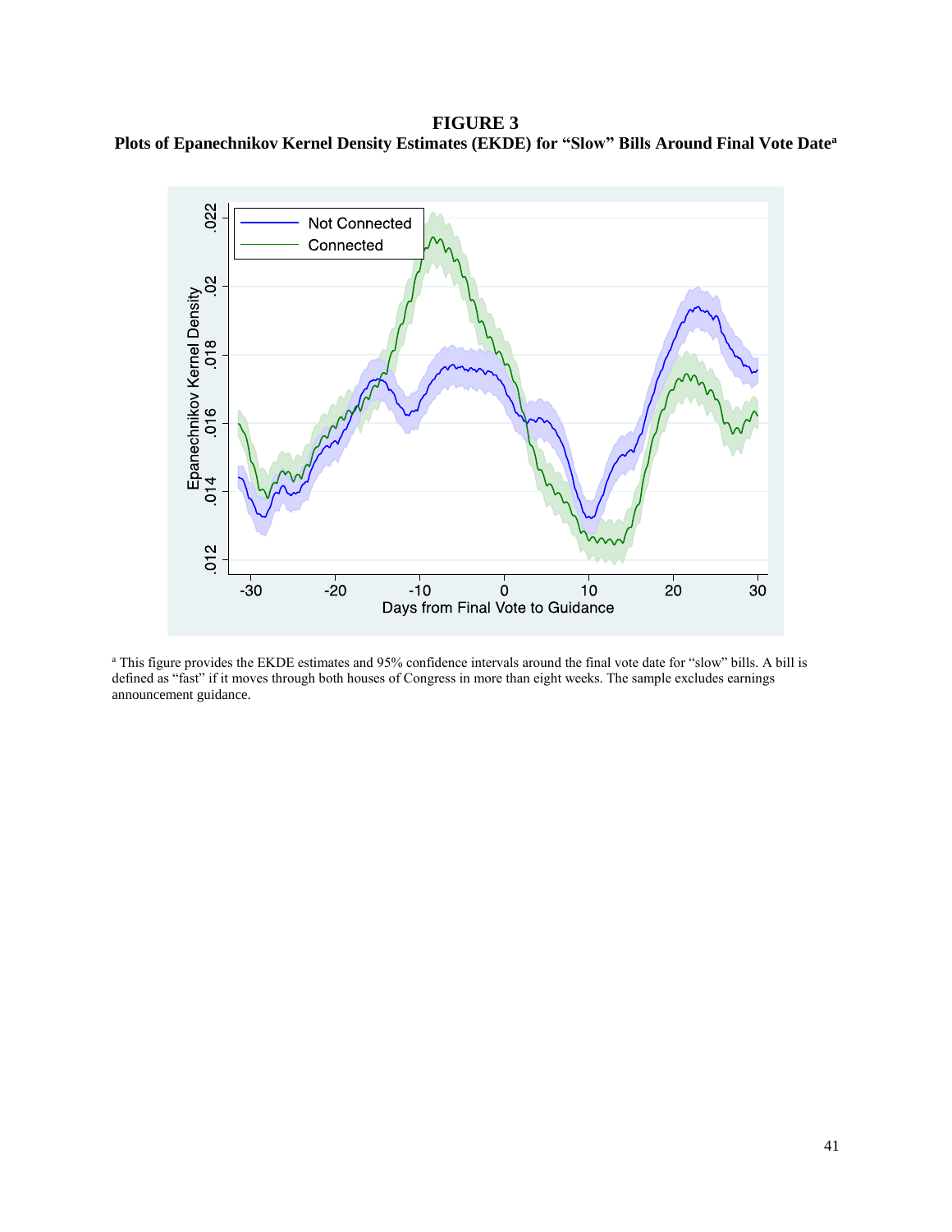**FIGURE 3**

**Plots of Epanechnikov Kernel Density Estimates (EKDE) for "Slow" Bills Around Final Vote Date[a]**

[a] This figure provides the EKDE estimates and 95% confidence intervals around the final vote date for "slow" bills. A bill is defined as "fast" if it moves through both houses of Congress in more than eight weeks. The sample excludes earnings announcement guidance.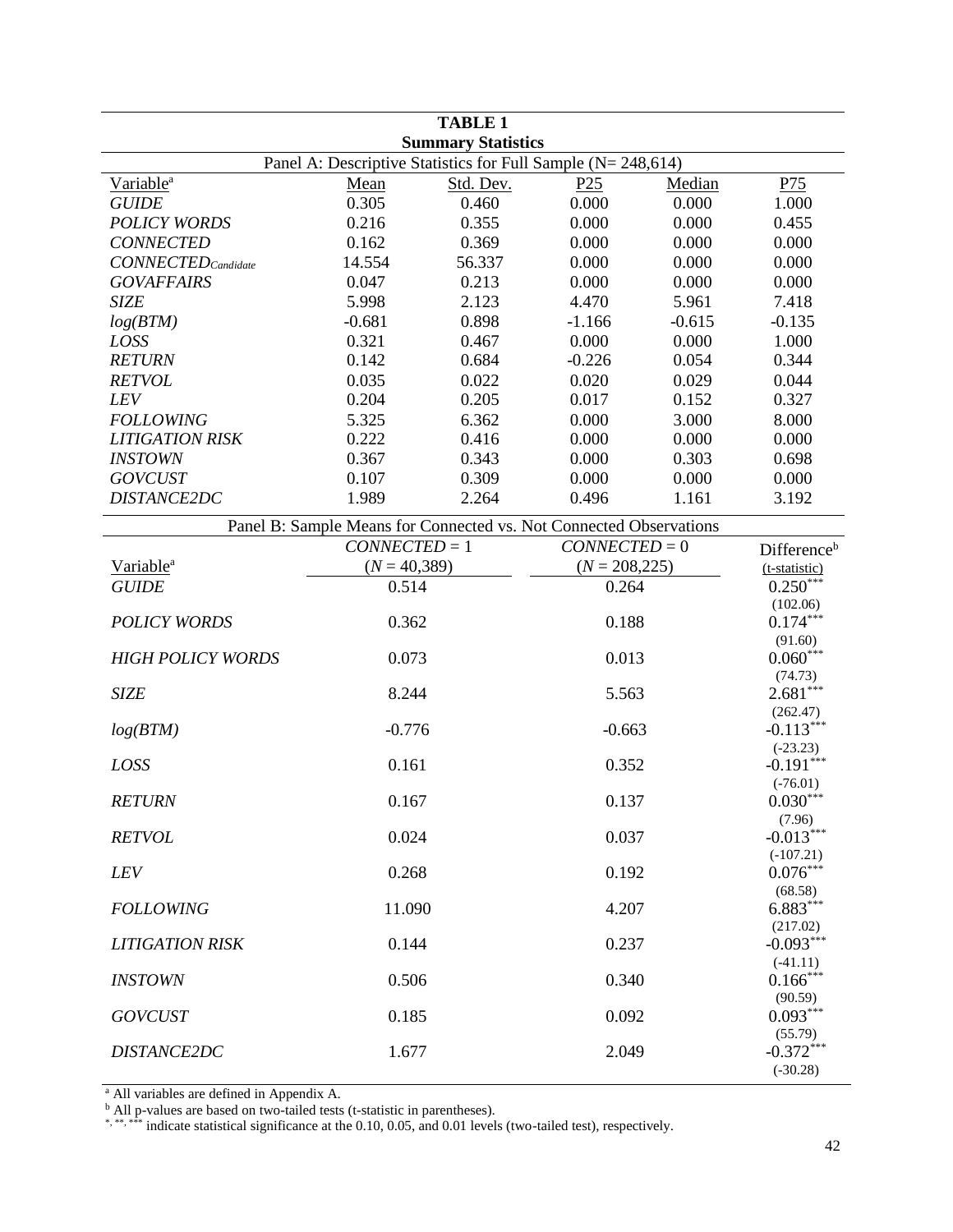**TABLE 1**
**Summary Statistics**

Panel A: Descriptive Statistics for Full Sample (N= 248,614)

| Variable[a] | Mean | Std. Dev. | P25 | Median | P75 |
|---|---|---|---|---|---|
| *GUIDE* | 0.305 | 0.460 | 0.000 | 0.000 | 1.000 |
| *POLICY WORDS* | 0.216 | 0.355 | 0.000 | 0.000 | 0.455 |
| *CONNECTED* | 0.162 | 0.369 | 0.000 | 0.000 | 0.000 |
| $CONNECTED_{Candidate}$ | 14.554 | 56.337 | 0.000 | 0.000 | 0.000 |
| *GOVAFFAIRS* | 0.047 | 0.213 | 0.000 | 0.000 | 0.000 |
| *SIZE* | 5.998 | 2.123 | 4.470 | 5.961 | 7.418 |
| *log(BTM)* | -0.681 | 0.898 | -1.166 | -0.615 | -0.135 |
| *LOSS* | 0.321 | 0.467 | 0.000 | 0.000 | 1.000 |
| *RETURN* | 0.142 | 0.684 | -0.226 | 0.054 | 0.344 |
| *RETVOL* | 0.035 | 0.022 | 0.020 | 0.029 | 0.044 |
| *LEV* | 0.204 | 0.205 | 0.017 | 0.152 | 0.327 |
| *FOLLOWING* | 5.325 | 6.362 | 0.000 | 3.000 | 8.000 |
| *LITIGATION RISK* | 0.222 | 0.416 | 0.000 | 0.000 | 0.000 |
| *INSTOWN* | 0.367 | 0.343 | 0.000 | 0.303 | 0.698 |
| *GOVCUST* | 0.107 | 0.309 | 0.000 | 0.000 | 0.000 |
| *DISTANCE2DC* | 1.989 | 2.264 | 0.496 | 1.161 | 3.192 |

Panel B: Sample Means for Connected vs. Not Connected Observations

| Variable[a] | *CONNECTED* = 1 ($N$ = 40,389) | *CONNECTED* = 0 ($N$ = 208,225) | Difference[b] (t-statistic) |
|---|---|---|---|
| *GUIDE* | 0.514 | 0.264 | 0.250*** (102.06) |
| *POLICY WORDS* | 0.362 | 0.188 | 0.174*** (91.60) |
| *HIGH POLICY WORDS* | 0.073 | 0.013 | 0.060*** (74.73) |
| *SIZE* | 8.244 | 5.563 | 2.681*** (262.47) |
| *log(BTM)* | -0.776 | -0.663 | -0.113*** (-23.23) |
| *LOSS* | 0.161 | 0.352 | -0.191*** (-76.01) |
| *RETURN* | 0.167 | 0.137 | 0.030*** (7.96) |
| *RETVOL* | 0.024 | 0.037 | -0.013*** (-107.21) |
| *LEV* | 0.268 | 0.192 | 0.076*** (68.58) |
| *FOLLOWING* | 11.090 | 4.207 | 6.883*** (217.02) |
| *LITIGATION RISK* | 0.144 | 0.237 | -0.093*** (-41.11) |
| *INSTOWN* | 0.506 | 0.340 | 0.166*** (90.59) |
| *GOVCUST* | 0.185 | 0.092 | 0.093*** (55.79) |
| *DISTANCE2DC* | 1.677 | 2.049 | -0.372*** (-30.28) |

[a] All variables are defined in Appendix A.
[b] All p-values are based on two-tailed tests (t-statistic in parentheses).
*, **, *** indicate statistical significance at the 0.10, 0.05, and 0.01 levels (two-tailed test), respectively.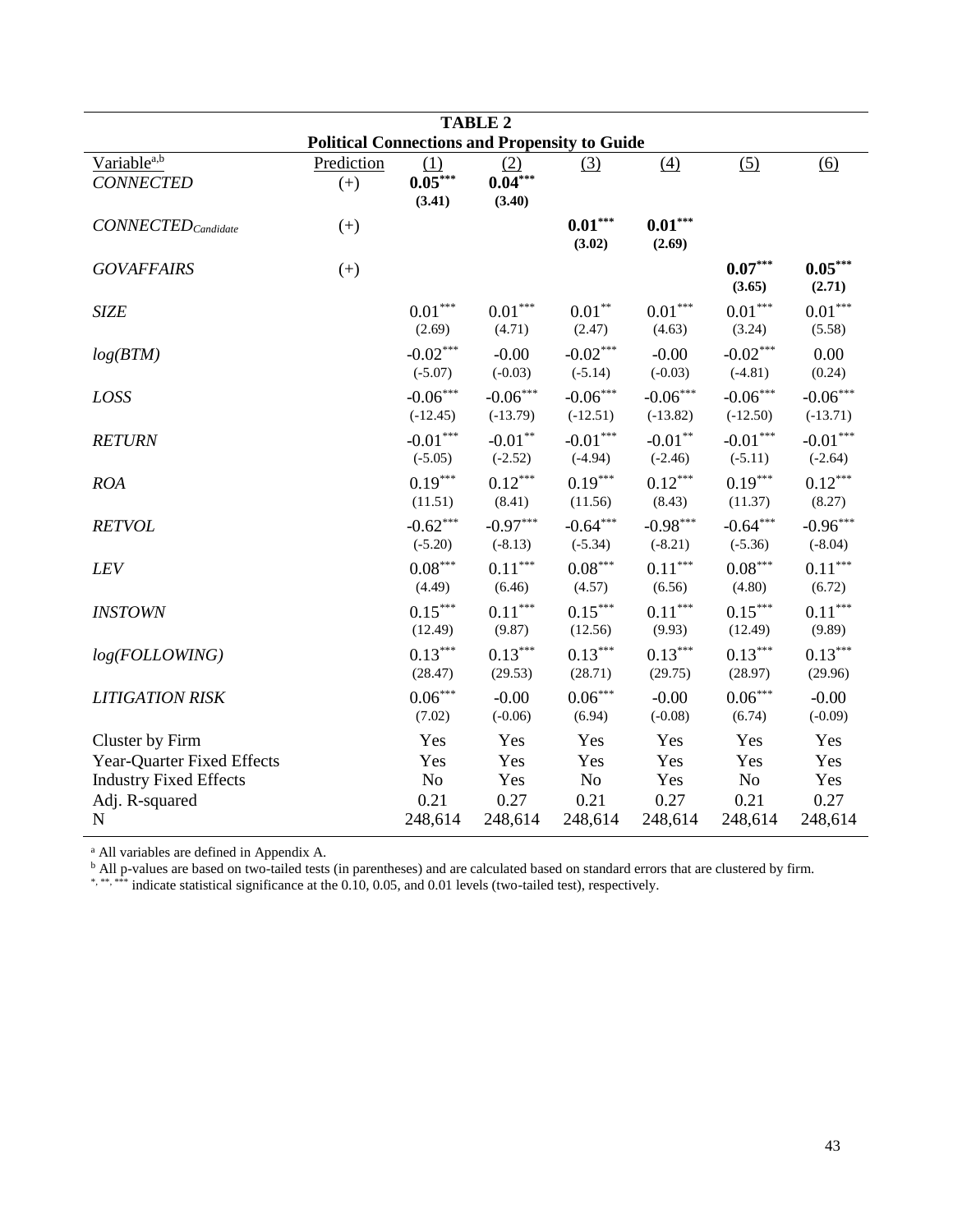**TABLE 2**

**Political Connections and Propensity to Guide**

| Variable[a,b] | Prediction | (1) | (2) | (3) | (4) | (5) | (6) |
|---|---|---|---|---|---|---|---|
| *CONNECTED* | (+) | **0.05*****<br>**(3.41)** | **0.04*****<br>**(3.40)** | | | | |
| $CONNECTED_{Candidate}$ | (+) | | | **0.01*****<br>**(3.02)** | **0.01*****<br>**(2.69)** | | |
| *GOVAFFAIRS* | (+) | | | | | **0.07*****<br>**(3.65)** | **0.05*****<br>**(2.71)** |
| *SIZE* | | 0.01***<br>(2.69) | 0.01***<br>(4.71) | 0.01**<br>(2.47) | 0.01***<br>(4.63) | 0.01***<br>(3.24) | 0.01***<br>(5.58) |
| *log(BTM)* | | -0.02***<br>(-5.07) | -0.00<br>(-0.03) | -0.02***<br>(-5.14) | -0.00<br>(-0.03) | -0.02***<br>(-4.81) | 0.00<br>(0.24) |
| *LOSS* | | -0.06***<br>(-12.45) | -0.06***<br>(-13.79) | -0.06***<br>(-12.51) | -0.06***<br>(-13.82) | -0.06***<br>(-12.50) | -0.06***<br>(-13.71) |
| *RETURN* | | -0.01***<br>(-5.05) | -0.01**<br>(-2.52) | -0.01***<br>(-4.94) | -0.01**<br>(-2.46) | -0.01***<br>(-5.11) | -0.01***<br>(-2.64) |
| *ROA* | | 0.19***<br>(11.51) | 0.12***<br>(8.41) | 0.19***<br>(11.56) | 0.12***<br>(8.43) | 0.19***<br>(11.37) | 0.12***<br>(8.27) |
| *RETVOL* | | -0.62***<br>(-5.20) | -0.97***<br>(-8.13) | -0.64***<br>(-5.34) | -0.98***<br>(-8.21) | -0.64***<br>(-5.36) | -0.96***<br>(-8.04) |
| *LEV* | | 0.08***<br>(4.49) | 0.11***<br>(6.46) | 0.08***<br>(4.57) | 0.11***<br>(6.56) | 0.08***<br>(4.80) | 0.11***<br>(6.72) |
| *INSTOWN* | | 0.15***<br>(12.49) | 0.11***<br>(9.87) | 0.15***<br>(12.56) | 0.11***<br>(9.93) | 0.15***<br>(12.49) | 0.11***<br>(9.89) |
| *log(FOLLOWING)* | | 0.13***<br>(28.47) | 0.13***<br>(29.53) | 0.13***<br>(28.71) | 0.13***<br>(29.75) | 0.13***<br>(28.97) | 0.13***<br>(29.96) |
| *LITIGATION RISK* | | 0.06***<br>(7.02) | -0.00<br>(-0.06) | 0.06***<br>(6.94) | -0.00<br>(-0.08) | 0.06***<br>(6.74) | -0.00<br>(-0.09) |
| Cluster by Firm | | Yes | Yes | Yes | Yes | Yes | Yes |
| Year-Quarter Fixed Effects | | Yes | Yes | Yes | Yes | Yes | Yes |
| Industry Fixed Effects | | No | Yes | No | Yes | No | Yes |
| Adj. R-squared | | 0.21 | 0.27 | 0.21 | 0.27 | 0.21 | 0.27 |
| N | | 248,614 | 248,614 | 248,614 | 248,614 | 248,614 | 248,614 |

[a] All variables are defined in Appendix A.

[b] All p-values are based on two-tailed tests (in parentheses) and are calculated based on standard errors that are clustered by firm.

*, **, *** indicate statistical significance at the 0.10, 0.05, and 0.01 levels (two-tailed test), respectively.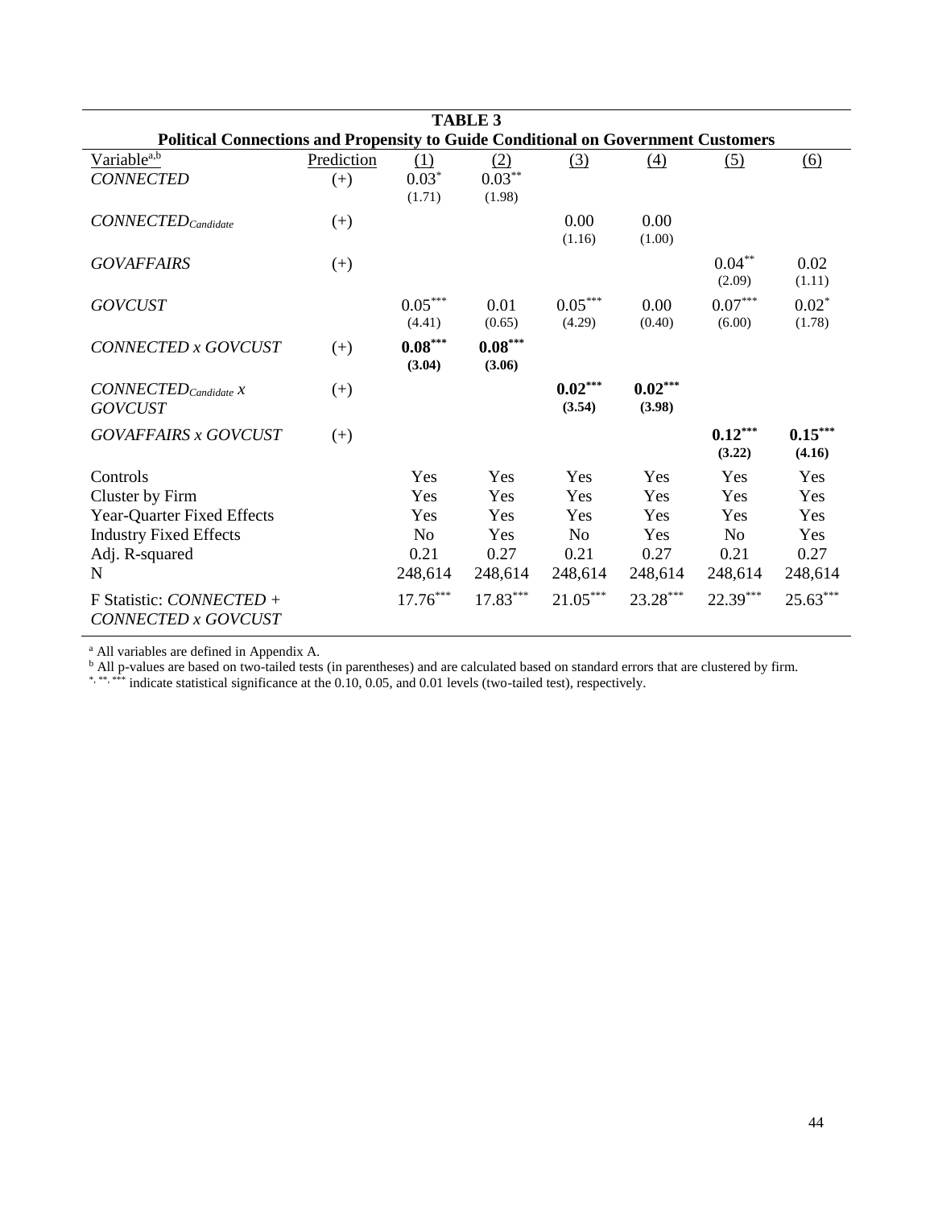**TABLE 3**

**Political Connections and Propensity to Guide Conditional on Government Customers**

| Variable[a,b] | Prediction | (1) | (2) | (3) | (4) | (5) | (6) |
|---|---|---|---|---|---|---|---|
| *CONNECTED* | (+) | 0.03* | 0.03** | | | | |
| | | (1.71) | (1.98) | | | | |
| *CONNECTED<sub>Candidate</sub>* | (+) | | | 0.00 | 0.00 | | |
| | | | | (1.16) | (1.00) | | |
| *GOVAFFAIRS* | (+) | | | | | 0.04** | 0.02 |
| | | | | | | (2.09) | (1.11) |
| *GOVCUST* | | 0.05*** | 0.01 | 0.05*** | 0.00 | 0.07*** | 0.02* |
| | | (4.41) | (0.65) | (4.29) | (0.40) | (6.00) | (1.78) |
| *CONNECTED x GOVCUST* | (+) | **0.08*** ** | **0.08*** ** | | | | |
| | | **(3.04)** | **(3.06)** | | | | |
| *CONNECTED<sub>Candidate</sub> x GOVCUST* | (+) | | | **0.02*** ** | **0.02*** ** | | |
| | | | | **(3.54)** | **(3.98)** | | |
| *GOVAFFAIRS x GOVCUST* | (+) | | | | | **0.12*** ** | **0.15*** ** |
| | | | | | | **(3.22)** | **(4.16)** |
| Controls | | Yes | Yes | Yes | Yes | Yes | Yes |
| Cluster by Firm | | Yes | Yes | Yes | Yes | Yes | Yes |
| Year-Quarter Fixed Effects | | Yes | Yes | Yes | Yes | Yes | Yes |
| Industry Fixed Effects | | No | Yes | No | Yes | No | Yes |
| Adj. R-squared | | 0.21 | 0.27 | 0.21 | 0.27 | 0.21 | 0.27 |
| N | | 248,614 | 248,614 | 248,614 | 248,614 | 248,614 | 248,614 |
| F Statistic: *CONNECTED + CONNECTED x GOVCUST* | | 17.76*** | 17.83*** | 21.05*** | 23.28*** | 22.39*** | 25.63*** |

[a] All variables are defined in Appendix A.

[b] All p-values are based on two-tailed tests (in parentheses) and are calculated based on standard errors that are clustered by firm.

*, **, *** indicate statistical significance at the 0.10, 0.05, and 0.01 levels (two-tailed test), respectively.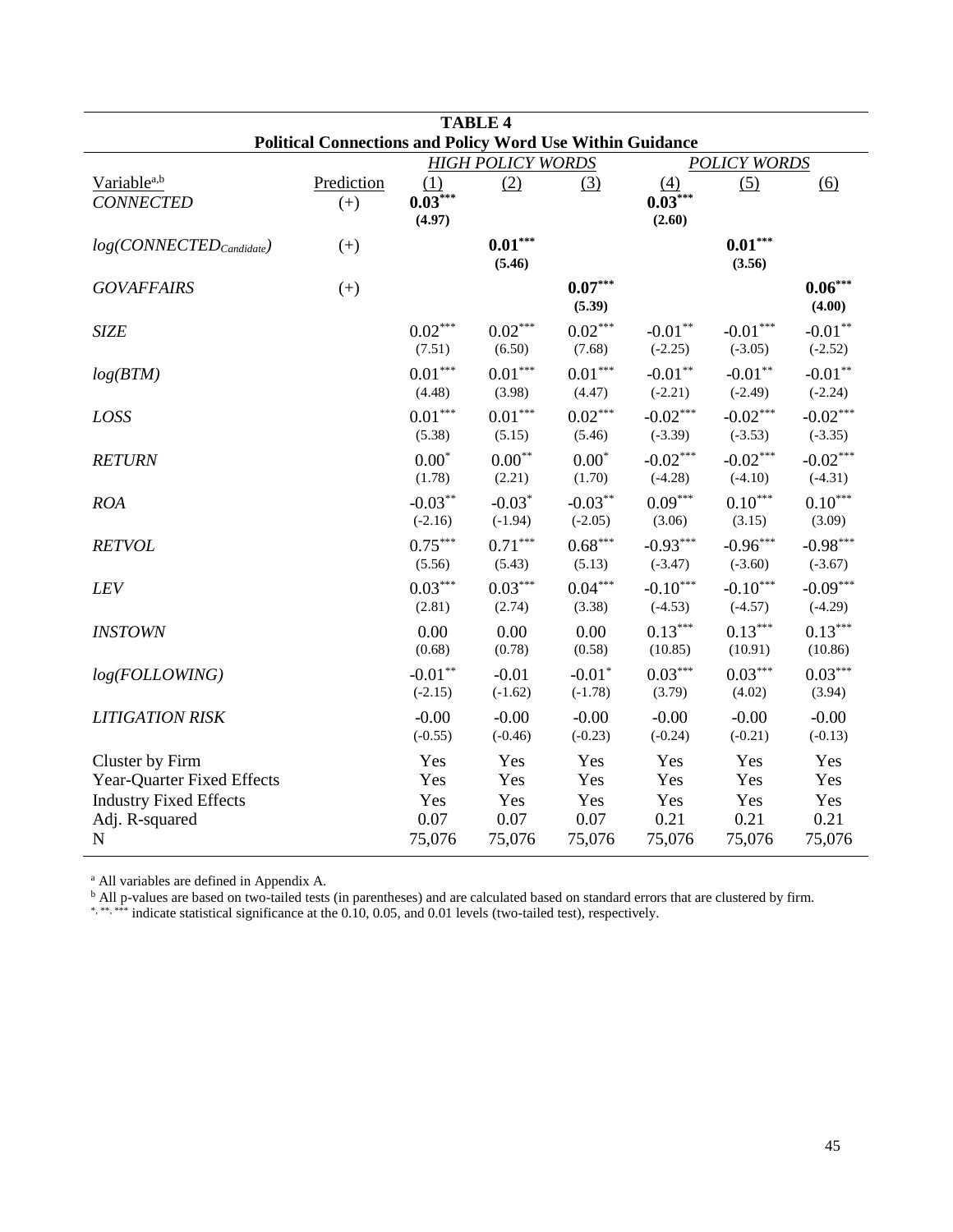**TABLE 4**

**Political Connections and Policy Word Use Within Guidance**

| Variable[a,b] | Prediction | *HIGH POLICY WORDS* (1) | (2) | (3) | *POLICY WORDS* (4) | (5) | (6) |
|---|---|---|---|---|---|---|---|
| *CONNECTED* | (+) | **0.03\*\*\*** | | | **0.03\*\*\*** | | |
| | | **(4.97)** | | | **(2.60)** | | |
| *log(CONNECTED$_{Candidate}$)* | (+) | | **0.01\*\*\*** | | | **0.01\*\*\*** | |
| | | | **(5.46)** | | | **(3.56)** | |
| *GOVAFFAIRS* | (+) | | | **0.07\*\*\*** | | | **0.06\*\*\*** |
| | | | | **(5.39)** | | | **(4.00)** |
| *SIZE* | | 0.02\*\*\* | 0.02\*\*\* | 0.02\*\*\* | -0.01\*\* | -0.01\*\*\* | -0.01\*\* |
| | | (7.51) | (6.50) | (7.68) | (-2.25) | (-3.05) | (-2.52) |
| *log(BTM)* | | 0.01\*\*\* | 0.01\*\*\* | 0.01\*\*\* | -0.01\*\* | -0.01\*\* | -0.01\*\* |
| | | (4.48) | (3.98) | (4.47) | (-2.21) | (-2.49) | (-2.24) |
| *LOSS* | | 0.01\*\*\* | 0.01\*\*\* | 0.02\*\*\* | -0.02\*\*\* | -0.02\*\*\* | -0.02\*\*\* |
| | | (5.38) | (5.15) | (5.46) | (-3.39) | (-3.53) | (-3.35) |
| *RETURN* | | 0.00\* | 0.00\*\* | 0.00\* | -0.02\*\*\* | -0.02\*\*\* | -0.02\*\*\* |
| | | (1.78) | (2.21) | (1.70) | (-4.28) | (-4.10) | (-4.31) |
| *ROA* | | -0.03\*\* | -0.03\* | -0.03\*\* | 0.09\*\*\* | 0.10\*\*\* | 0.10\*\*\* |
| | | (-2.16) | (-1.94) | (-2.05) | (3.06) | (3.15) | (3.09) |
| *RETVOL* | | 0.75\*\*\* | 0.71\*\*\* | 0.68\*\*\* | -0.93\*\*\* | -0.96\*\*\* | -0.98\*\*\* |
| | | (5.56) | (5.43) | (5.13) | (-3.47) | (-3.60) | (-3.67) |
| *LEV* | | 0.03\*\*\* | 0.03\*\*\* | 0.04\*\*\* | -0.10\*\*\* | -0.10\*\*\* | -0.09\*\*\* |
| | | (2.81) | (2.74) | (3.38) | (-4.53) | (-4.57) | (-4.29) |
| *INSTOWN* | | 0.00 | 0.00 | 0.00 | 0.13\*\*\* | 0.13\*\*\* | 0.13\*\*\* |
| | | (0.68) | (0.78) | (0.58) | (10.85) | (10.91) | (10.86) |
| *log(FOLLOWING)* | | -0.01\*\* | -0.01 | -0.01\* | 0.03\*\*\* | 0.03\*\*\* | 0.03\*\*\* |
| | | (-2.15) | (-1.62) | (-1.78) | (3.79) | (4.02) | (3.94) |
| *LITIGATION RISK* | | -0.00 | -0.00 | -0.00 | -0.00 | -0.00 | -0.00 |
| | | (-0.55) | (-0.46) | (-0.23) | (-0.24) | (-0.21) | (-0.13) |
| Cluster by Firm | | Yes | Yes | Yes | Yes | Yes | Yes |
| Year-Quarter Fixed Effects | | Yes | Yes | Yes | Yes | Yes | Yes |
| Industry Fixed Effects | | Yes | Yes | Yes | Yes | Yes | Yes |
| Adj. R-squared | | 0.07 | 0.07 | 0.07 | 0.21 | 0.21 | 0.21 |
| N | | 75,076 | 75,076 | 75,076 | 75,076 | 75,076 | 75,076 |

[a] All variables are defined in Appendix A.

[b] All p-values are based on two-tailed tests (in parentheses) and are calculated based on standard errors that are clustered by firm.

\*, \*\*, \*\*\* indicate statistical significance at the 0.10, 0.05, and 0.01 levels (two-tailed test), respectively.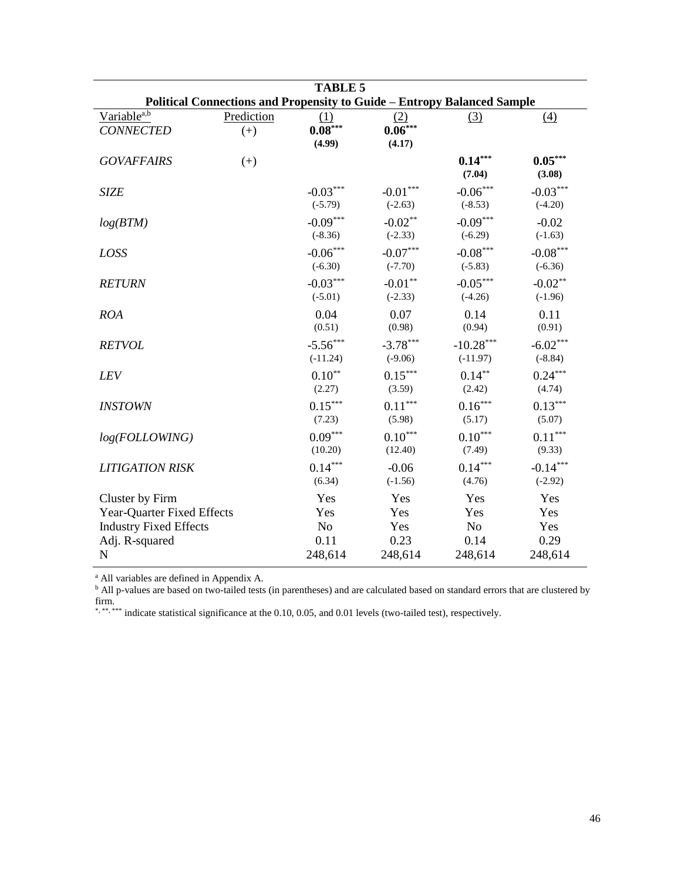**TABLE 5**

**Political Connections and Propensity to Guide – Entropy Balanced Sample**

| Variable[a,b] | Prediction | (1) | (2) | (3) | (4) |
|---|---|---|---|---|---|
| *CONNECTED* | (+) | **0.08\*\*\*** | **0.06\*\*\*** | | |
| | | **(4.99)** | **(4.17)** | | |
| *GOVAFFAIRS* | (+) | | | **0.14\*\*\*** | **0.05\*\*\*** |
| | | | | **(7.04)** | **(3.08)** |
| *SIZE* | | -0.03\*\*\* | -0.01\*\*\* | -0.06\*\*\* | -0.03\*\*\* |
| | | (-5.79) | (-2.63) | (-8.53) | (-4.20) |
| *log(BTM)* | | -0.09\*\*\* | -0.02\*\* | -0.09\*\*\* | -0.02 |
| | | (-8.36) | (-2.33) | (-6.29) | (-1.63) |
| *LOSS* | | -0.06\*\*\* | -0.07\*\*\* | -0.08\*\*\* | -0.08\*\*\* |
| | | (-6.30) | (-7.70) | (-5.83) | (-6.36) |
| *RETURN* | | -0.03\*\*\* | -0.01\*\* | -0.05\*\*\* | -0.02\*\* |
| | | (-5.01) | (-2.33) | (-4.26) | (-1.96) |
| *ROA* | | 0.04 | 0.07 | 0.14 | 0.11 |
| | | (0.51) | (0.98) | (0.94) | (0.91) |
| *RETVOL* | | -5.56\*\*\* | -3.78\*\*\* | -10.28\*\*\* | -6.02\*\*\* |
| | | (-11.24) | (-9.06) | (-11.97) | (-8.84) |
| *LEV* | | 0.10\*\* | 0.15\*\*\* | 0.14\*\* | 0.24\*\*\* |
| | | (2.27) | (3.59) | (2.42) | (4.74) |
| *INSTOWN* | | 0.15\*\*\* | 0.11\*\*\* | 0.16\*\*\* | 0.13\*\*\* |
| | | (7.23) | (5.98) | (5.17) | (5.07) |
| *log(FOLLOWING)* | | 0.09\*\*\* | 0.10\*\*\* | 0.10\*\*\* | 0.11\*\*\* |
| | | (10.20) | (12.40) | (7.49) | (9.33) |
| *LITIGATION RISK* | | 0.14\*\*\* | -0.06 | 0.14\*\*\* | -0.14\*\*\* |
| | | (6.34) | (-1.56) | (4.76) | (-2.92) |
| Cluster by Firm | | Yes | Yes | Yes | Yes |
| Year-Quarter Fixed Effects | | Yes | Yes | Yes | Yes |
| Industry Fixed Effects | | No | Yes | No | Yes |
| Adj. R-squared | | 0.11 | 0.23 | 0.14 | 0.29 |
| N | | 248,614 | 248,614 | 248,614 | 248,614 |

[a] All variables are defined in Appendix A.

[b] All p-values are based on two-tailed tests (in parentheses) and are calculated based on standard errors that are clustered by firm.

\*, \*\*, \*\*\* indicate statistical significance at the 0.10, 0.05, and 0.01 levels (two-tailed test), respectively.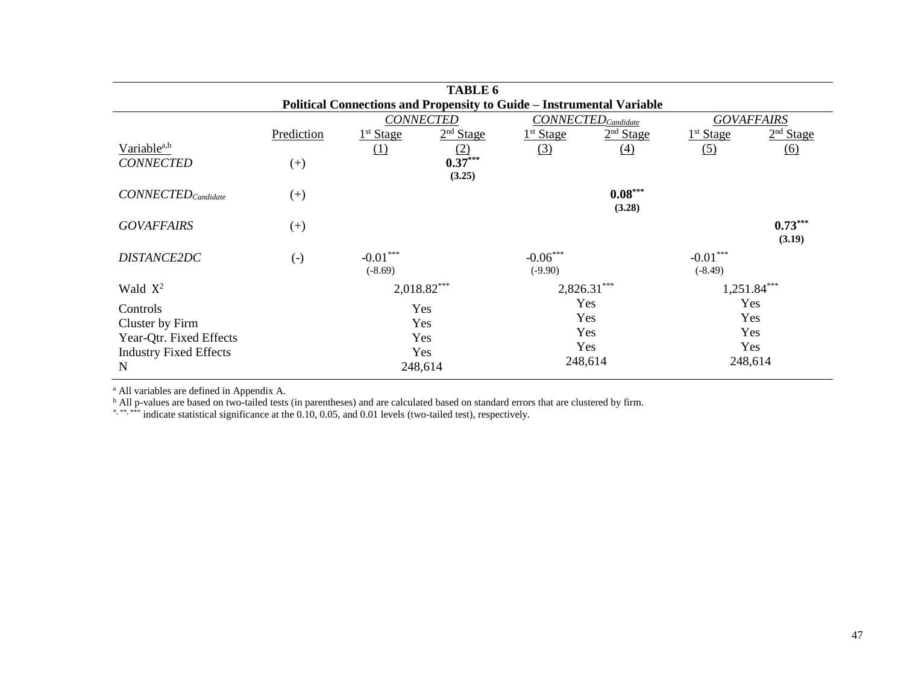**TABLE 6**

**Political Connections and Propensity to Guide – Instrumental Variable**

| Variable[a,b] | Prediction | *CONNECTED* 1st Stage (1) | *CONNECTED* 2nd Stage (2) | $CONNECTED_{Candidate}$ 1st Stage (3) | $CONNECTED_{Candidate}$ 2nd Stage (4) | *GOVAFFAIRS* 1st Stage (5) | *GOVAFFAIRS* 2nd Stage (6) |
|---|---|---|---|---|---|---|---|
| *CONNECTED* | (+) | | **0.37\*\*\*** **(3.25)** | | | | |
| $CONNECTED_{Candidate}$ | (+) | | | | **0.08\*\*\*** **(3.28)** | | |
| *GOVAFFAIRS* | (+) | | | | | | **0.73\*\*\*** **(3.19)** |
| *DISTANCE2DC* | (-) | -0.01\*\*\* (-8.69) | | -0.06\*\*\* (-9.90) | | -0.01\*\*\* (-8.49) | |
| Wald $X^2$ | | 2,018.82\*\*\* | | 2,826.31\*\*\* | | 1,251.84\*\*\* | |
| Controls | | Yes | | Yes | | Yes | |
| Cluster by Firm | | Yes | | Yes | | Yes | |
| Year-Qtr. Fixed Effects | | Yes | | Yes | | Yes | |
| Industry Fixed Effects | | Yes | | Yes | | Yes | |
| N | | 248,614 | | 248,614 | | 248,614 | |

[a] All variables are defined in Appendix A.
[b] All p-values are based on two-tailed tests (in parentheses) and are calculated based on standard errors that are clustered by firm.
\*, \*\*, \*\*\* indicate statistical significance at the 0.10, 0.05, and 0.01 levels (two-tailed test), respectively.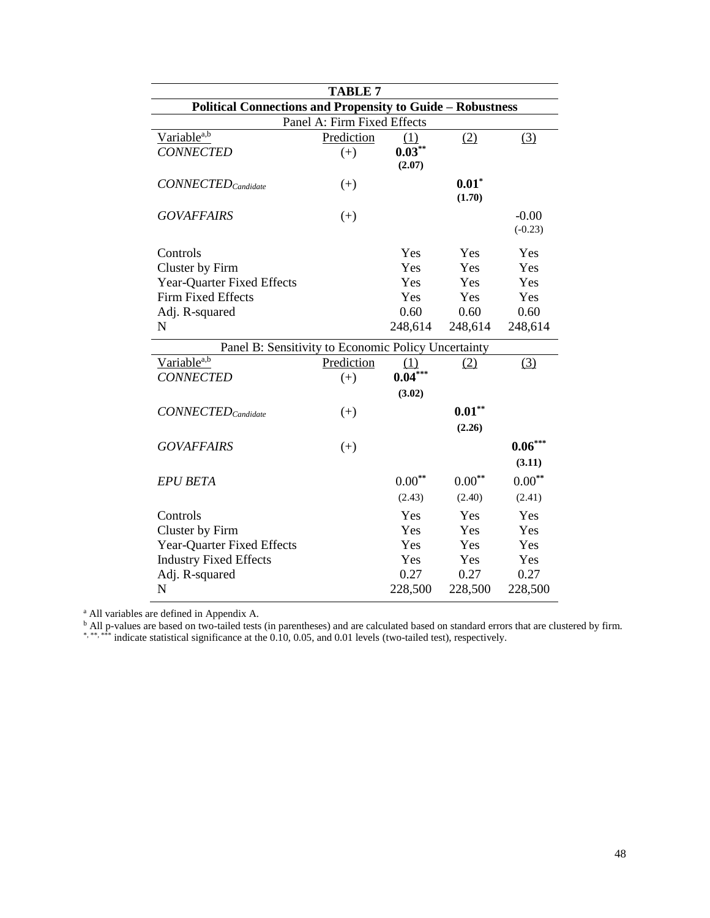**TABLE 7**

**Political Connections and Propensity to Guide – Robustness**

Panel A: Firm Fixed Effects

| Variable[a,b] | Prediction | (1) | (2) | (3) |
|---|---|---|---|---|
| *CONNECTED* | (+) | **0.03**\*\* | | |
| | | **(2.07)** | | |
| $CONNECTED_{Candidate}$ | (+) | | **0.01**\* | |
| | | | **(1.70)** | |
| *GOVAFFAIRS* | (+) | | | -0.00 |
| | | | | (-0.23) |
| Controls | | Yes | Yes | Yes |
| Cluster by Firm | | Yes | Yes | Yes |
| Year-Quarter Fixed Effects | | Yes | Yes | Yes |
| Firm Fixed Effects | | Yes | Yes | Yes |
| Adj. R-squared | | 0.60 | 0.60 | 0.60 |
| N | | 248,614 | 248,614 | 248,614 |

Panel B: Sensitivity to Economic Policy Uncertainty

| Variable[a,b] | Prediction | (1) | (2) | (3) |
|---|---|---|---|---|
| *CONNECTED* | (+) | **0.04**\*\*\* | | |
| | | **(3.02)** | | |
| $CONNECTED_{Candidate}$ | (+) | | **0.01**\*\* | |
| | | | **(2.26)** | |
| *GOVAFFAIRS* | (+) | | | **0.06**\*\*\* |
| | | | | **(3.11)** |
| *EPU BETA* | | 0.00\*\* | 0.00\*\* | 0.00\*\* |
| | | (2.43) | (2.40) | (2.41) |
| Controls | | Yes | Yes | Yes |
| Cluster by Firm | | Yes | Yes | Yes |
| Year-Quarter Fixed Effects | | Yes | Yes | Yes |
| Industry Fixed Effects | | Yes | Yes | Yes |
| Adj. R-squared | | 0.27 | 0.27 | 0.27 |
| N | | 228,500 | 228,500 | 228,500 |

[a] All variables are defined in Appendix A.

[b] All p-values are based on two-tailed tests (in parentheses) and are calculated based on standard errors that are clustered by firm.

\*, \*\*, \*\*\* indicate statistical significance at the 0.10, 0.05, and 0.01 levels (two-tailed test), respectively.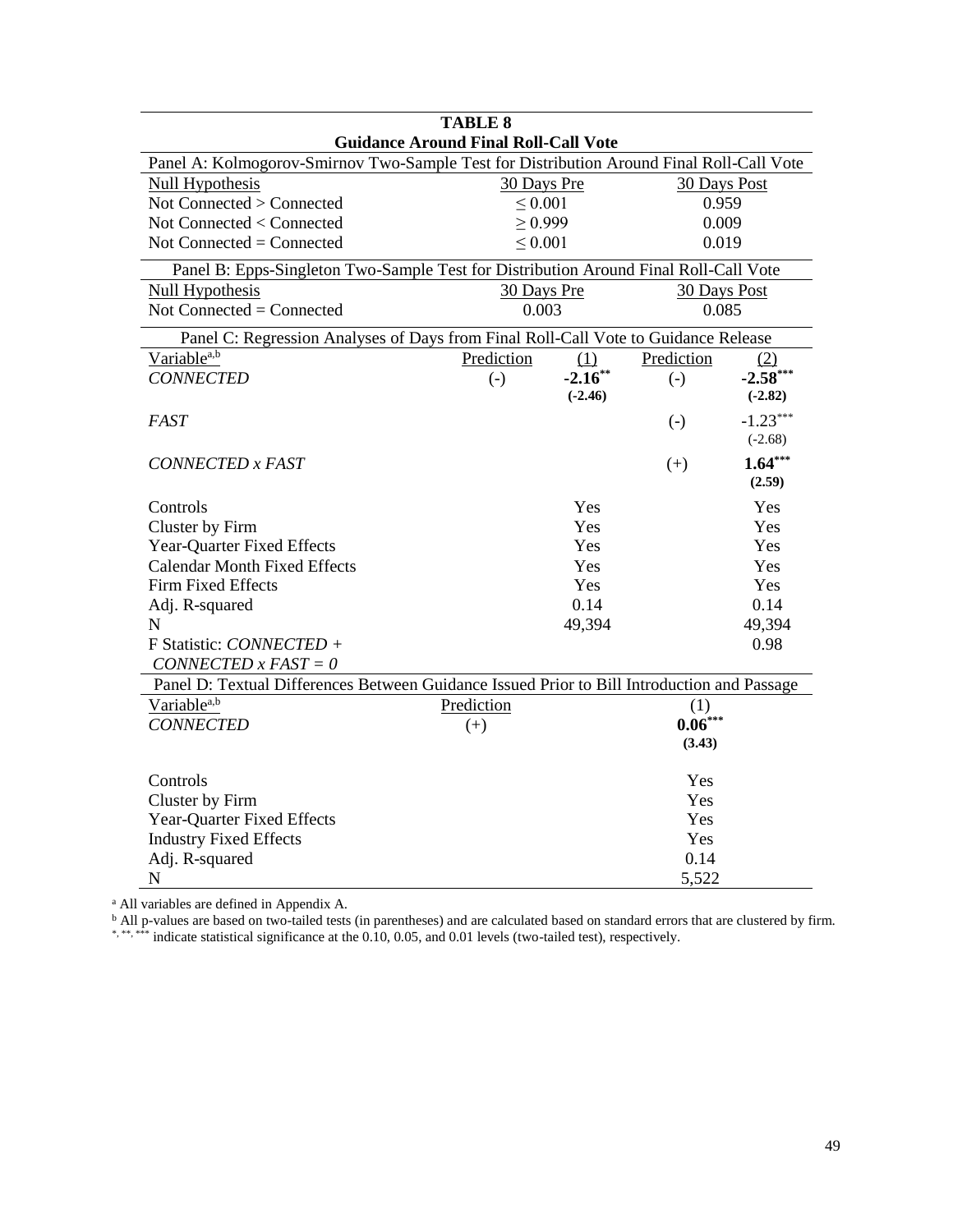**TABLE 8**
**Guidance Around Final Roll-Call Vote**

Panel A: Kolmogorov-Smirnov Two-Sample Test for Distribution Around Final Roll-Call Vote

| Null Hypothesis | 30 Days Pre | 30 Days Post |
|---|---|---|
| Not Connected > Connected | ≤ 0.001 | 0.959 |
| Not Connected < Connected | ≥ 0.999 | 0.009 |
| Not Connected = Connected | ≤ 0.001 | 0.019 |

Panel B: Epps-Singleton Two-Sample Test for Distribution Around Final Roll-Call Vote

| Null Hypothesis | 30 Days Pre | 30 Days Post |
|---|---|---|
| Not Connected = Connected | 0.003 | 0.085 |

Panel C: Regression Analyses of Days from Final Roll-Call Vote to Guidance Release

| Variable[a,b] | Prediction | (1) | Prediction | (2) |
|---|---|---|---|---|
| *CONNECTED* | (-) | **-2.16**** <br> **(-2.46)** | (-) | **-2.58***** <br> **(-2.82)** |
| *FAST* | | | (-) | -1.23*** <br> (-2.68) |
| *CONNECTED x FAST* | | | (+) | **1.64***** <br> **(2.59)** |
| Controls | | Yes | | Yes |
| Cluster by Firm | | Yes | | Yes |
| Year-Quarter Fixed Effects | | Yes | | Yes |
| Calendar Month Fixed Effects | | Yes | | Yes |
| Firm Fixed Effects | | Yes | | Yes |
| Adj. R-squared | | 0.14 | | 0.14 |
| N | | 49,394 | | 49,394 |
| F Statistic: *CONNECTED + CONNECTED x FAST = 0* | | | | 0.98 |

Panel D: Textual Differences Between Guidance Issued Prior to Bill Introduction and Passage

| Variable[a,b] | Prediction | (1) |
|---|---|---|
| *CONNECTED* | (+) | **0.06***** <br> **(3.43)** |
| Controls | | Yes |
| Cluster by Firm | | Yes |
| Year-Quarter Fixed Effects | | Yes |
| Industry Fixed Effects | | Yes |
| Adj. R-squared | | 0.14 |
| N | | 5,522 |

[a] All variables are defined in Appendix A.
[b] All p-values are based on two-tailed tests (in parentheses) and are calculated based on standard errors that are clustered by firm.
*, **, *** indicate statistical significance at the 0.10, 0.05, and 0.01 levels (two-tailed test), respectively.